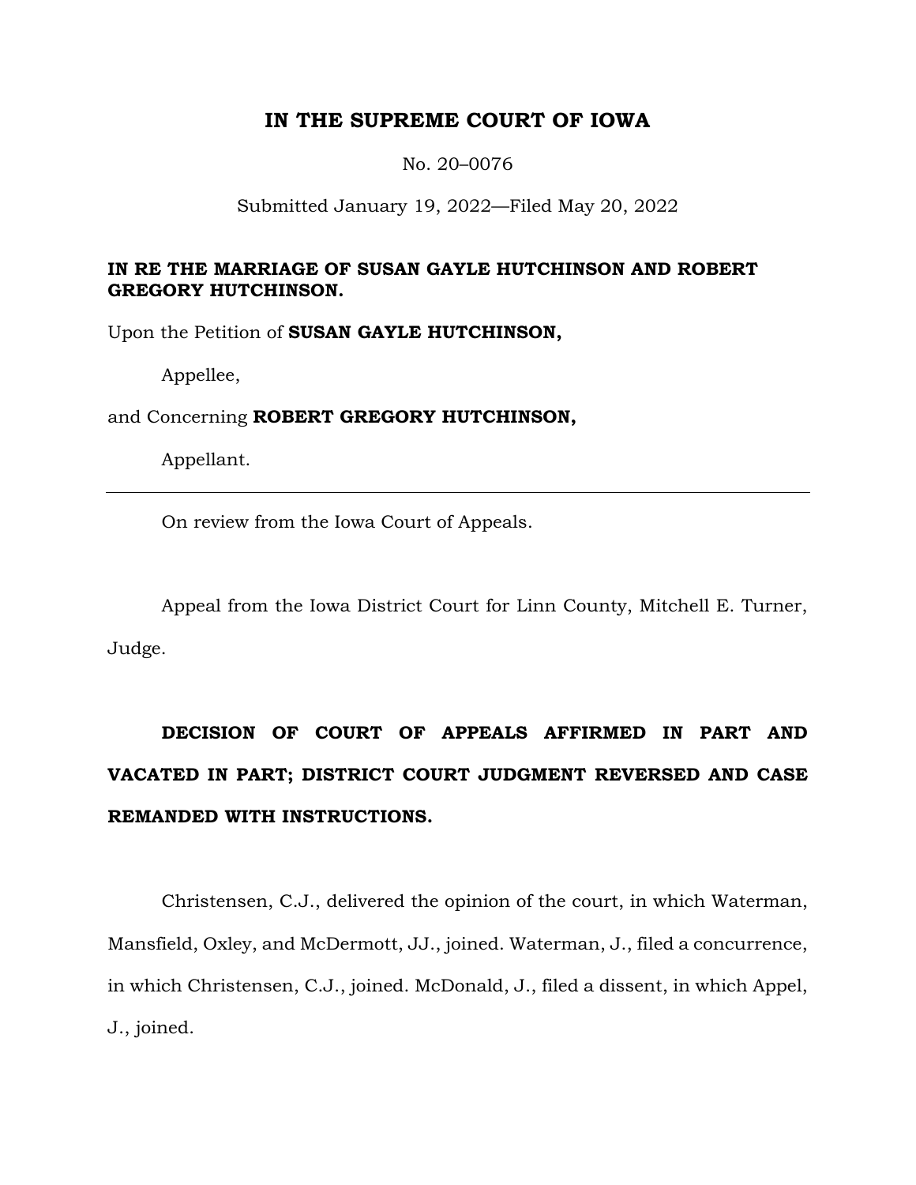# IN THE SUPREME COURT OF IOWA

No. 20–0076

Submitted January 19, 2022—Filed May 20, 2022

**IN RE THE MARRIAGE OF SUSAN GAYLE HUTCHINSON AND ROBERT GREGORY HUTCHINSON.**

Upon the Petition of **SUSAN GAYLE HUTCHINSON,**

Appellee,

and Concerning **ROBERT GREGORY HUTCHINSON,**

Appellant.

---

On review from the Iowa Court of Appeals.

Appeal from the Iowa District Court for Linn County, Mitchell E. Turner, Judge.

**DECISION OF COURT OF APPEALS AFFIRMED IN PART AND VACATED IN PART; DISTRICT COURT JUDGMENT REVERSED AND CASE REMANDED WITH INSTRUCTIONS.**

Christensen, C.J., delivered the opinion of the court, in which Waterman, Mansfield, Oxley, and McDermott, JJ., joined. Waterman, J., filed a concurrence, in which Christensen, C.J., joined. McDonald, J., filed a dissent, in which Appel, J., joined.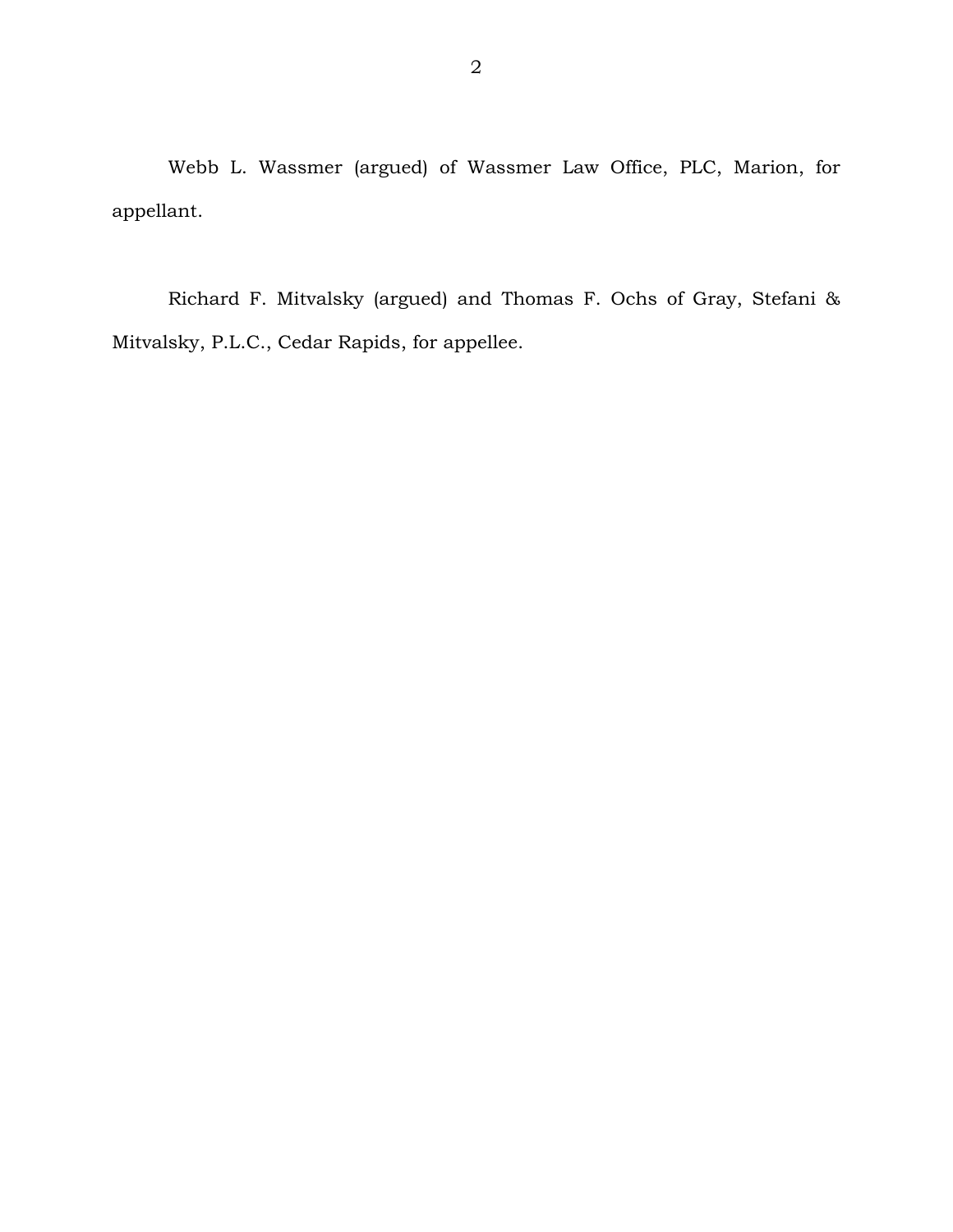Webb L. Wassmer (argued) of Wassmer Law Office, PLC, Marion, for appellant.

Richard F. Mitvalsky (argued) and Thomas F. Ochs of Gray, Stefani & Mitvalsky, P.L.C., Cedar Rapids, for appellee.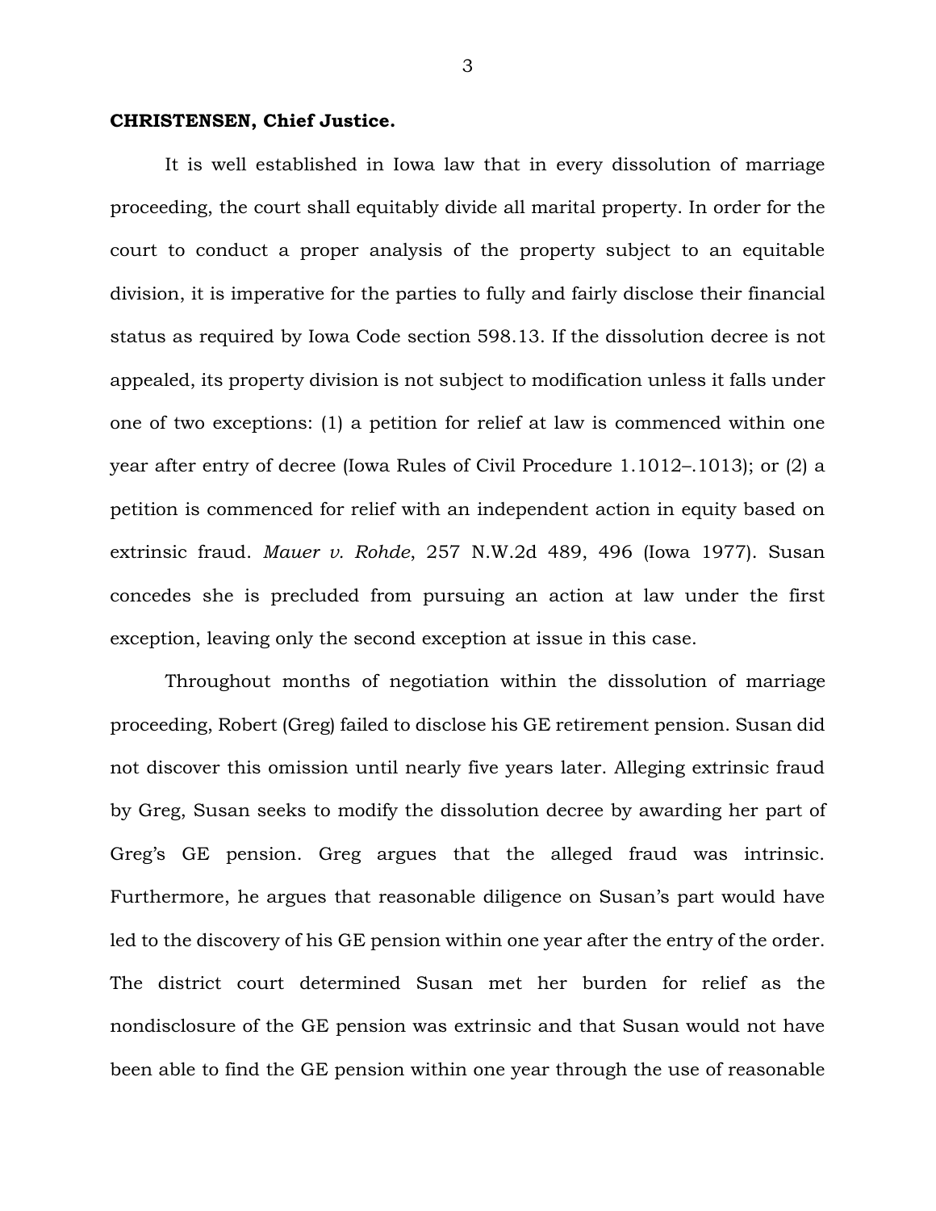**CHRISTENSEN, Chief Justice.**

It is well established in Iowa law that in every dissolution of marriage proceeding, the court shall equitably divide all marital property. In order for the court to conduct a proper analysis of the property subject to an equitable division, it is imperative for the parties to fully and fairly disclose their financial status as required by Iowa Code section 598.13. If the dissolution decree is not appealed, its property division is not subject to modification unless it falls under one of two exceptions: (1) a petition for relief at law is commenced within one year after entry of decree (Iowa Rules of Civil Procedure 1.1012–.1013); or (2) a petition is commenced for relief with an independent action in equity based on extrinsic fraud. *Mauer v. Rohde*, 257 N.W.2d 489, 496 (Iowa 1977). Susan concedes she is precluded from pursuing an action at law under the first exception, leaving only the second exception at issue in this case.

Throughout months of negotiation within the dissolution of marriage proceeding, Robert (Greg) failed to disclose his GE retirement pension. Susan did not discover this omission until nearly five years later. Alleging extrinsic fraud by Greg, Susan seeks to modify the dissolution decree by awarding her part of Greg's GE pension. Greg argues that the alleged fraud was intrinsic. Furthermore, he argues that reasonable diligence on Susan's part would have led to the discovery of his GE pension within one year after the entry of the order. The district court determined Susan met her burden for relief as the nondisclosure of the GE pension was extrinsic and that Susan would not have been able to find the GE pension within one year through the use of reasonable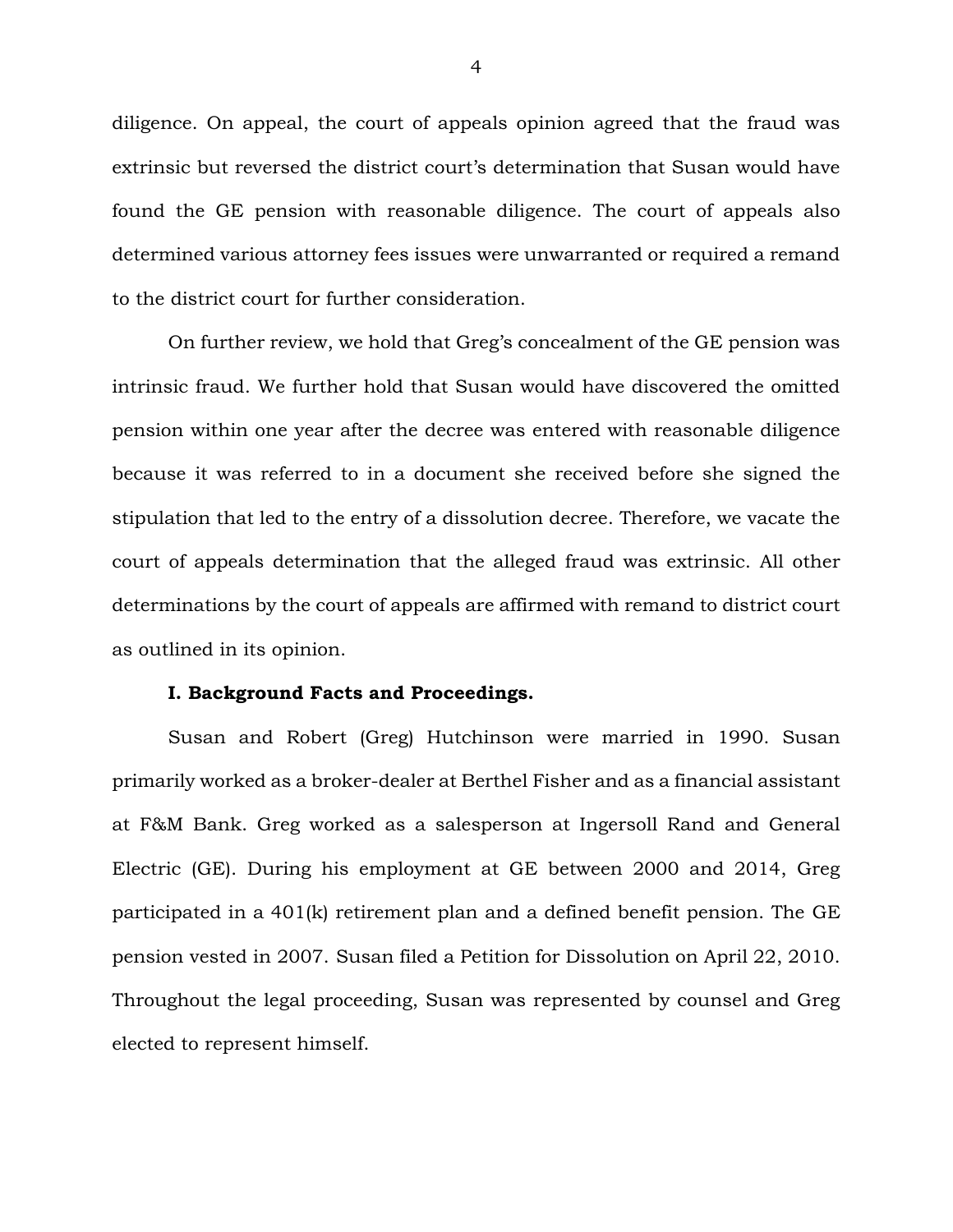diligence. On appeal, the court of appeals opinion agreed that the fraud was extrinsic but reversed the district court's determination that Susan would have found the GE pension with reasonable diligence. The court of appeals also determined various attorney fees issues were unwarranted or required a remand to the district court for further consideration.

On further review, we hold that Greg's concealment of the GE pension was intrinsic fraud. We further hold that Susan would have discovered the omitted pension within one year after the decree was entered with reasonable diligence because it was referred to in a document she received before she signed the stipulation that led to the entry of a dissolution decree. Therefore, we vacate the court of appeals determination that the alleged fraud was extrinsic. All other determinations by the court of appeals are affirmed with remand to district court as outlined in its opinion.

**I. Background Facts and Proceedings.**

Susan and Robert (Greg) Hutchinson were married in 1990. Susan primarily worked as a broker-dealer at Berthel Fisher and as a financial assistant at F&M Bank. Greg worked as a salesperson at Ingersoll Rand and General Electric (GE). During his employment at GE between 2000 and 2014, Greg participated in a 401(k) retirement plan and a defined benefit pension. The GE pension vested in 2007. Susan filed a Petition for Dissolution on April 22, 2010. Throughout the legal proceeding, Susan was represented by counsel and Greg elected to represent himself.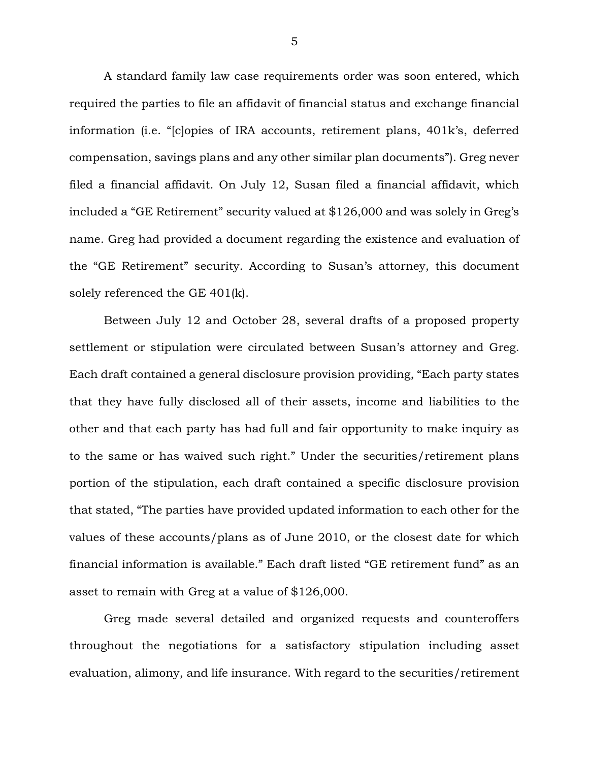A standard family law case requirements order was soon entered, which required the parties to file an affidavit of financial status and exchange financial information (i.e. "[c]opies of IRA accounts, retirement plans, 401k's, deferred compensation, savings plans and any other similar plan documents"). Greg never filed a financial affidavit. On July 12, Susan filed a financial affidavit, which included a "GE Retirement" security valued at $126,000 and was solely in Greg's name. Greg had provided a document regarding the existence and evaluation of the "GE Retirement" security. According to Susan's attorney, this document solely referenced the GE 401(k).

Between July 12 and October 28, several drafts of a proposed property settlement or stipulation were circulated between Susan's attorney and Greg. Each draft contained a general disclosure provision providing, "Each party states that they have fully disclosed all of their assets, income and liabilities to the other and that each party has had full and fair opportunity to make inquiry as to the same or has waived such right." Under the securities/retirement plans portion of the stipulation, each draft contained a specific disclosure provision that stated, "The parties have provided updated information to each other for the values of these accounts/plans as of June 2010, or the closest date for which financial information is available." Each draft listed "GE retirement fund" as an asset to remain with Greg at a value of $126,000.

Greg made several detailed and organized requests and counteroffers throughout the negotiations for a satisfactory stipulation including asset evaluation, alimony, and life insurance. With regard to the securities/retirement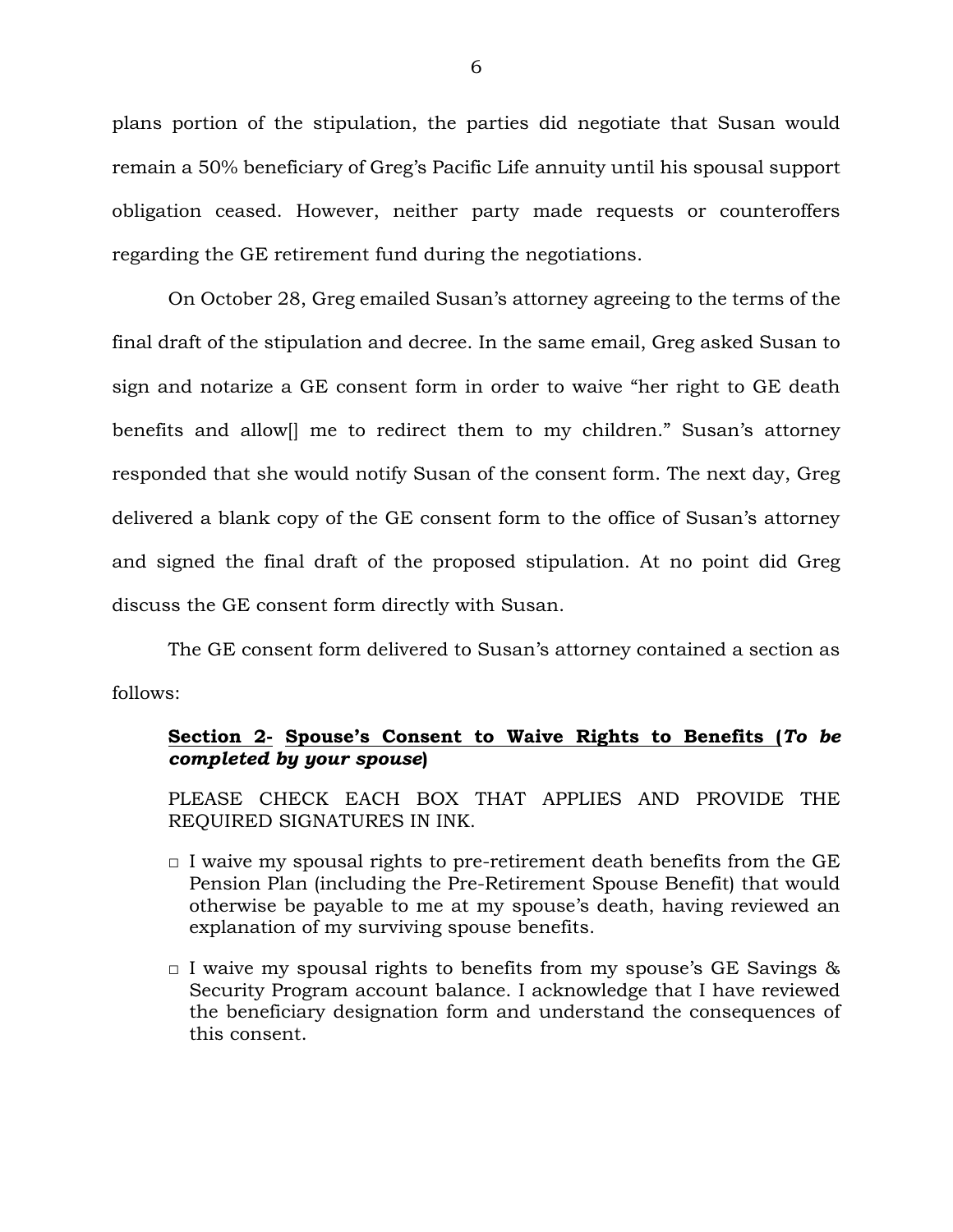plans portion of the stipulation, the parties did negotiate that Susan would remain a 50% beneficiary of Greg's Pacific Life annuity until his spousal support obligation ceased. However, neither party made requests or counteroffers regarding the GE retirement fund during the negotiations.

On October 28, Greg emailed Susan's attorney agreeing to the terms of the final draft of the stipulation and decree. In the same email, Greg asked Susan to sign and notarize a GE consent form in order to waive "her right to GE death benefits and allow[] me to redirect them to my children." Susan's attorney responded that she would notify Susan of the consent form. The next day, Greg delivered a blank copy of the GE consent form to the office of Susan's attorney and signed the final draft of the proposed stipulation. At no point did Greg discuss the GE consent form directly with Susan.

The GE consent form delivered to Susan's attorney contained a section as follows:

> **Section 2- Spouse's Consent to Waive Rights to Benefits (*To be completed by your spouse*)**
>
> PLEASE CHECK EACH BOX THAT APPLIES AND PROVIDE THE REQUIRED SIGNATURES IN INK.
>
> □ I waive my spousal rights to pre-retirement death benefits from the GE Pension Plan (including the Pre-Retirement Spouse Benefit) that would otherwise be payable to me at my spouse's death, having reviewed an explanation of my surviving spouse benefits.
>
> □ I waive my spousal rights to benefits from my spouse's GE Savings & Security Program account balance. I acknowledge that I have reviewed the beneficiary designation form and understand the consequences of this consent.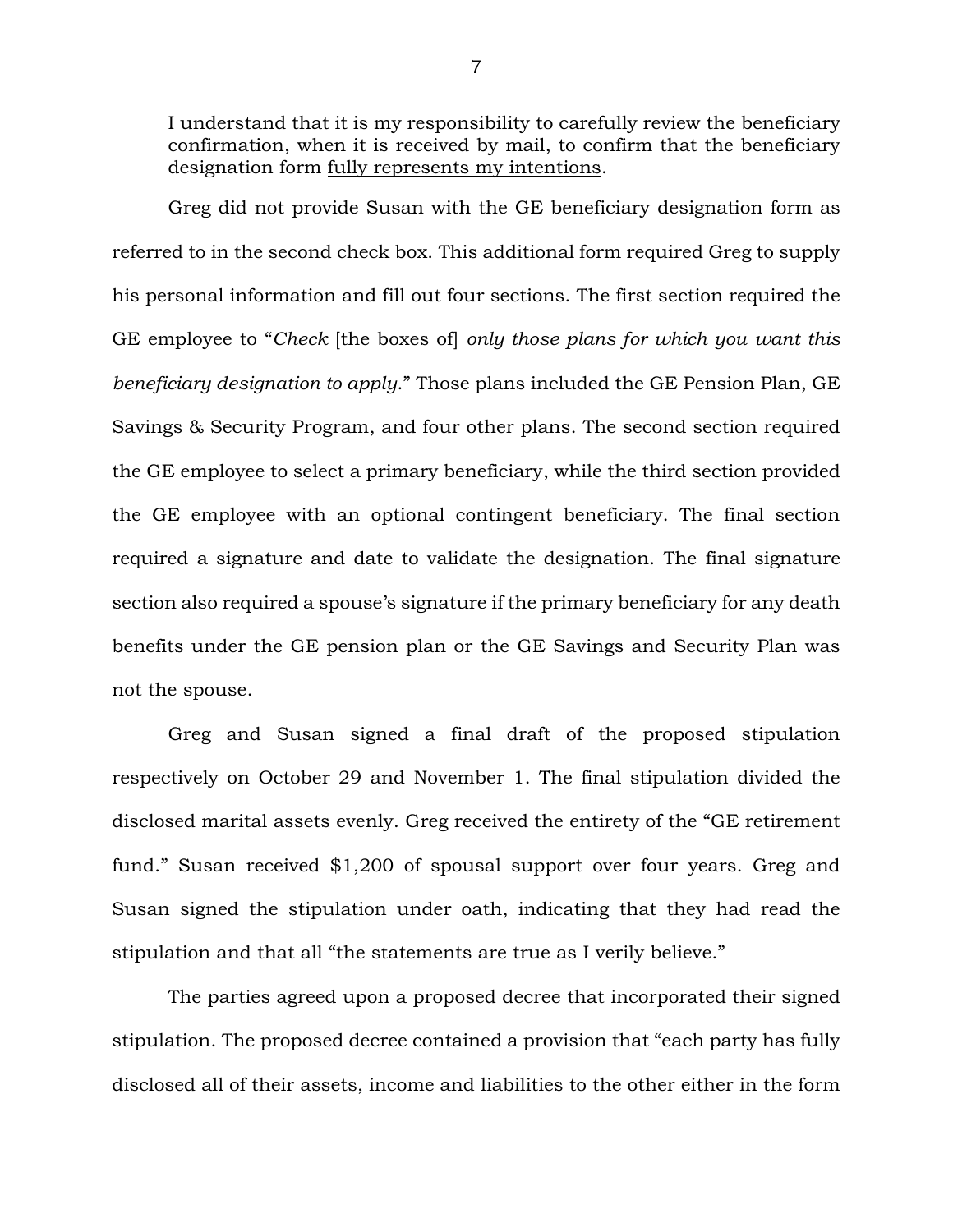> I understand that it is my responsibility to carefully review the beneficiary confirmation, when it is received by mail, to confirm that the beneficiary designation form fully represents my intentions.

Greg did not provide Susan with the GE beneficiary designation form as referred to in the second check box. This additional form required Greg to supply his personal information and fill out four sections. The first section required the GE employee to "*Check* [the boxes of] *only those plans for which you want this beneficiary designation to apply*." Those plans included the GE Pension Plan, GE Savings & Security Program, and four other plans. The second section required the GE employee to select a primary beneficiary, while the third section provided the GE employee with an optional contingent beneficiary. The final section required a signature and date to validate the designation. The final signature section also required a spouse's signature if the primary beneficiary for any death benefits under the GE pension plan or the GE Savings and Security Plan was not the spouse.

Greg and Susan signed a final draft of the proposed stipulation respectively on October 29 and November 1. The final stipulation divided the disclosed marital assets evenly. Greg received the entirety of the "GE retirement fund." Susan received $1,200 of spousal support over four years. Greg and Susan signed the stipulation under oath, indicating that they had read the stipulation and that all "the statements are true as I verily believe."

The parties agreed upon a proposed decree that incorporated their signed stipulation. The proposed decree contained a provision that "each party has fully disclosed all of their assets, income and liabilities to the other either in the form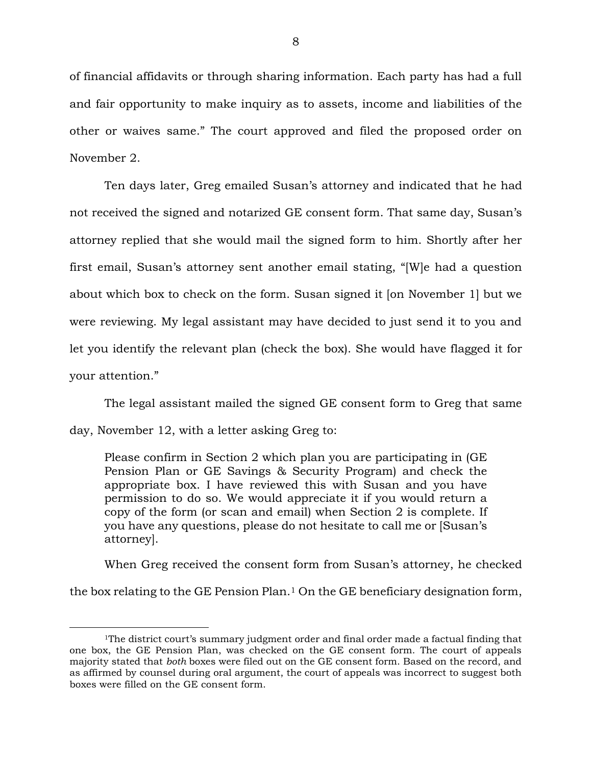of financial affidavits or through sharing information. Each party has had a full and fair opportunity to make inquiry as to assets, income and liabilities of the other or waives same." The court approved and filed the proposed order on November 2.

Ten days later, Greg emailed Susan's attorney and indicated that he had not received the signed and notarized GE consent form. That same day, Susan's attorney replied that she would mail the signed form to him. Shortly after her first email, Susan's attorney sent another email stating, "[W]e had a question about which box to check on the form. Susan signed it [on November 1] but we were reviewing. My legal assistant may have decided to just send it to you and let you identify the relevant plan (check the box). She would have flagged it for your attention."

The legal assistant mailed the signed GE consent form to Greg that same day, November 12, with a letter asking Greg to:

> Please confirm in Section 2 which plan you are participating in (GE Pension Plan or GE Savings & Security Program) and check the appropriate box. I have reviewed this with Susan and you have permission to do so. We would appreciate it if you would return a copy of the form (or scan and email) when Section 2 is complete. If you have any questions, please do not hesitate to call me or [Susan's attorney].

When Greg received the consent form from Susan's attorney, he checked the box relating to the GE Pension Plan.[1] On the GE beneficiary designation form,

---

[1]The district court's summary judgment order and final order made a factual finding that one box, the GE Pension Plan, was checked on the GE consent form. The court of appeals majority stated that *both* boxes were filed out on the GE consent form. Based on the record, and as affirmed by counsel during oral argument, the court of appeals was incorrect to suggest both boxes were filled on the GE consent form.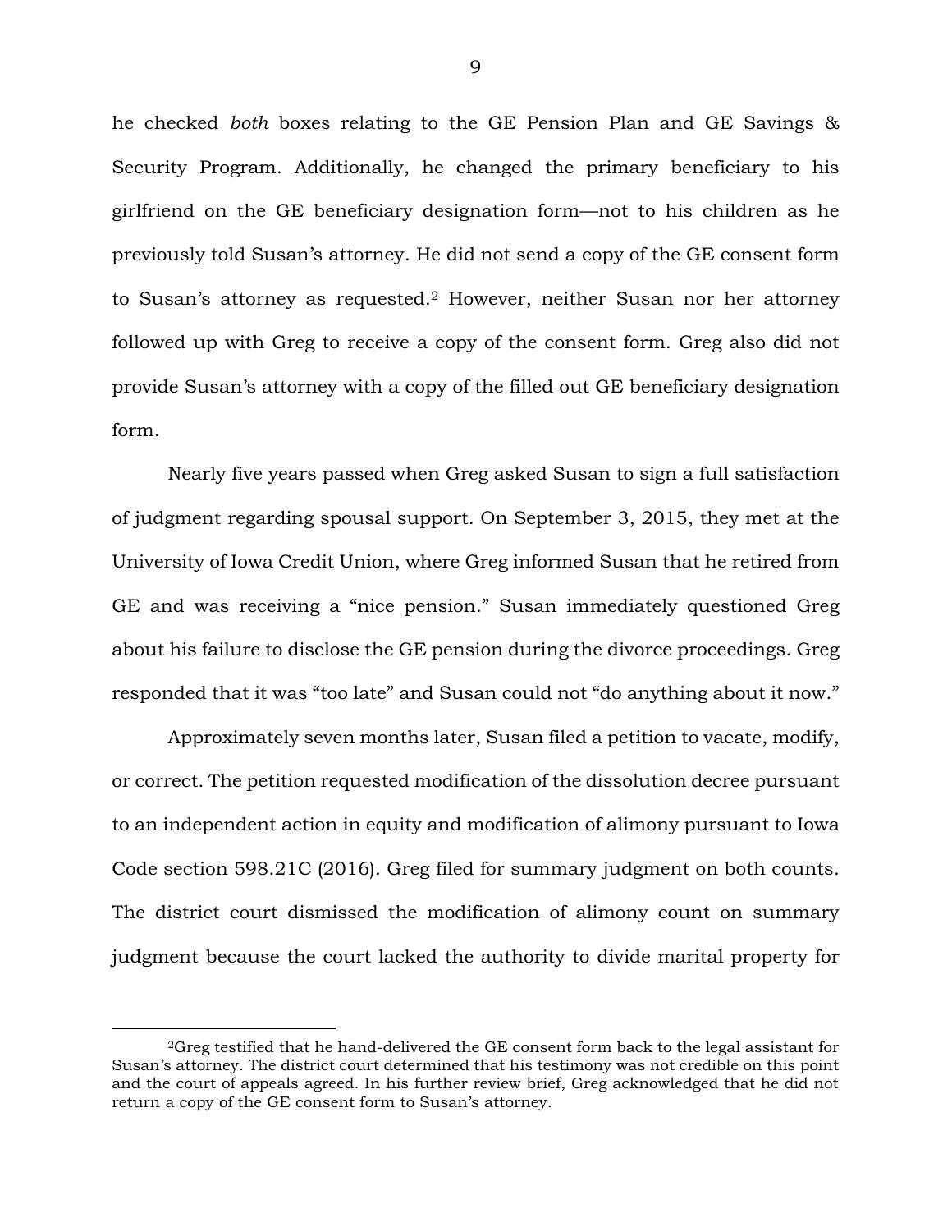he checked *both* boxes relating to the GE Pension Plan and GE Savings & Security Program. Additionally, he changed the primary beneficiary to his girlfriend on the GE beneficiary designation form—not to his children as he previously told Susan's attorney. He did not send a copy of the GE consent form to Susan's attorney as requested.[2] However, neither Susan nor her attorney followed up with Greg to receive a copy of the consent form. Greg also did not provide Susan's attorney with a copy of the filled out GE beneficiary designation form.

Nearly five years passed when Greg asked Susan to sign a full satisfaction of judgment regarding spousal support. On September 3, 2015, they met at the University of Iowa Credit Union, where Greg informed Susan that he retired from GE and was receiving a "nice pension." Susan immediately questioned Greg about his failure to disclose the GE pension during the divorce proceedings. Greg responded that it was "too late" and Susan could not "do anything about it now."

Approximately seven months later, Susan filed a petition to vacate, modify, or correct. The petition requested modification of the dissolution decree pursuant to an independent action in equity and modification of alimony pursuant to Iowa Code section 598.21C (2016). Greg filed for summary judgment on both counts. The district court dismissed the modification of alimony count on summary judgment because the court lacked the authority to divide marital property for

---

[2]Greg testified that he hand-delivered the GE consent form back to the legal assistant for Susan's attorney. The district court determined that his testimony was not credible on this point and the court of appeals agreed. In his further review brief, Greg acknowledged that he did not return a copy of the GE consent form to Susan's attorney.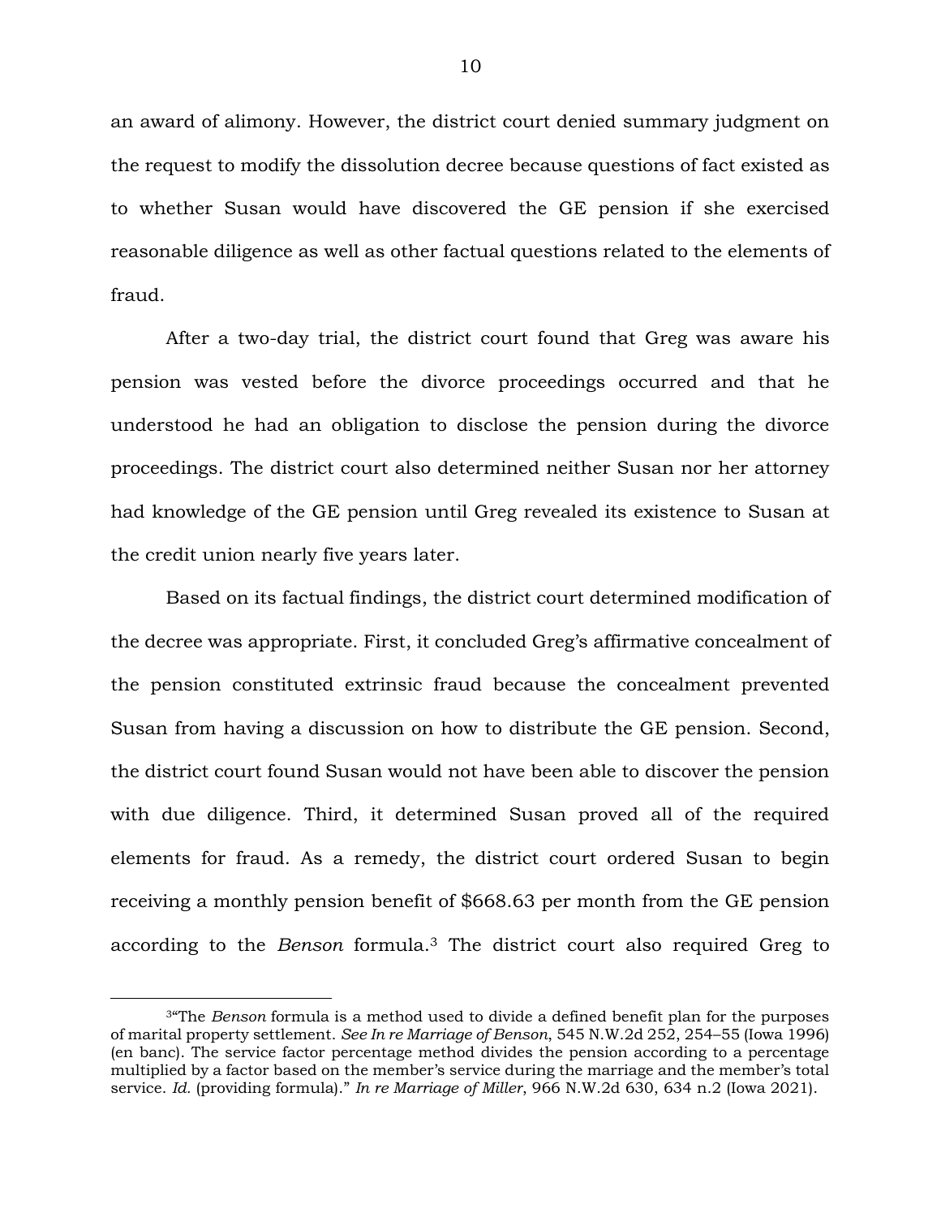an award of alimony. However, the district court denied summary judgment on the request to modify the dissolution decree because questions of fact existed as to whether Susan would have discovered the GE pension if she exercised reasonable diligence as well as other factual questions related to the elements of fraud.

After a two-day trial, the district court found that Greg was aware his pension was vested before the divorce proceedings occurred and that he understood he had an obligation to disclose the pension during the divorce proceedings. The district court also determined neither Susan nor her attorney had knowledge of the GE pension until Greg revealed its existence to Susan at the credit union nearly five years later.

Based on its factual findings, the district court determined modification of the decree was appropriate. First, it concluded Greg's affirmative concealment of the pension constituted extrinsic fraud because the concealment prevented Susan from having a discussion on how to distribute the GE pension. Second, the district court found Susan would not have been able to discover the pension with due diligence. Third, it determined Susan proved all of the required elements for fraud. As a remedy, the district court ordered Susan to begin receiving a monthly pension benefit of $668.63 per month from the GE pension according to the *Benson* formula.[3] The district court also required Greg to

---

[3]"The *Benson* formula is a method used to divide a defined benefit plan for the purposes of marital property settlement. *See In re Marriage of Benson*, 545 N.W.2d 252, 254–55 (Iowa 1996) (en banc). The service factor percentage method divides the pension according to a percentage multiplied by a factor based on the member's service during the marriage and the member's total service. *Id.* (providing formula)." *In re Marriage of Miller*, 966 N.W.2d 630, 634 n.2 (Iowa 2021).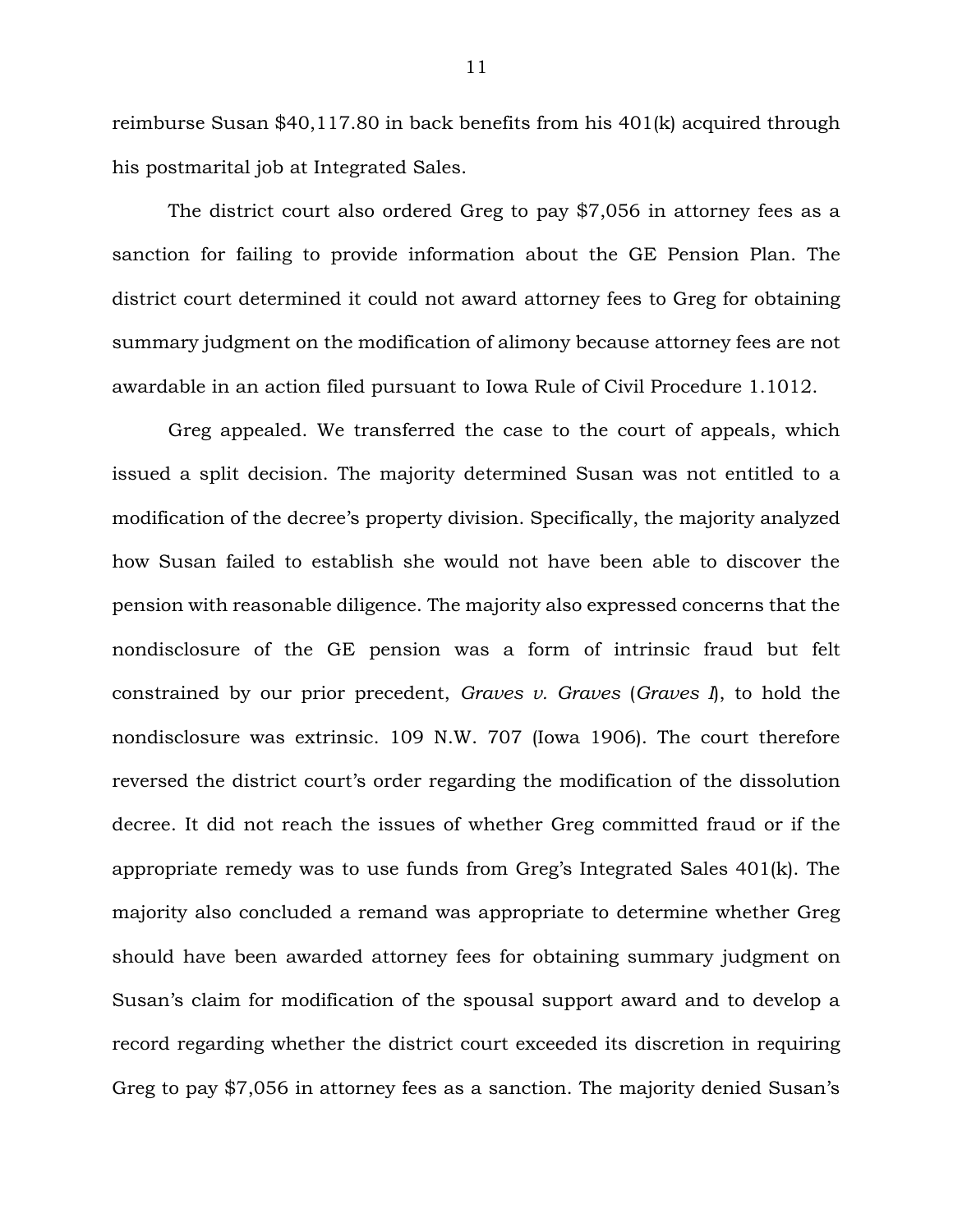reimburse Susan $40,117.80 in back benefits from his 401(k) acquired through his postmarital job at Integrated Sales.

The district court also ordered Greg to pay $7,056 in attorney fees as a sanction for failing to provide information about the GE Pension Plan. The district court determined it could not award attorney fees to Greg for obtaining summary judgment on the modification of alimony because attorney fees are not awardable in an action filed pursuant to Iowa Rule of Civil Procedure 1.1012.

Greg appealed. We transferred the case to the court of appeals, which issued a split decision. The majority determined Susan was not entitled to a modification of the decree's property division. Specifically, the majority analyzed how Susan failed to establish she would not have been able to discover the pension with reasonable diligence. The majority also expressed concerns that the nondisclosure of the GE pension was a form of intrinsic fraud but felt constrained by our prior precedent, *Graves v. Graves* (*Graves I*), to hold the nondisclosure was extrinsic. 109 N.W. 707 (Iowa 1906). The court therefore reversed the district court's order regarding the modification of the dissolution decree. It did not reach the issues of whether Greg committed fraud or if the appropriate remedy was to use funds from Greg's Integrated Sales 401(k). The majority also concluded a remand was appropriate to determine whether Greg should have been awarded attorney fees for obtaining summary judgment on Susan's claim for modification of the spousal support award and to develop a record regarding whether the district court exceeded its discretion in requiring Greg to pay $7,056 in attorney fees as a sanction. The majority denied Susan's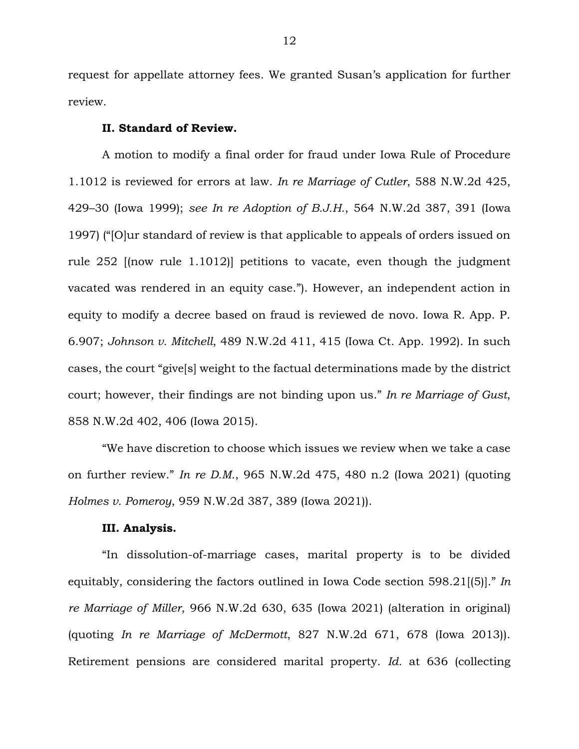request for appellate attorney fees. We granted Susan's application for further review.

### II. Standard of Review.

A motion to modify a final order for fraud under Iowa Rule of Procedure 1.1012 is reviewed for errors at law. *In re Marriage of Cutler*, 588 N.W.2d 425, 429–30 (Iowa 1999); *see In re Adoption of B.J.H.*, 564 N.W.2d 387, 391 (Iowa 1997) ("[O]ur standard of review is that applicable to appeals of orders issued on rule 252 [(now rule 1.1012)] petitions to vacate, even though the judgment vacated was rendered in an equity case."). However, an independent action in equity to modify a decree based on fraud is reviewed de novo. Iowa R. App. P. 6.907; *Johnson v. Mitchell*, 489 N.W.2d 411, 415 (Iowa Ct. App. 1992). In such cases, the court "give[s] weight to the factual determinations made by the district court; however, their findings are not binding upon us." *In re Marriage of Gust*, 858 N.W.2d 402, 406 (Iowa 2015).

"We have discretion to choose which issues we review when we take a case on further review." *In re D.M.*, 965 N.W.2d 475, 480 n.2 (Iowa 2021) (quoting *Holmes v. Pomeroy*, 959 N.W.2d 387, 389 (Iowa 2021)).

### III. Analysis.

"In dissolution-of-marriage cases, marital property is to be divided equitably, considering the factors outlined in Iowa Code section 598.21[(5)]." *In re Marriage of Miller*, 966 N.W.2d 630, 635 (Iowa 2021) (alteration in original) (quoting *In re Marriage of McDermott*, 827 N.W.2d 671, 678 (Iowa 2013)). Retirement pensions are considered marital property. *Id.* at 636 (collecting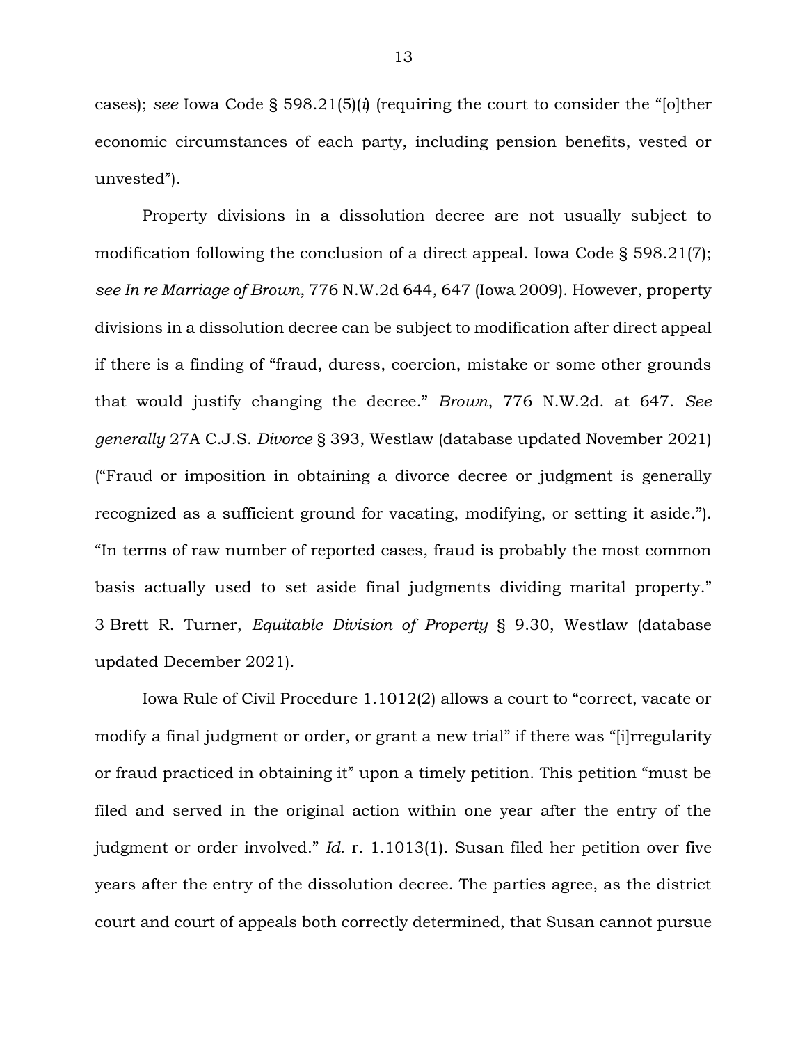cases); *see* Iowa Code § 598.21(5)(*i*) (requiring the court to consider the "[o]ther economic circumstances of each party, including pension benefits, vested or unvested").

Property divisions in a dissolution decree are not usually subject to modification following the conclusion of a direct appeal. Iowa Code § 598.21(7); *see In re Marriage of Brown*, 776 N.W.2d 644, 647 (Iowa 2009). However, property divisions in a dissolution decree can be subject to modification after direct appeal if there is a finding of "fraud, duress, coercion, mistake or some other grounds that would justify changing the decree." *Brown*, 776 N.W.2d. at 647. *See generally* 27A C.J.S. *Divorce* § 393, Westlaw (database updated November 2021) ("Fraud or imposition in obtaining a divorce decree or judgment is generally recognized as a sufficient ground for vacating, modifying, or setting it aside."). "In terms of raw number of reported cases, fraud is probably the most common basis actually used to set aside final judgments dividing marital property." 3 Brett R. Turner, *Equitable Division of Property* § 9.30, Westlaw (database updated December 2021).

Iowa Rule of Civil Procedure 1.1012(2) allows a court to "correct, vacate or modify a final judgment or order, or grant a new trial" if there was "[i]rregularity or fraud practiced in obtaining it" upon a timely petition. This petition "must be filed and served in the original action within one year after the entry of the judgment or order involved." *Id.* r. 1.1013(1). Susan filed her petition over five years after the entry of the dissolution decree. The parties agree, as the district court and court of appeals both correctly determined, that Susan cannot pursue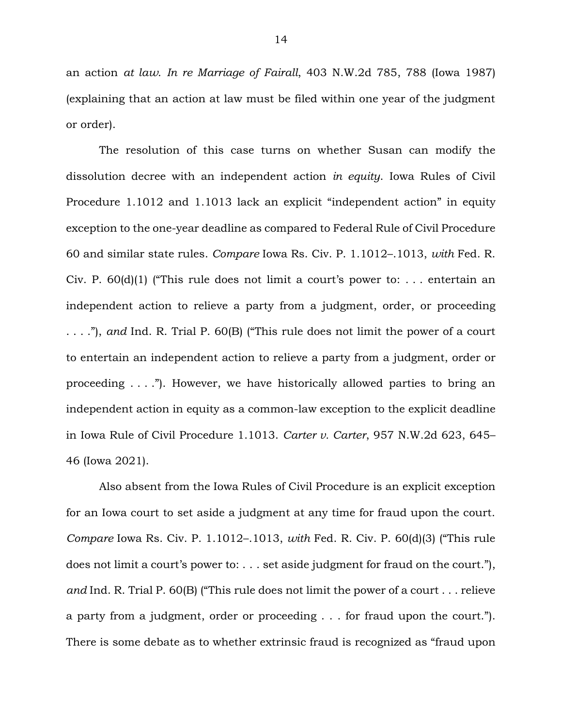an action *at law*. *In re Marriage of Fairall*, 403 N.W.2d 785, 788 (Iowa 1987) (explaining that an action at law must be filed within one year of the judgment or order).

The resolution of this case turns on whether Susan can modify the dissolution decree with an independent action *in equity*. Iowa Rules of Civil Procedure 1.1012 and 1.1013 lack an explicit "independent action" in equity exception to the one-year deadline as compared to Federal Rule of Civil Procedure 60 and similar state rules. *Compare* Iowa Rs. Civ. P. 1.1012–.1013, *with* Fed. R. Civ. P. 60(d)(1) ("This rule does not limit a court's power to: . . . entertain an independent action to relieve a party from a judgment, order, or proceeding . . . ."), *and* Ind. R. Trial P. 60(B) ("This rule does not limit the power of a court to entertain an independent action to relieve a party from a judgment, order or proceeding . . . ."). However, we have historically allowed parties to bring an independent action in equity as a common-law exception to the explicit deadline in Iowa Rule of Civil Procedure 1.1013. *Carter v. Carter*, 957 N.W.2d 623, 645–46 (Iowa 2021).

Also absent from the Iowa Rules of Civil Procedure is an explicit exception for an Iowa court to set aside a judgment at any time for fraud upon the court. *Compare* Iowa Rs. Civ. P. 1.1012–.1013, *with* Fed. R. Civ. P. 60(d)(3) ("This rule does not limit a court's power to: . . . set aside judgment for fraud on the court."), *and* Ind. R. Trial P. 60(B) ("This rule does not limit the power of a court . . . relieve a party from a judgment, order or proceeding . . . for fraud upon the court."). There is some debate as to whether extrinsic fraud is recognized as "fraud upon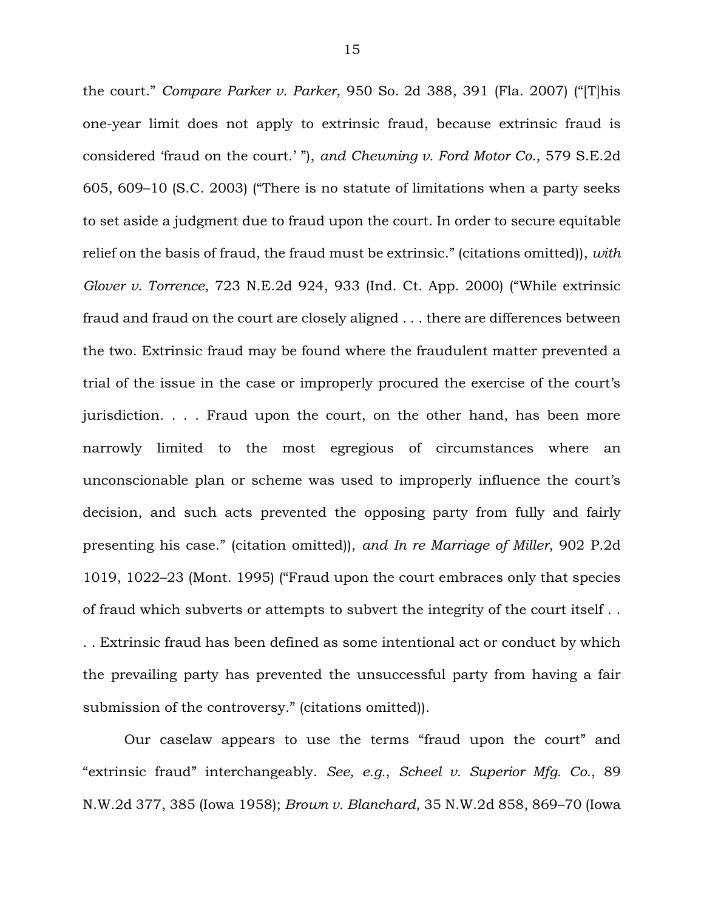the court." *Compare Parker v. Parker*, 950 So. 2d 388, 391 (Fla. 2007) ("[T]his one-year limit does not apply to extrinsic fraud, because extrinsic fraud is considered 'fraud on the court.' "), *and Chewning v. Ford Motor Co.*, 579 S.E.2d 605, 609–10 (S.C. 2003) ("There is no statute of limitations when a party seeks to set aside a judgment due to fraud upon the court. In order to secure equitable relief on the basis of fraud, the fraud must be extrinsic." (citations omitted)), *with Glover v. Torrence*, 723 N.E.2d 924, 933 (Ind. Ct. App. 2000) ("While extrinsic fraud and fraud on the court are closely aligned . . . there are differences between the two. Extrinsic fraud may be found where the fraudulent matter prevented a trial of the issue in the case or improperly procured the exercise of the court's jurisdiction. . . . Fraud upon the court, on the other hand, has been more narrowly limited to the most egregious of circumstances where an unconscionable plan or scheme was used to improperly influence the court's decision, and such acts prevented the opposing party from fully and fairly presenting his case." (citation omitted)), *and In re Marriage of Miller*, 902 P.2d 1019, 1022–23 (Mont. 1995) ("Fraud upon the court embraces only that species of fraud which subverts or attempts to subvert the integrity of the court itself . . . . Extrinsic fraud has been defined as some intentional act or conduct by which the prevailing party has prevented the unsuccessful party from having a fair submission of the controversy." (citations omitted)).

Our caselaw appears to use the terms "fraud upon the court" and "extrinsic fraud" interchangeably. *See, e.g.*, *Scheel v. Superior Mfg. Co.*, 89 N.W.2d 377, 385 (Iowa 1958); *Brown v. Blanchard*, 35 N.W.2d 858, 869–70 (Iowa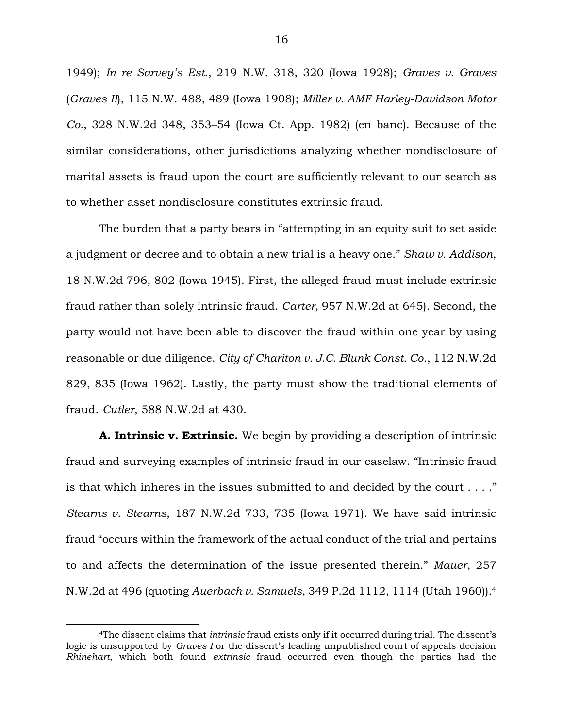1949); *In re Sarvey's Est.*, 219 N.W. 318, 320 (Iowa 1928); *Graves v. Graves* (*Graves II*), 115 N.W. 488, 489 (Iowa 1908); *Miller v. AMF Harley-Davidson Motor Co.*, 328 N.W.2d 348, 353–54 (Iowa Ct. App. 1982) (en banc). Because of the similar considerations, other jurisdictions analyzing whether nondisclosure of marital assets is fraud upon the court are sufficiently relevant to our search as to whether asset nondisclosure constitutes extrinsic fraud.

The burden that a party bears in "attempting in an equity suit to set aside a judgment or decree and to obtain a new trial is a heavy one." *Shaw v. Addison*, 18 N.W.2d 796, 802 (Iowa 1945). First, the alleged fraud must include extrinsic fraud rather than solely intrinsic fraud. *Carter*, 957 N.W.2d at 645). Second, the party would not have been able to discover the fraud within one year by using reasonable or due diligence. *City of Chariton v. J.C. Blunk Const. Co.*, 112 N.W.2d 829, 835 (Iowa 1962). Lastly, the party must show the traditional elements of fraud. *Cutler*, 588 N.W.2d at 430.

**A. Intrinsic v. Extrinsic.** We begin by providing a description of intrinsic fraud and surveying examples of intrinsic fraud in our caselaw. "Intrinsic fraud is that which inheres in the issues submitted to and decided by the court . . . ." *Stearns v. Stearns*, 187 N.W.2d 733, 735 (Iowa 1971). We have said intrinsic fraud "occurs within the framework of the actual conduct of the trial and pertains to and affects the determination of the issue presented therein." *Mauer*, 257 N.W.2d at 496 (quoting *Auerbach v. Samuels*, 349 P.2d 1112, 1114 (Utah 1960)).[4]

---

[4]The dissent claims that *intrinsic* fraud exists only if it occurred during trial. The dissent's logic is unsupported by *Graves I* or the dissent's leading unpublished court of appeals decision *Rhinehart*, which both found *extrinsic* fraud occurred even though the parties had the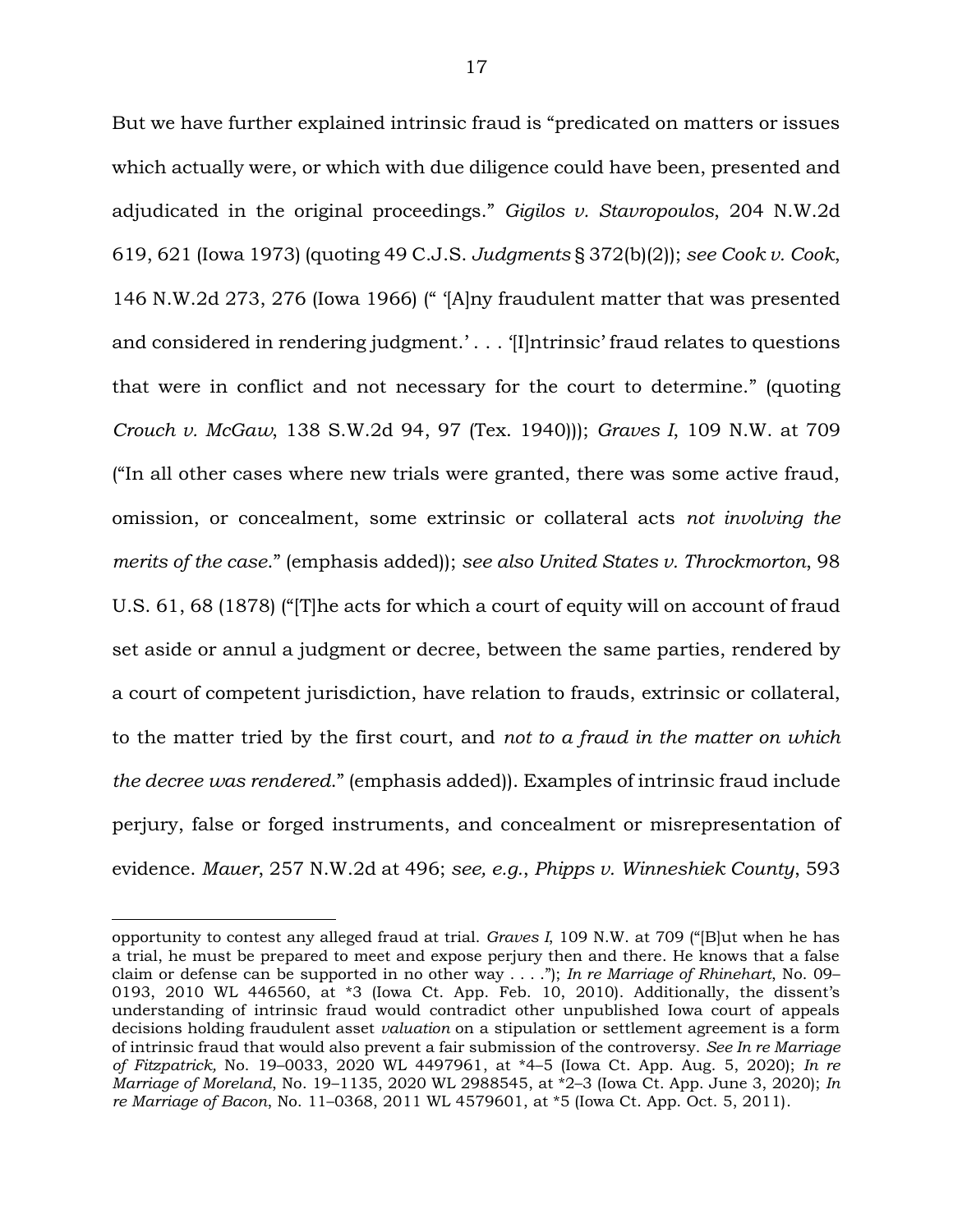But we have further explained intrinsic fraud is "predicated on matters or issues which actually were, or which with due diligence could have been, presented and adjudicated in the original proceedings." *Gigilos v. Stavropoulos*, 204 N.W.2d 619, 621 (Iowa 1973) (quoting 49 C.J.S. *Judgments* § 372(b)(2)); *see Cook v. Cook*, 146 N.W.2d 273, 276 (Iowa 1966) (" '[A]ny fraudulent matter that was presented and considered in rendering judgment.' . . . '[I]ntrinsic' fraud relates to questions that were in conflict and not necessary for the court to determine." (quoting *Crouch v. McGaw*, 138 S.W.2d 94, 97 (Tex. 1940))); *Graves I*, 109 N.W. at 709 ("In all other cases where new trials were granted, there was some active fraud, omission, or concealment, some extrinsic or collateral acts *not involving the merits of the case*." (emphasis added)); *see also United States v. Throckmorton*, 98 U.S. 61, 68 (1878) ("[T]he acts for which a court of equity will on account of fraud set aside or annul a judgment or decree, between the same parties, rendered by a court of competent jurisdiction, have relation to frauds, extrinsic or collateral, to the matter tried by the first court, and *not to a fraud in the matter on which the decree was rendered*." (emphasis added)). Examples of intrinsic fraud include perjury, false or forged instruments, and concealment or misrepresentation of evidence. *Mauer*, 257 N.W.2d at 496; *see, e.g.*, *Phipps v. Winneshiek County*, 593

---

opportunity to contest any alleged fraud at trial. *Graves I*, 109 N.W. at 709 ("[B]ut when he has a trial, he must be prepared to meet and expose perjury then and there. He knows that a false claim or defense can be supported in no other way . . . ."); *In re Marriage of Rhinehart*, No. 09–0193, 2010 WL 446560, at *3 (Iowa Ct. App. Feb. 10, 2010). Additionally, the dissent's understanding of intrinsic fraud would contradict other unpublished Iowa court of appeals decisions holding fraudulent asset *valuation* on a stipulation or settlement agreement is a form of intrinsic fraud that would also prevent a fair submission of the controversy. *See In re Marriage of Fitzpatrick*, No. 19–0033, 2020 WL 4497961, at *4–5 (Iowa Ct. App. Aug. 5, 2020); *In re Marriage of Moreland*, No. 19–1135, 2020 WL 2988545, at *2–3 (Iowa Ct. App. June 3, 2020); *In re Marriage of Bacon*, No. 11–0368, 2011 WL 4579601, at *5 (Iowa Ct. App. Oct. 5, 2011).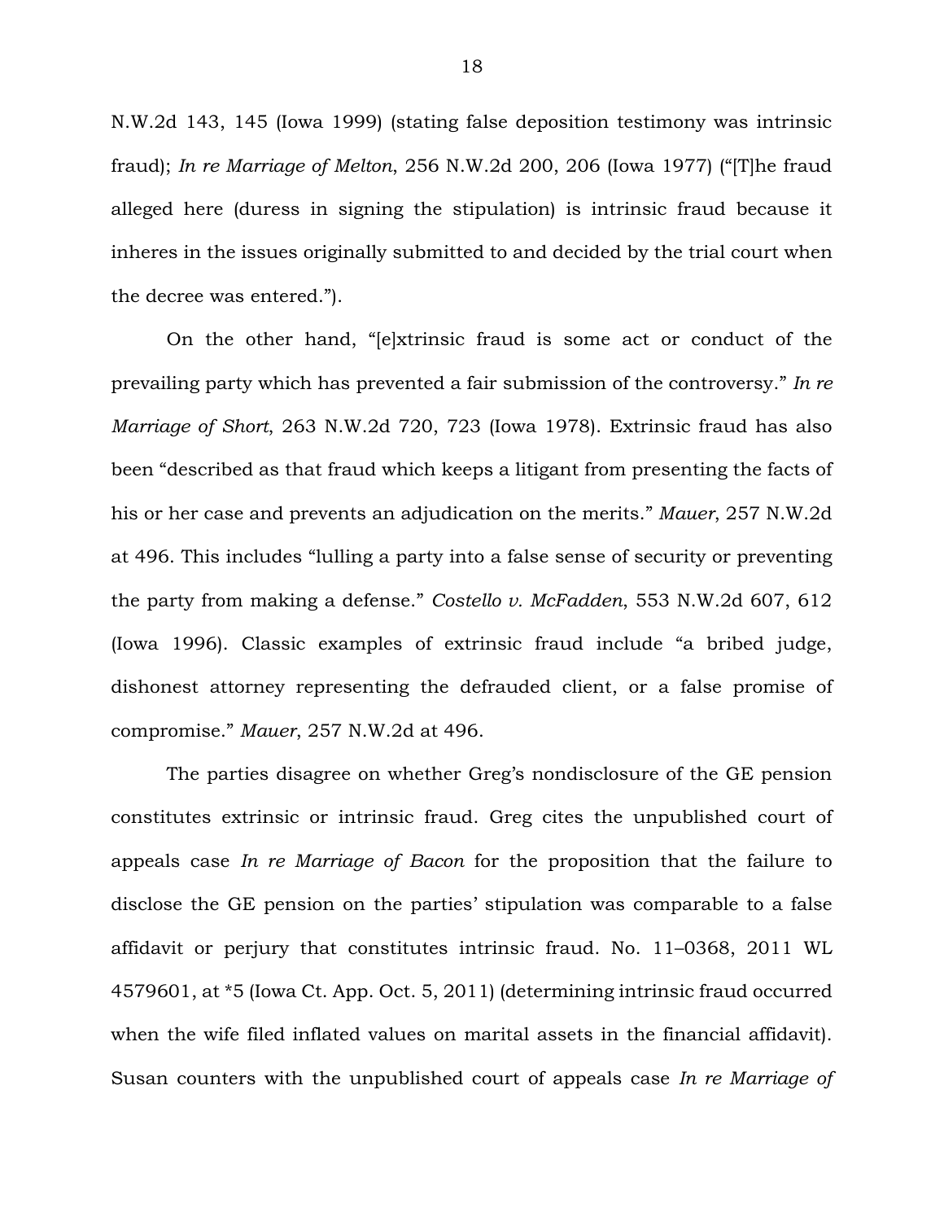N.W.2d 143, 145 (Iowa 1999) (stating false deposition testimony was intrinsic fraud); *In re Marriage of Melton*, 256 N.W.2d 200, 206 (Iowa 1977) ("[T]he fraud alleged here (duress in signing the stipulation) is intrinsic fraud because it inheres in the issues originally submitted to and decided by the trial court when the decree was entered.").

On the other hand, "[e]xtrinsic fraud is some act or conduct of the prevailing party which has prevented a fair submission of the controversy." *In re Marriage of Short*, 263 N.W.2d 720, 723 (Iowa 1978). Extrinsic fraud has also been "described as that fraud which keeps a litigant from presenting the facts of his or her case and prevents an adjudication on the merits." *Mauer*, 257 N.W.2d at 496. This includes "lulling a party into a false sense of security or preventing the party from making a defense." *Costello v. McFadden*, 553 N.W.2d 607, 612 (Iowa 1996). Classic examples of extrinsic fraud include "a bribed judge, dishonest attorney representing the defrauded client, or a false promise of compromise." *Mauer*, 257 N.W.2d at 496.

The parties disagree on whether Greg's nondisclosure of the GE pension constitutes extrinsic or intrinsic fraud. Greg cites the unpublished court of appeals case *In re Marriage of Bacon* for the proposition that the failure to disclose the GE pension on the parties' stipulation was comparable to a false affidavit or perjury that constitutes intrinsic fraud. No. 11–0368, 2011 WL 4579601, at *5 (Iowa Ct. App. Oct. 5, 2011) (determining intrinsic fraud occurred when the wife filed inflated values on marital assets in the financial affidavit). Susan counters with the unpublished court of appeals case *In re Marriage of*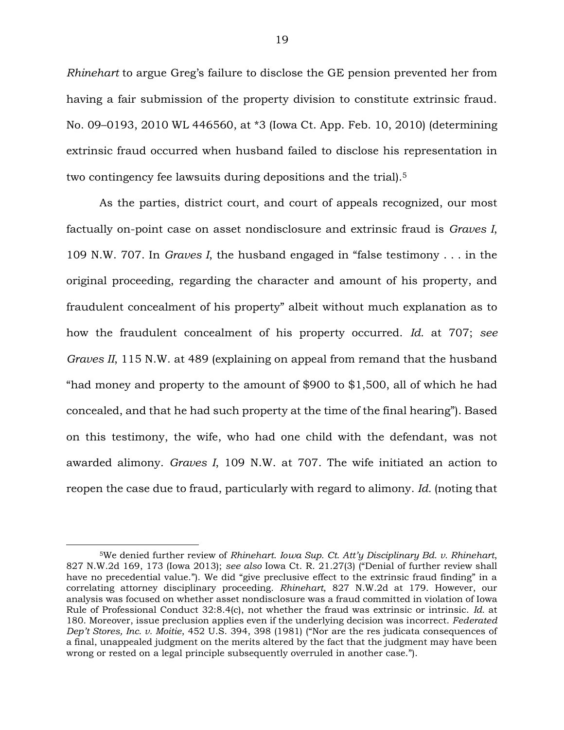*Rhinehart* to argue Greg's failure to disclose the GE pension prevented her from having a fair submission of the property division to constitute extrinsic fraud. No. 09–0193, 2010 WL 446560, at *3 (Iowa Ct. App. Feb. 10, 2010) (determining extrinsic fraud occurred when husband failed to disclose his representation in two contingency fee lawsuits during depositions and the trial).[5]

As the parties, district court, and court of appeals recognized, our most factually on-point case on asset nondisclosure and extrinsic fraud is *Graves I*, 109 N.W. 707. In *Graves I*, the husband engaged in "false testimony . . . in the original proceeding, regarding the character and amount of his property, and fraudulent concealment of his property" albeit without much explanation as to how the fraudulent concealment of his property occurred. *Id.* at 707; *see Graves II*, 115 N.W. at 489 (explaining on appeal from remand that the husband "had money and property to the amount of $900 to $1,500, all of which he had concealed, and that he had such property at the time of the final hearing"). Based on this testimony, the wife, who had one child with the defendant, was not awarded alimony. *Graves I*, 109 N.W. at 707. The wife initiated an action to reopen the case due to fraud, particularly with regard to alimony. *Id.* (noting that

---

[5]We denied further review of *Rhinehart*. *Iowa Sup. Ct. Att'y Disciplinary Bd. v. Rhinehart*, 827 N.W.2d 169, 173 (Iowa 2013); *see also* Iowa Ct. R. 21.27(3) ("Denial of further review shall have no precedential value."). We did "give preclusive effect to the extrinsic fraud finding" in a correlating attorney disciplinary proceeding. *Rhinehart*, 827 N.W.2d at 179. However, our analysis was focused on whether asset nondisclosure was a fraud committed in violation of Iowa Rule of Professional Conduct 32:8.4(c), not whether the fraud was extrinsic or intrinsic. *Id.* at 180. Moreover, issue preclusion applies even if the underlying decision was incorrect. *Federated Dep't Stores, Inc. v. Moitie*, 452 U.S. 394, 398 (1981) ("Nor are the res judicata consequences of a final, unappealed judgment on the merits altered by the fact that the judgment may have been wrong or rested on a legal principle subsequently overruled in another case.").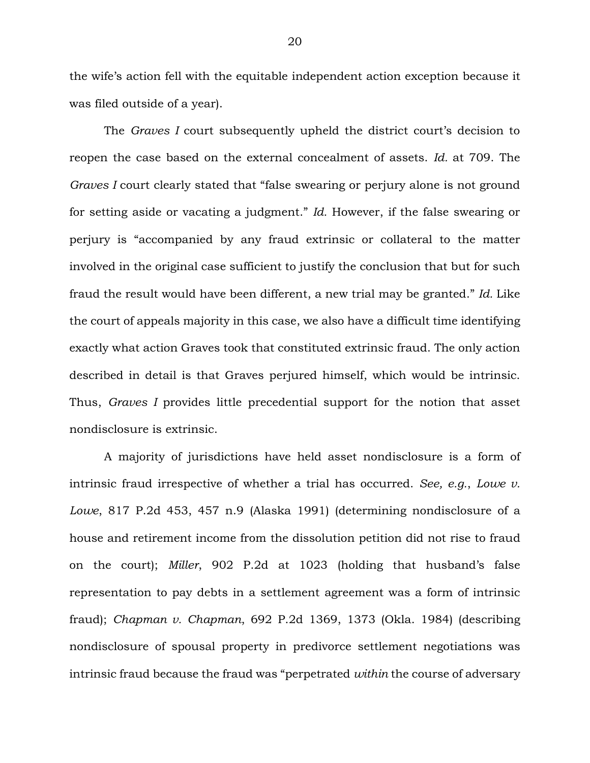the wife's action fell with the equitable independent action exception because it was filed outside of a year).

The *Graves I* court subsequently upheld the district court's decision to reopen the case based on the external concealment of assets. *Id.* at 709. The *Graves I* court clearly stated that "false swearing or perjury alone is not ground for setting aside or vacating a judgment." *Id.* However, if the false swearing or perjury is "accompanied by any fraud extrinsic or collateral to the matter involved in the original case sufficient to justify the conclusion that but for such fraud the result would have been different, a new trial may be granted." *Id.* Like the court of appeals majority in this case, we also have a difficult time identifying exactly what action Graves took that constituted extrinsic fraud. The only action described in detail is that Graves perjured himself, which would be intrinsic. Thus, *Graves I* provides little precedential support for the notion that asset nondisclosure is extrinsic.

A majority of jurisdictions have held asset nondisclosure is a form of intrinsic fraud irrespective of whether a trial has occurred. *See, e.g.*, *Lowe v. Lowe*, 817 P.2d 453, 457 n.9 (Alaska 1991) (determining nondisclosure of a house and retirement income from the dissolution petition did not rise to fraud on the court); *Miller*, 902 P.2d at 1023 (holding that husband's false representation to pay debts in a settlement agreement was a form of intrinsic fraud); *Chapman v. Chapman*, 692 P.2d 1369, 1373 (Okla. 1984) (describing nondisclosure of spousal property in predivorce settlement negotiations was intrinsic fraud because the fraud was "perpetrated *within* the course of adversary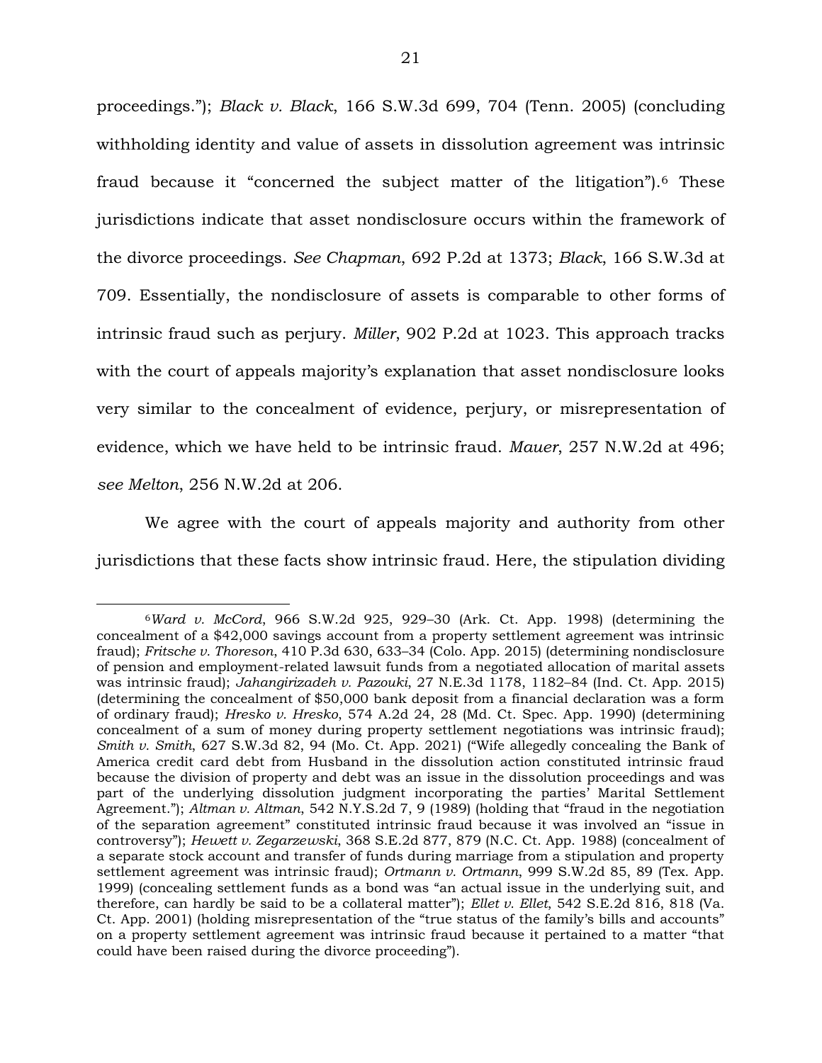proceedings."); *Black v. Black*, 166 S.W.3d 699, 704 (Tenn. 2005) (concluding withholding identity and value of assets in dissolution agreement was intrinsic fraud because it "concerned the subject matter of the litigation").[6] These jurisdictions indicate that asset nondisclosure occurs within the framework of the divorce proceedings. *See Chapman*, 692 P.2d at 1373; *Black*, 166 S.W.3d at 709. Essentially, the nondisclosure of assets is comparable to other forms of intrinsic fraud such as perjury. *Miller*, 902 P.2d at 1023. This approach tracks with the court of appeals majority's explanation that asset nondisclosure looks very similar to the concealment of evidence, perjury, or misrepresentation of evidence, which we have held to be intrinsic fraud. *Mauer*, 257 N.W.2d at 496; *see Melton*, 256 N.W.2d at 206.

We agree with the court of appeals majority and authority from other jurisdictions that these facts show intrinsic fraud. Here, the stipulation dividing

---

[6] *Ward v. McCord*, 966 S.W.2d 925, 929–30 (Ark. Ct. App. 1998) (determining the concealment of a $42,000 savings account from a property settlement agreement was intrinsic fraud); *Fritsche v. Thoreson*, 410 P.3d 630, 633–34 (Colo. App. 2015) (determining nondisclosure of pension and employment-related lawsuit funds from a negotiated allocation of marital assets was intrinsic fraud); *Jahangirizadeh v. Pazouki*, 27 N.E.3d 1178, 1182–84 (Ind. Ct. App. 2015) (determining the concealment of $50,000 bank deposit from a financial declaration was a form of ordinary fraud); *Hresko v. Hresko*, 574 A.2d 24, 28 (Md. Ct. Spec. App. 1990) (determining concealment of a sum of money during property settlement negotiations was intrinsic fraud); *Smith v. Smith*, 627 S.W.3d 82, 94 (Mo. Ct. App. 2021) ("Wife allegedly concealing the Bank of America credit card debt from Husband in the dissolution action constituted intrinsic fraud because the division of property and debt was an issue in the dissolution proceedings and was part of the underlying dissolution judgment incorporating the parties' Marital Settlement Agreement."); *Altman v. Altman*, 542 N.Y.S.2d 7, 9 (1989) (holding that "fraud in the negotiation of the separation agreement" constituted intrinsic fraud because it was involved an "issue in controversy"); *Hewett v. Zegarzewski*, 368 S.E.2d 877, 879 (N.C. Ct. App. 1988) (concealment of a separate stock account and transfer of funds during marriage from a stipulation and property settlement agreement was intrinsic fraud); *Ortmann v. Ortmann*, 999 S.W.2d 85, 89 (Tex. App. 1999) (concealing settlement funds as a bond was "an actual issue in the underlying suit, and therefore, can hardly be said to be a collateral matter"); *Ellet v. Ellet*, 542 S.E.2d 816, 818 (Va. Ct. App. 2001) (holding misrepresentation of the "true status of the family's bills and accounts" on a property settlement agreement was intrinsic fraud because it pertained to a matter "that could have been raised during the divorce proceeding").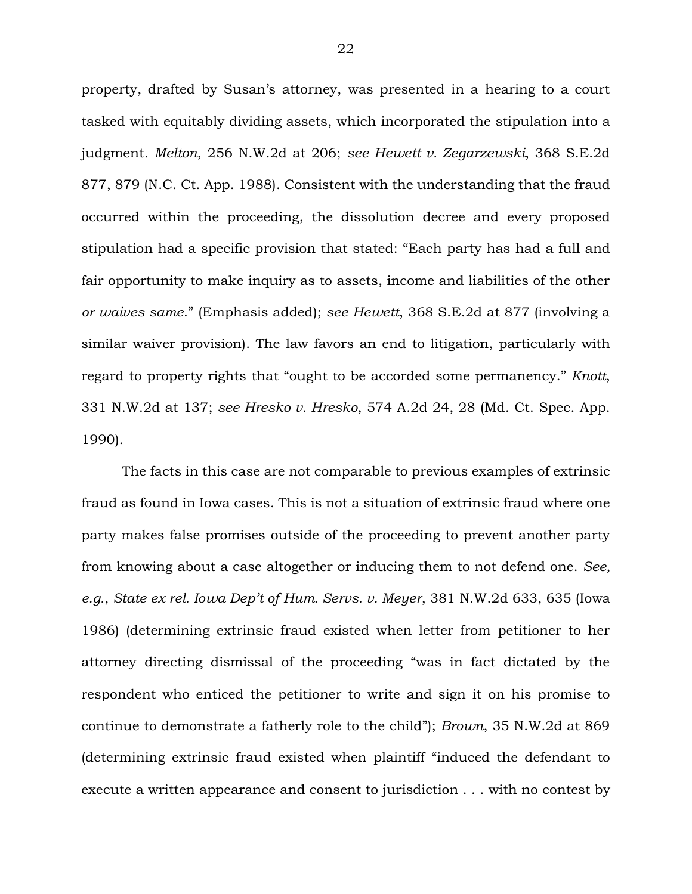property, drafted by Susan's attorney, was presented in a hearing to a court tasked with equitably dividing assets, which incorporated the stipulation into a judgment. *Melton*, 256 N.W.2d at 206; *see Hewett v. Zegarzewski*, 368 S.E.2d 877, 879 (N.C. Ct. App. 1988). Consistent with the understanding that the fraud occurred within the proceeding, the dissolution decree and every proposed stipulation had a specific provision that stated: "Each party has had a full and fair opportunity to make inquiry as to assets, income and liabilities of the other *or waives same*." (Emphasis added); *see Hewett*, 368 S.E.2d at 877 (involving a similar waiver provision). The law favors an end to litigation, particularly with regard to property rights that "ought to be accorded some permanency." *Knott*, 331 N.W.2d at 137; *see Hresko v. Hresko*, 574 A.2d 24, 28 (Md. Ct. Spec. App. 1990).

The facts in this case are not comparable to previous examples of extrinsic fraud as found in Iowa cases. This is not a situation of extrinsic fraud where one party makes false promises outside of the proceeding to prevent another party from knowing about a case altogether or inducing them to not defend one. *See, e.g.*, *State ex rel. Iowa Dep't of Hum. Servs. v. Meyer*, 381 N.W.2d 633, 635 (Iowa 1986) (determining extrinsic fraud existed when letter from petitioner to her attorney directing dismissal of the proceeding "was in fact dictated by the respondent who enticed the petitioner to write and sign it on his promise to continue to demonstrate a fatherly role to the child"); *Brown*, 35 N.W.2d at 869 (determining extrinsic fraud existed when plaintiff "induced the defendant to execute a written appearance and consent to jurisdiction . . . with no contest by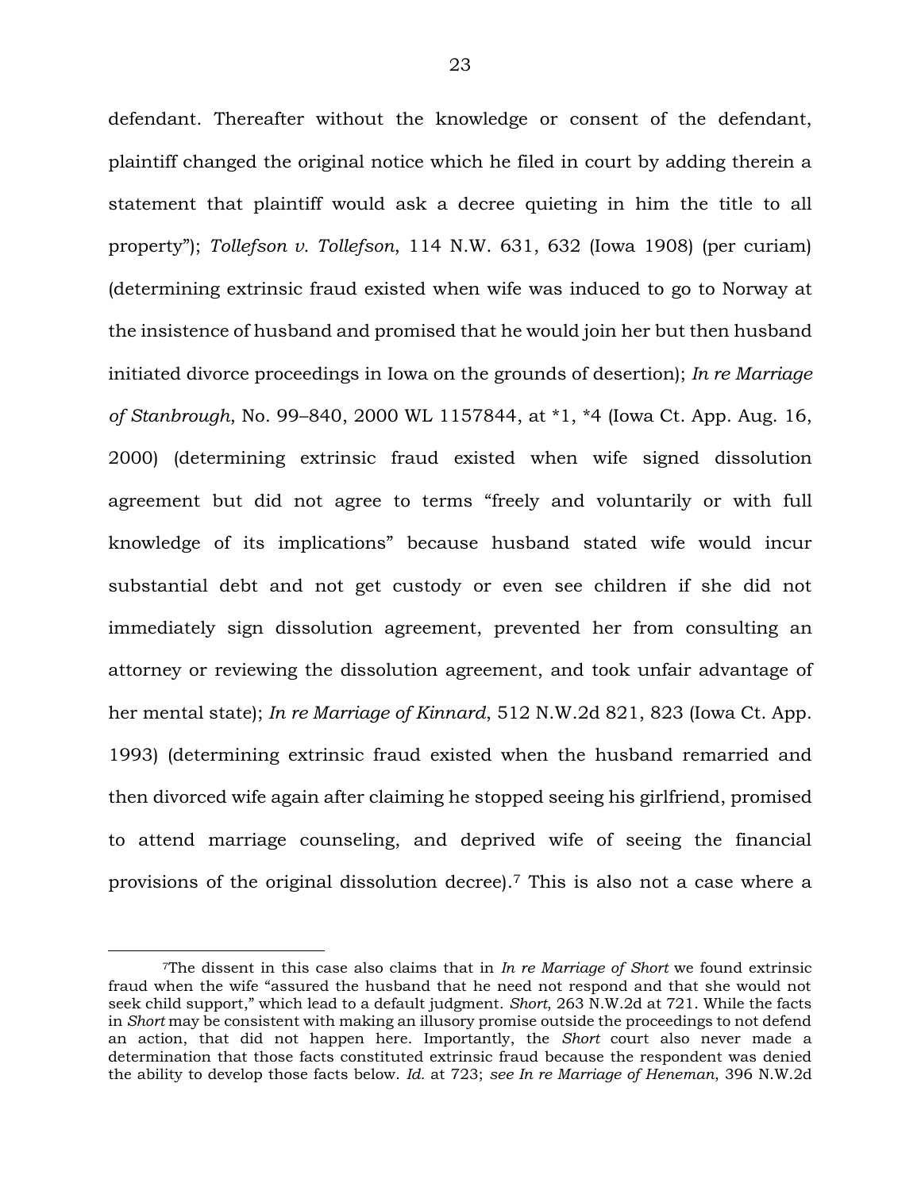defendant. Thereafter without the knowledge or consent of the defendant, plaintiff changed the original notice which he filed in court by adding therein a statement that plaintiff would ask a decree quieting in him the title to all property"); *Tollefson v. Tollefson*, 114 N.W. 631, 632 (Iowa 1908) (per curiam) (determining extrinsic fraud existed when wife was induced to go to Norway at the insistence of husband and promised that he would join her but then husband initiated divorce proceedings in Iowa on the grounds of desertion); *In re Marriage of Stanbrough*, No. 99–840, 2000 WL 1157844, at *1, *4 (Iowa Ct. App. Aug. 16, 2000) (determining extrinsic fraud existed when wife signed dissolution agreement but did not agree to terms "freely and voluntarily or with full knowledge of its implications" because husband stated wife would incur substantial debt and not get custody or even see children if she did not immediately sign dissolution agreement, prevented her from consulting an attorney or reviewing the dissolution agreement, and took unfair advantage of her mental state); *In re Marriage of Kinnard*, 512 N.W.2d 821, 823 (Iowa Ct. App. 1993) (determining extrinsic fraud existed when the husband remarried and then divorced wife again after claiming he stopped seeing his girlfriend, promised to attend marriage counseling, and deprived wife of seeing the financial provisions of the original dissolution decree).[7] This is also not a case where a

---

[7]The dissent in this case also claims that in *In re Marriage of Short* we found extrinsic fraud when the wife "assured the husband that he need not respond and that she would not seek child support," which lead to a default judgment. *Short*, 263 N.W.2d at 721. While the facts in *Short* may be consistent with making an illusory promise outside the proceedings to not defend an action, that did not happen here. Importantly, the *Short* court also never made a determination that those facts constituted extrinsic fraud because the respondent was denied the ability to develop those facts below. *Id.* at 723; *see In re Marriage of Heneman*, 396 N.W.2d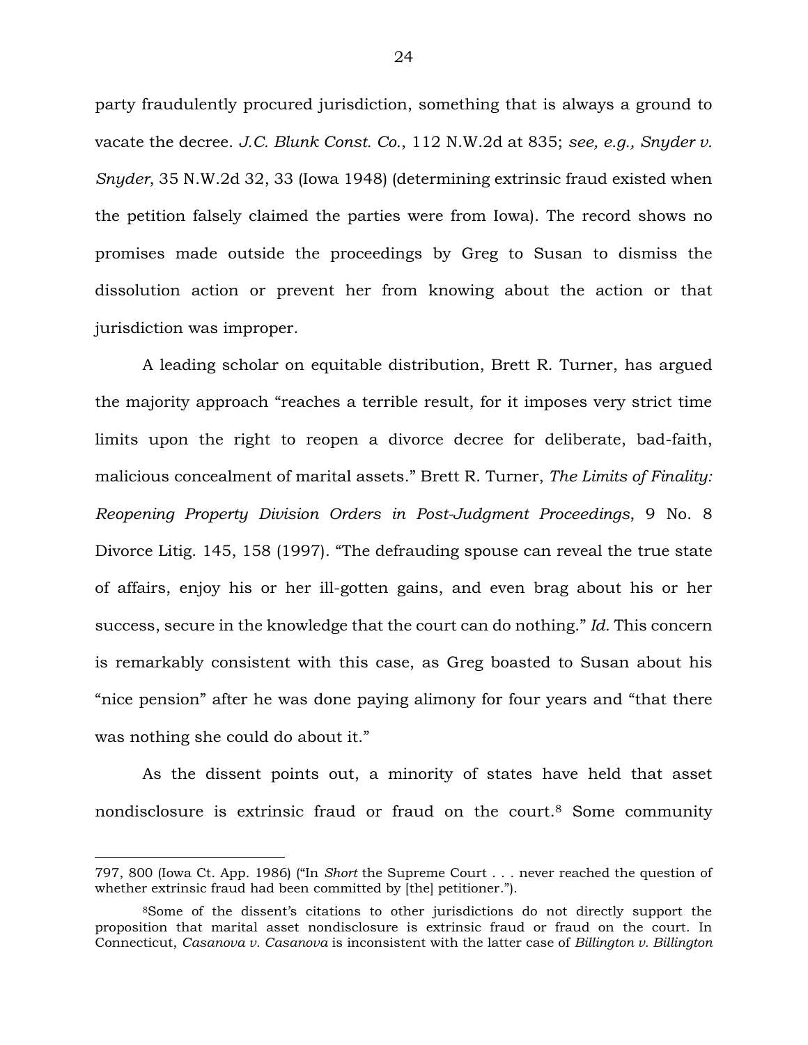party fraudulently procured jurisdiction, something that is always a ground to vacate the decree. *J.C. Blunk Const. Co.*, 112 N.W.2d at 835; *see, e.g., Snyder v. Snyder*, 35 N.W.2d 32, 33 (Iowa 1948) (determining extrinsic fraud existed when the petition falsely claimed the parties were from Iowa). The record shows no promises made outside the proceedings by Greg to Susan to dismiss the dissolution action or prevent her from knowing about the action or that jurisdiction was improper.

A leading scholar on equitable distribution, Brett R. Turner, has argued the majority approach "reaches a terrible result, for it imposes very strict time limits upon the right to reopen a divorce decree for deliberate, bad-faith, malicious concealment of marital assets." Brett R. Turner, *The Limits of Finality: Reopening Property Division Orders in Post-Judgment Proceedings*, 9 No. 8 Divorce Litig. 145, 158 (1997). "The defrauding spouse can reveal the true state of affairs, enjoy his or her ill-gotten gains, and even brag about his or her success, secure in the knowledge that the court can do nothing." *Id.* This concern is remarkably consistent with this case, as Greg boasted to Susan about his "nice pension" after he was done paying alimony for four years and "that there was nothing she could do about it."

As the dissent points out, a minority of states have held that asset nondisclosure is extrinsic fraud or fraud on the court.[8] Some community

---

797, 800 (Iowa Ct. App. 1986) ("In *Short* the Supreme Court . . . never reached the question of whether extrinsic fraud had been committed by [the] petitioner.").

[8]Some of the dissent's citations to other jurisdictions do not directly support the proposition that marital asset nondisclosure is extrinsic fraud or fraud on the court. In Connecticut, *Casanova v. Casanova* is inconsistent with the latter case of *Billington v. Billington*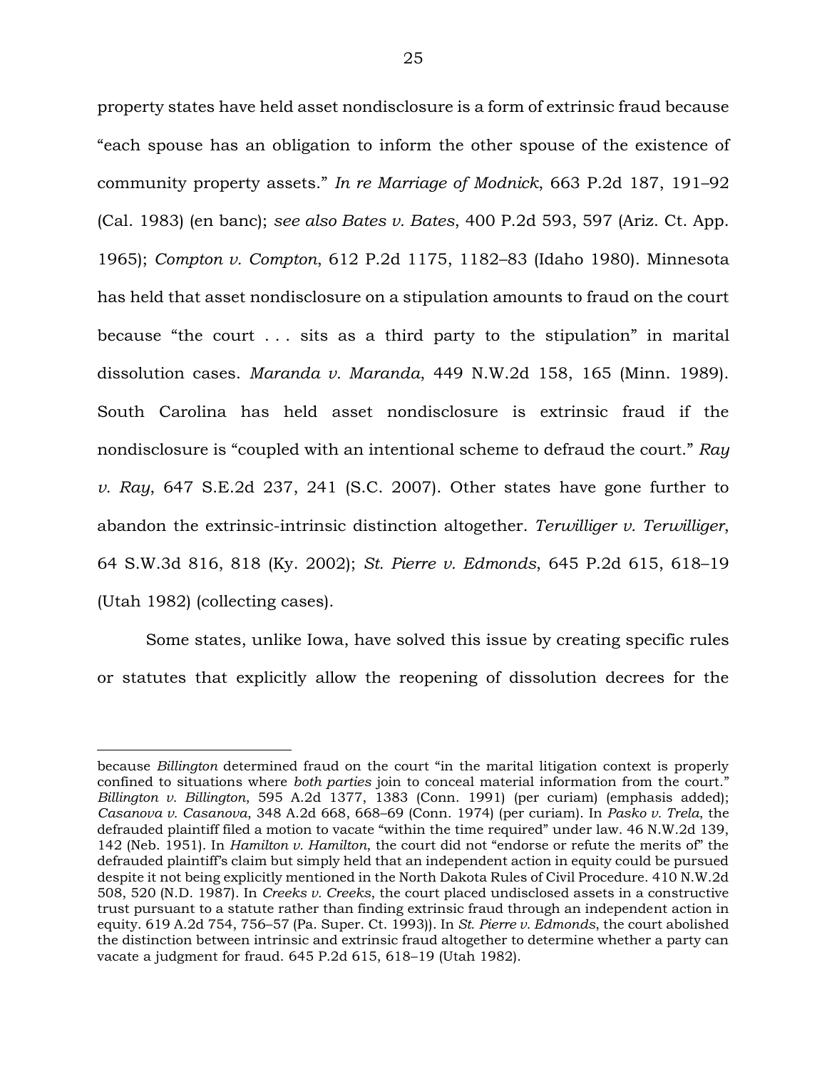property states have held asset nondisclosure is a form of extrinsic fraud because "each spouse has an obligation to inform the other spouse of the existence of community property assets." *In re Marriage of Modnick*, 663 P.2d 187, 191–92 (Cal. 1983) (en banc); *see also Bates v. Bates*, 400 P.2d 593, 597 (Ariz. Ct. App. 1965); *Compton v. Compton*, 612 P.2d 1175, 1182–83 (Idaho 1980). Minnesota has held that asset nondisclosure on a stipulation amounts to fraud on the court because "the court . . . sits as a third party to the stipulation" in marital dissolution cases. *Maranda v. Maranda*, 449 N.W.2d 158, 165 (Minn. 1989). South Carolina has held asset nondisclosure is extrinsic fraud if the nondisclosure is "coupled with an intentional scheme to defraud the court." *Ray v. Ray*, 647 S.E.2d 237, 241 (S.C. 2007). Other states have gone further to abandon the extrinsic-intrinsic distinction altogether. *Terwilliger v. Terwilliger*, 64 S.W.3d 816, 818 (Ky. 2002); *St. Pierre v. Edmonds*, 645 P.2d 615, 618–19 (Utah 1982) (collecting cases).

Some states, unlike Iowa, have solved this issue by creating specific rules or statutes that explicitly allow the reopening of dissolution decrees for the

---

because *Billington* determined fraud on the court "in the marital litigation context is properly confined to situations where *both parties* join to conceal material information from the court." *Billington v. Billington*, 595 A.2d 1377, 1383 (Conn. 1991) (per curiam) (emphasis added); *Casanova v. Casanova*, 348 A.2d 668, 668–69 (Conn. 1974) (per curiam). In *Pasko v. Trela*, the defrauded plaintiff filed a motion to vacate "within the time required" under law. 46 N.W.2d 139, 142 (Neb. 1951). In *Hamilton v. Hamilton*, the court did not "endorse or refute the merits of" the defrauded plaintiff's claim but simply held that an independent action in equity could be pursued despite it not being explicitly mentioned in the North Dakota Rules of Civil Procedure. 410 N.W.2d 508, 520 (N.D. 1987). In *Creeks v. Creeks*, the court placed undisclosed assets in a constructive trust pursuant to a statute rather than finding extrinsic fraud through an independent action in equity. 619 A.2d 754, 756–57 (Pa. Super. Ct. 1993)). In *St. Pierre v. Edmonds*, the court abolished the distinction between intrinsic and extrinsic fraud altogether to determine whether a party can vacate a judgment for fraud. 645 P.2d 615, 618–19 (Utah 1982).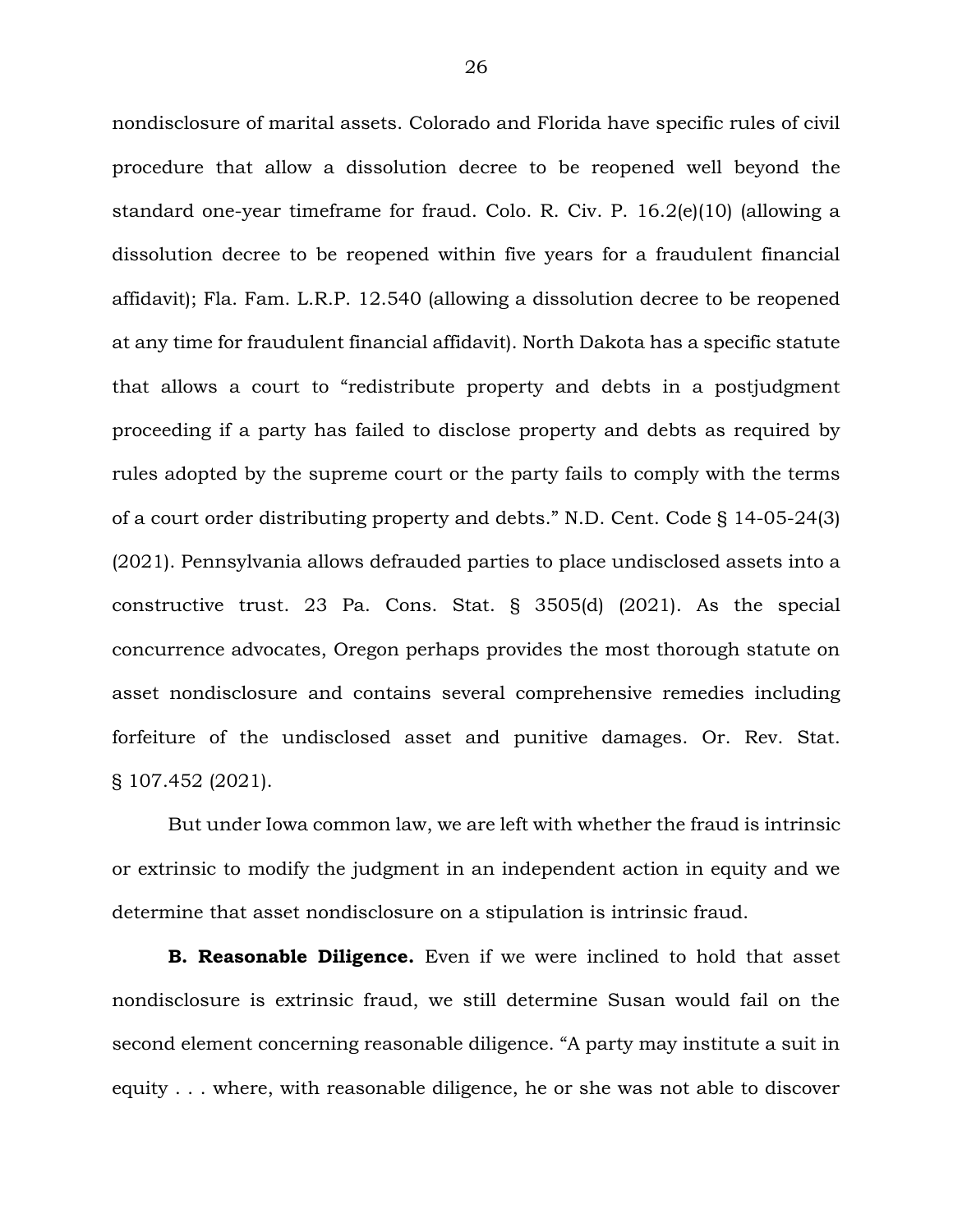nondisclosure of marital assets. Colorado and Florida have specific rules of civil procedure that allow a dissolution decree to be reopened well beyond the standard one-year timeframe for fraud. Colo. R. Civ. P. 16.2(e)(10) (allowing a dissolution decree to be reopened within five years for a fraudulent financial affidavit); Fla. Fam. L.R.P. 12.540 (allowing a dissolution decree to be reopened at any time for fraudulent financial affidavit). North Dakota has a specific statute that allows a court to "redistribute property and debts in a postjudgment proceeding if a party has failed to disclose property and debts as required by rules adopted by the supreme court or the party fails to comply with the terms of a court order distributing property and debts." N.D. Cent. Code § 14-05-24(3) (2021). Pennsylvania allows defrauded parties to place undisclosed assets into a constructive trust. 23 Pa. Cons. Stat. § 3505(d) (2021). As the special concurrence advocates, Oregon perhaps provides the most thorough statute on asset nondisclosure and contains several comprehensive remedies including forfeiture of the undisclosed asset and punitive damages. Or. Rev. Stat. § 107.452 (2021).

But under Iowa common law, we are left with whether the fraud is intrinsic or extrinsic to modify the judgment in an independent action in equity and we determine that asset nondisclosure on a stipulation is intrinsic fraud.

**B. Reasonable Diligence.** Even if we were inclined to hold that asset nondisclosure is extrinsic fraud, we still determine Susan would fail on the second element concerning reasonable diligence. "A party may institute a suit in equity . . . where, with reasonable diligence, he or she was not able to discover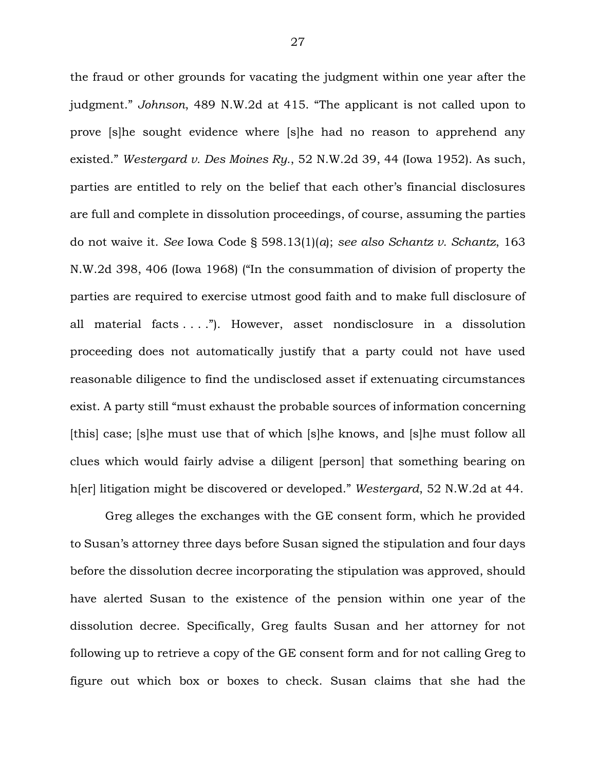the fraud or other grounds for vacating the judgment within one year after the judgment." *Johnson*, 489 N.W.2d at 415. "The applicant is not called upon to prove [s]he sought evidence where [s]he had no reason to apprehend any existed." *Westergard v. Des Moines Ry.*, 52 N.W.2d 39, 44 (Iowa 1952). As such, parties are entitled to rely on the belief that each other's financial disclosures are full and complete in dissolution proceedings, of course, assuming the parties do not waive it. *See* Iowa Code § 598.13(1)(*a*); *see also Schantz v. Schantz*, 163 N.W.2d 398, 406 (Iowa 1968) ("In the consummation of division of property the parties are required to exercise utmost good faith and to make full disclosure of all material facts . . . ."). However, asset nondisclosure in a dissolution proceeding does not automatically justify that a party could not have used reasonable diligence to find the undisclosed asset if extenuating circumstances exist. A party still "must exhaust the probable sources of information concerning [this] case; [s]he must use that of which [s]he knows, and [s]he must follow all clues which would fairly advise a diligent [person] that something bearing on h[er] litigation might be discovered or developed." *Westergard*, 52 N.W.2d at 44.

Greg alleges the exchanges with the GE consent form, which he provided to Susan's attorney three days before Susan signed the stipulation and four days before the dissolution decree incorporating the stipulation was approved, should have alerted Susan to the existence of the pension within one year of the dissolution decree. Specifically, Greg faults Susan and her attorney for not following up to retrieve a copy of the GE consent form and for not calling Greg to figure out which box or boxes to check. Susan claims that she had the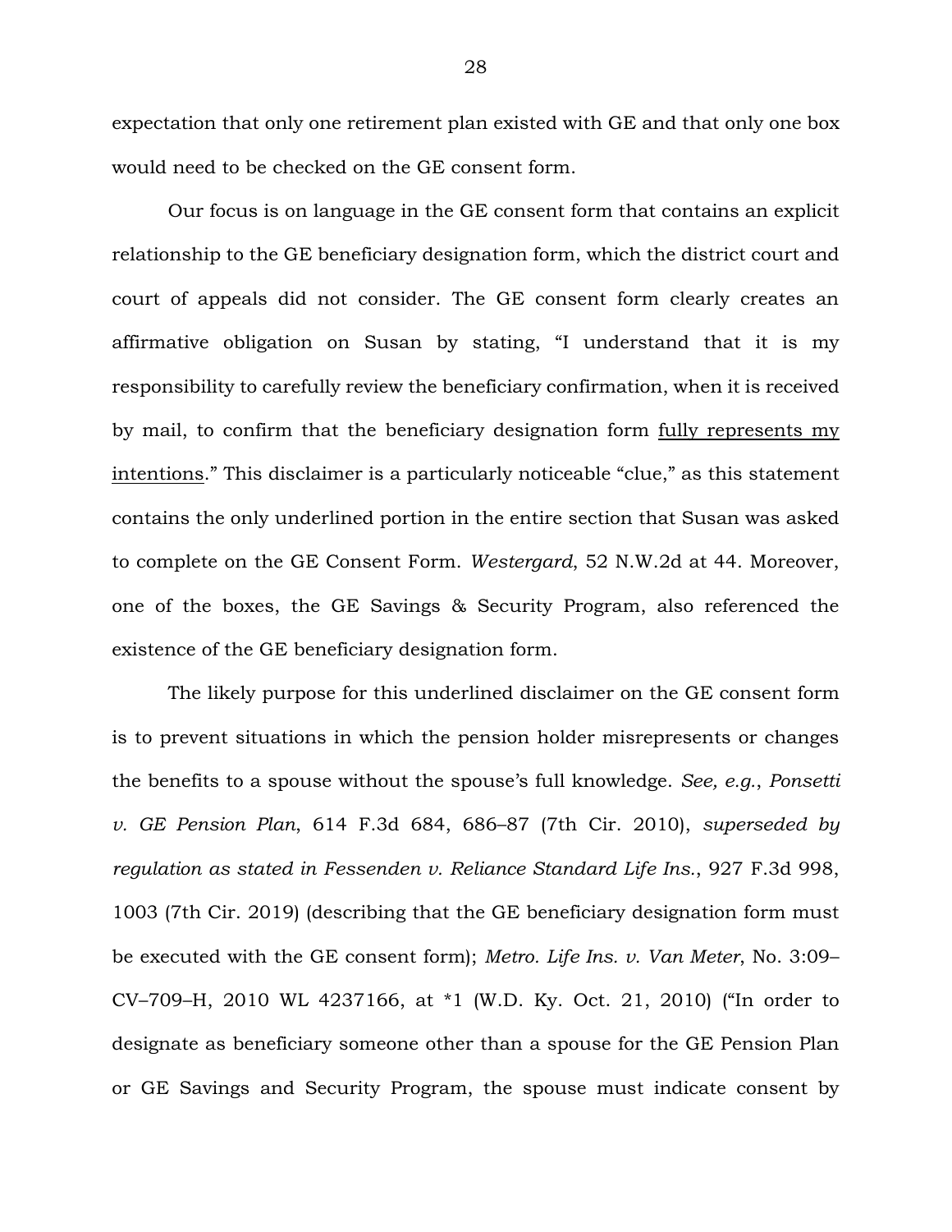expectation that only one retirement plan existed with GE and that only one box would need to be checked on the GE consent form.

Our focus is on language in the GE consent form that contains an explicit relationship to the GE beneficiary designation form, which the district court and court of appeals did not consider. The GE consent form clearly creates an affirmative obligation on Susan by stating, "I understand that it is my responsibility to carefully review the beneficiary confirmation, when it is received by mail, to confirm that the beneficiary designation form <u>fully represents my intentions</u>." This disclaimer is a particularly noticeable "clue," as this statement contains the only underlined portion in the entire section that Susan was asked to complete on the GE Consent Form. *Westergard*, 52 N.W.2d at 44. Moreover, one of the boxes, the GE Savings & Security Program, also referenced the existence of the GE beneficiary designation form.

The likely purpose for this underlined disclaimer on the GE consent form is to prevent situations in which the pension holder misrepresents or changes the benefits to a spouse without the spouse's full knowledge. *See, e.g.*, *Ponsetti v. GE Pension Plan*, 614 F.3d 684, 686–87 (7th Cir. 2010), *superseded by regulation as stated in Fessenden v. Reliance Standard Life Ins.*, 927 F.3d 998, 1003 (7th Cir. 2019) (describing that the GE beneficiary designation form must be executed with the GE consent form); *Metro. Life Ins. v. Van Meter*, No. 3:09–CV–709–H, 2010 WL 4237166, at *1 (W.D. Ky. Oct. 21, 2010) ("In order to designate as beneficiary someone other than a spouse for the GE Pension Plan or GE Savings and Security Program, the spouse must indicate consent by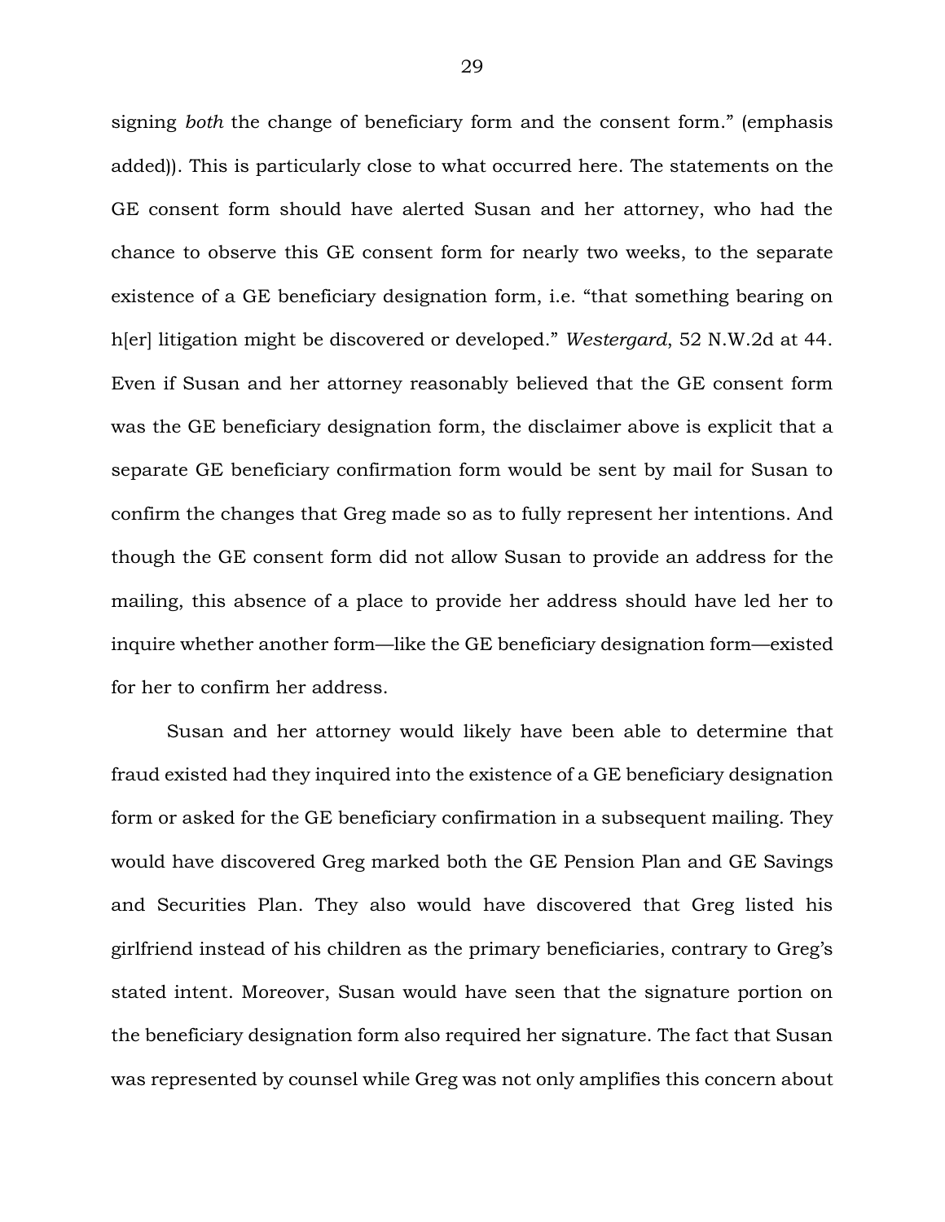signing *both* the change of beneficiary form and the consent form." (emphasis added)). This is particularly close to what occurred here. The statements on the GE consent form should have alerted Susan and her attorney, who had the chance to observe this GE consent form for nearly two weeks, to the separate existence of a GE beneficiary designation form, i.e. "that something bearing on h[er] litigation might be discovered or developed." *Westergard*, 52 N.W.2d at 44. Even if Susan and her attorney reasonably believed that the GE consent form was the GE beneficiary designation form, the disclaimer above is explicit that a separate GE beneficiary confirmation form would be sent by mail for Susan to confirm the changes that Greg made so as to fully represent her intentions. And though the GE consent form did not allow Susan to provide an address for the mailing, this absence of a place to provide her address should have led her to inquire whether another form—like the GE beneficiary designation form—existed for her to confirm her address.

Susan and her attorney would likely have been able to determine that fraud existed had they inquired into the existence of a GE beneficiary designation form or asked for the GE beneficiary confirmation in a subsequent mailing. They would have discovered Greg marked both the GE Pension Plan and GE Savings and Securities Plan. They also would have discovered that Greg listed his girlfriend instead of his children as the primary beneficiaries, contrary to Greg's stated intent. Moreover, Susan would have seen that the signature portion on the beneficiary designation form also required her signature. The fact that Susan was represented by counsel while Greg was not only amplifies this concern about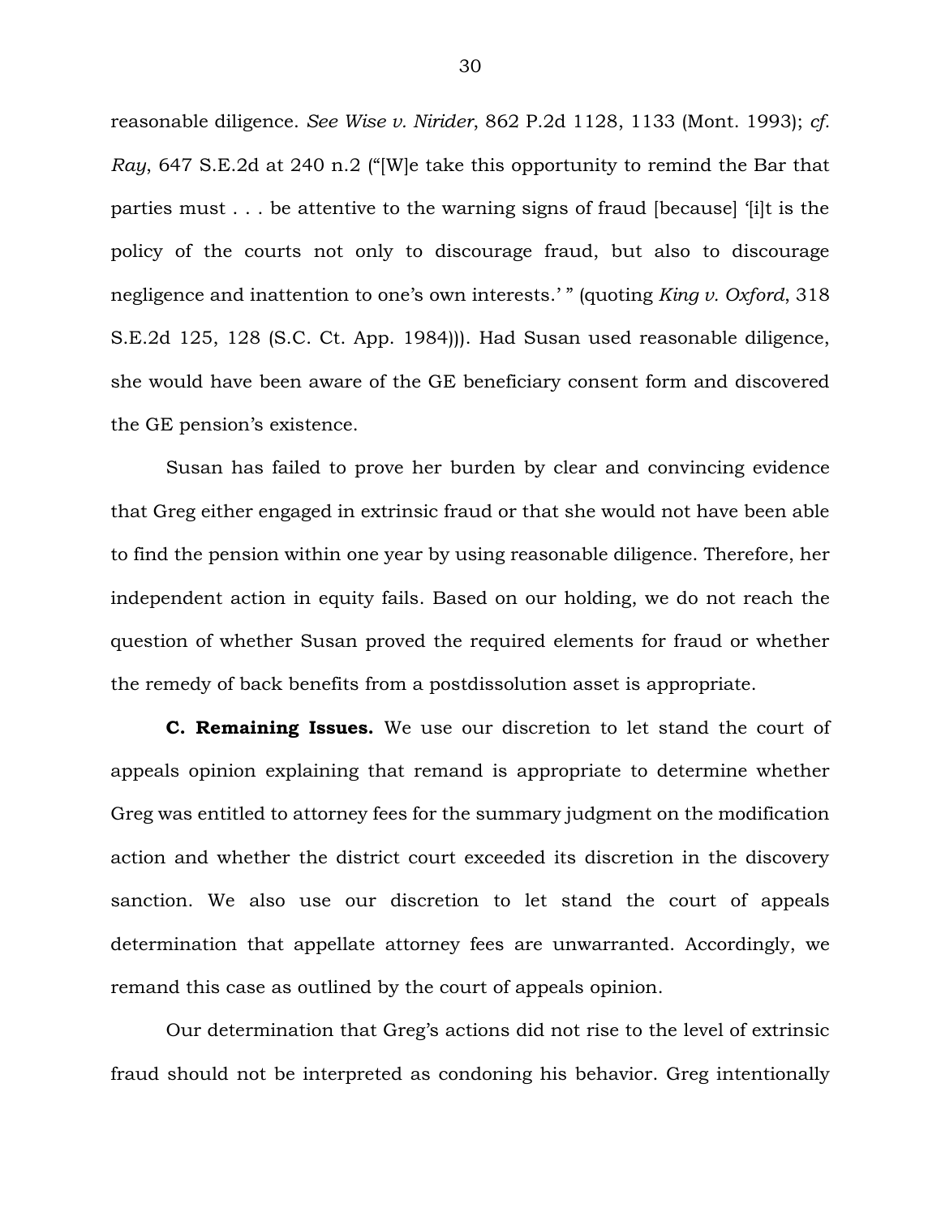reasonable diligence. *See Wise v. Nirider*, 862 P.2d 1128, 1133 (Mont. 1993); *cf. Ray*, 647 S.E.2d at 240 n.2 ("[W]e take this opportunity to remind the Bar that parties must . . . be attentive to the warning signs of fraud [because] '[i]t is the policy of the courts not only to discourage fraud, but also to discourage negligence and inattention to one's own interests.' " (quoting *King v. Oxford*, 318 S.E.2d 125, 128 (S.C. Ct. App. 1984))). Had Susan used reasonable diligence, she would have been aware of the GE beneficiary consent form and discovered the GE pension's existence.

Susan has failed to prove her burden by clear and convincing evidence that Greg either engaged in extrinsic fraud or that she would not have been able to find the pension within one year by using reasonable diligence. Therefore, her independent action in equity fails. Based on our holding, we do not reach the question of whether Susan proved the required elements for fraud or whether the remedy of back benefits from a postdissolution asset is appropriate.

**C. Remaining Issues.** We use our discretion to let stand the court of appeals opinion explaining that remand is appropriate to determine whether Greg was entitled to attorney fees for the summary judgment on the modification action and whether the district court exceeded its discretion in the discovery sanction. We also use our discretion to let stand the court of appeals determination that appellate attorney fees are unwarranted. Accordingly, we remand this case as outlined by the court of appeals opinion.

Our determination that Greg's actions did not rise to the level of extrinsic fraud should not be interpreted as condoning his behavior. Greg intentionally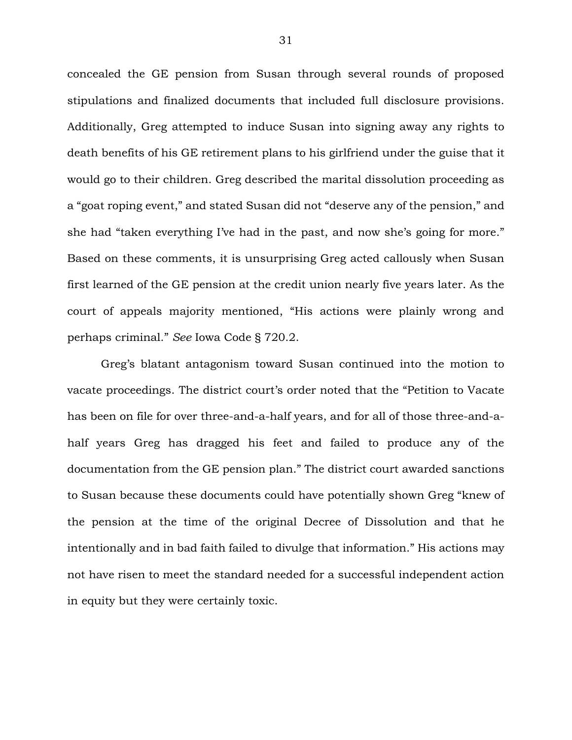concealed the GE pension from Susan through several rounds of proposed stipulations and finalized documents that included full disclosure provisions. Additionally, Greg attempted to induce Susan into signing away any rights to death benefits of his GE retirement plans to his girlfriend under the guise that it would go to their children. Greg described the marital dissolution proceeding as a "goat roping event," and stated Susan did not "deserve any of the pension," and she had "taken everything I've had in the past, and now she's going for more." Based on these comments, it is unsurprising Greg acted callously when Susan first learned of the GE pension at the credit union nearly five years later. As the court of appeals majority mentioned, "His actions were plainly wrong and perhaps criminal." *See* Iowa Code § 720.2.

Greg's blatant antagonism toward Susan continued into the motion to vacate proceedings. The district court's order noted that the "Petition to Vacate has been on file for over three-and-a-half years, and for all of those three-and-a-half years Greg has dragged his feet and failed to produce any of the documentation from the GE pension plan." The district court awarded sanctions to Susan because these documents could have potentially shown Greg "knew of the pension at the time of the original Decree of Dissolution and that he intentionally and in bad faith failed to divulge that information." His actions may not have risen to meet the standard needed for a successful independent action in equity but they were certainly toxic.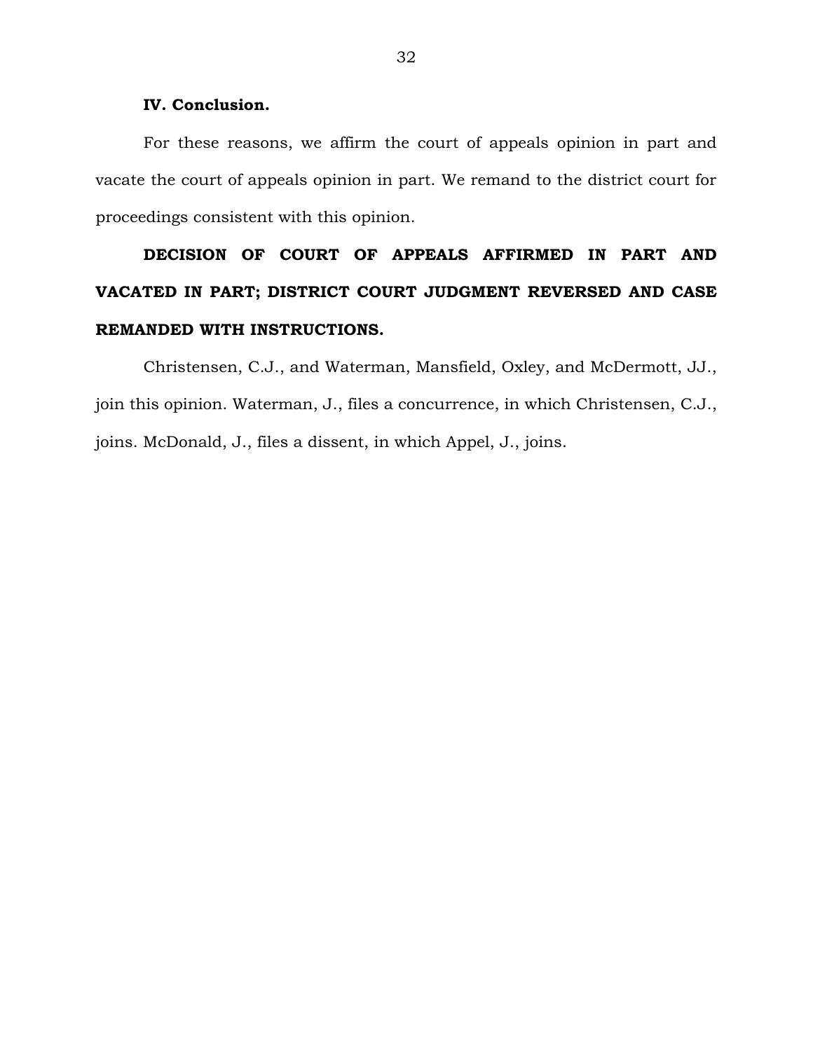### IV. Conclusion.

For these reasons, we affirm the court of appeals opinion in part and vacate the court of appeals opinion in part. We remand to the district court for proceedings consistent with this opinion.

**DECISION OF COURT OF APPEALS AFFIRMED IN PART AND VACATED IN PART; DISTRICT COURT JUDGMENT REVERSED AND CASE REMANDED WITH INSTRUCTIONS.**

Christensen, C.J., and Waterman, Mansfield, Oxley, and McDermott, JJ., join this opinion. Waterman, J., files a concurrence, in which Christensen, C.J., joins. McDonald, J., files a dissent, in which Appel, J., joins.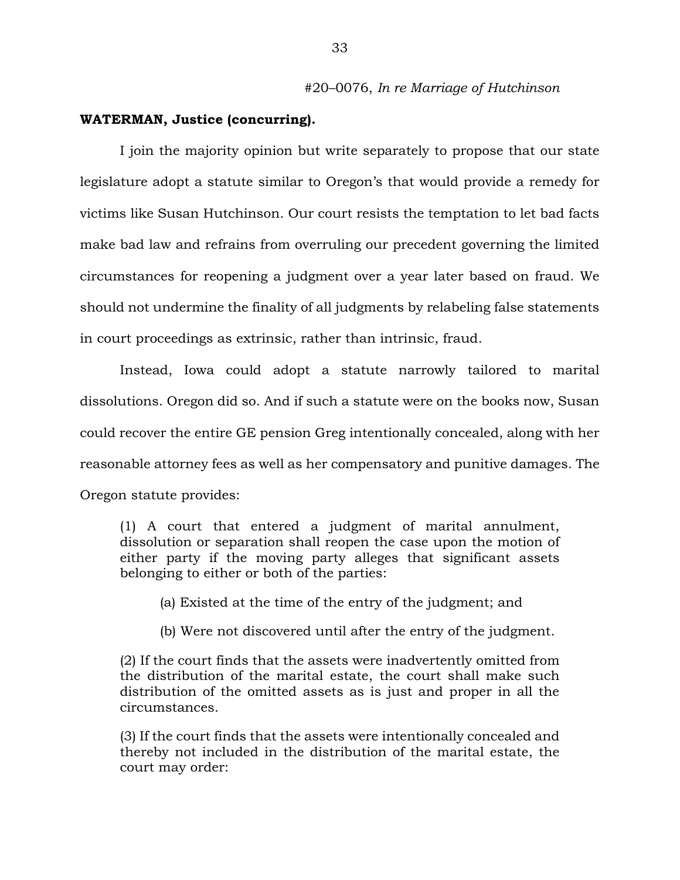#20–0076, *In re Marriage of Hutchinson*

**WATERMAN, Justice (concurring).**

I join the majority opinion but write separately to propose that our state legislature adopt a statute similar to Oregon's that would provide a remedy for victims like Susan Hutchinson. Our court resists the temptation to let bad facts make bad law and refrains from overruling our precedent governing the limited circumstances for reopening a judgment over a year later based on fraud. We should not undermine the finality of all judgments by relabeling false statements in court proceedings as extrinsic, rather than intrinsic, fraud.

Instead, Iowa could adopt a statute narrowly tailored to marital dissolutions. Oregon did so. And if such a statute were on the books now, Susan could recover the entire GE pension Greg intentionally concealed, along with her reasonable attorney fees as well as her compensatory and punitive damages. The Oregon statute provides:

> (1) A court that entered a judgment of marital annulment, dissolution or separation shall reopen the case upon the motion of either party if the moving party alleges that significant assets belonging to either or both of the parties:
>
> (a) Existed at the time of the entry of the judgment; and
>
> (b) Were not discovered until after the entry of the judgment.
>
> (2) If the court finds that the assets were inadvertently omitted from the distribution of the marital estate, the court shall make such distribution of the omitted assets as is just and proper in all the circumstances.
>
> (3) If the court finds that the assets were intentionally concealed and thereby not included in the distribution of the marital estate, the court may order: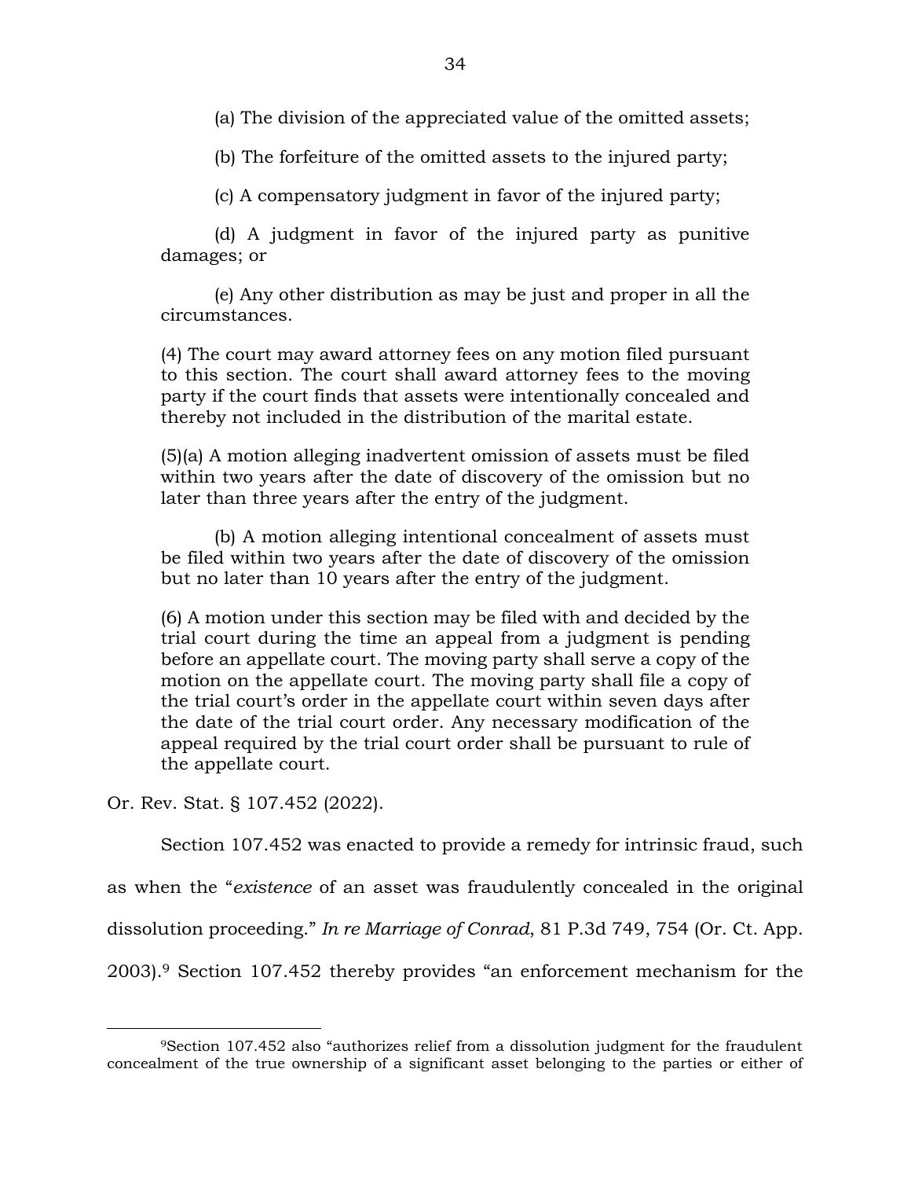(a) The division of the appreciated value of the omitted assets;

(b) The forfeiture of the omitted assets to the injured party;

(c) A compensatory judgment in favor of the injured party;

(d) A judgment in favor of the injured party as punitive damages; or

(e) Any other distribution as may be just and proper in all the circumstances.

(4) The court may award attorney fees on any motion filed pursuant to this section. The court shall award attorney fees to the moving party if the court finds that assets were intentionally concealed and thereby not included in the distribution of the marital estate.

(5)(a) A motion alleging inadvertent omission of assets must be filed within two years after the date of discovery of the omission but no later than three years after the entry of the judgment.

(b) A motion alleging intentional concealment of assets must be filed within two years after the date of discovery of the omission but no later than 10 years after the entry of the judgment.

(6) A motion under this section may be filed with and decided by the trial court during the time an appeal from a judgment is pending before an appellate court. The moving party shall serve a copy of the motion on the appellate court. The moving party shall file a copy of the trial court's order in the appellate court within seven days after the date of the trial court order. Any necessary modification of the appeal required by the trial court order shall be pursuant to rule of the appellate court.

Or. Rev. Stat. § 107.452 (2022).

Section 107.452 was enacted to provide a remedy for intrinsic fraud, such as when the "*existence* of an asset was fraudulently concealed in the original dissolution proceeding." *In re Marriage of Conrad*, 81 P.3d 749, 754 (Or. Ct. App. 2003).[9] Section 107.452 thereby provides "an enforcement mechanism for the

[9]Section 107.452 also "authorizes relief from a dissolution judgment for the fraudulent concealment of the true ownership of a significant asset belonging to the parties or either of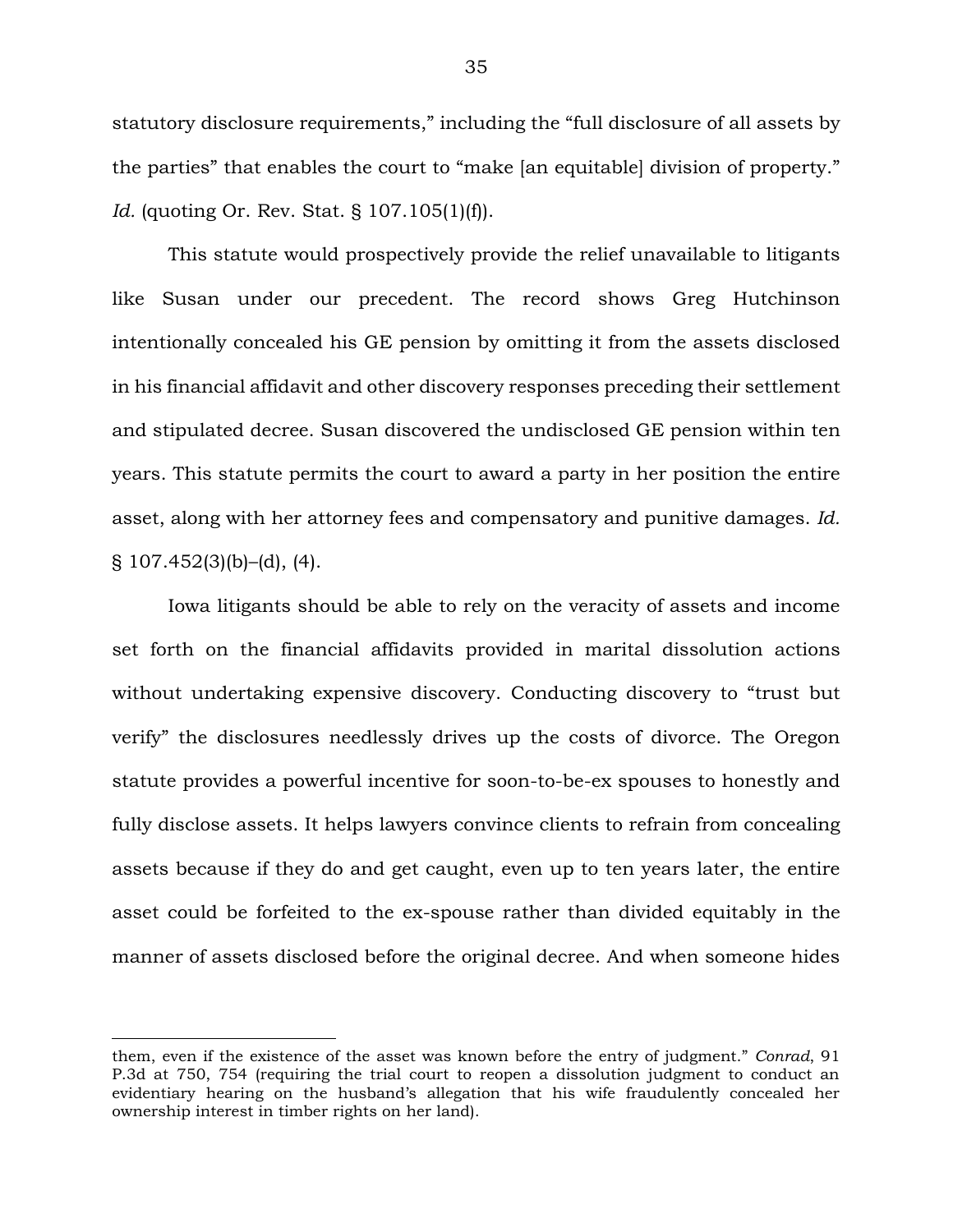statutory disclosure requirements," including the "full disclosure of all assets by the parties" that enables the court to "make [an equitable] division of property." *Id.* (quoting Or. Rev. Stat. § 107.105(1)(f)).

This statute would prospectively provide the relief unavailable to litigants like Susan under our precedent. The record shows Greg Hutchinson intentionally concealed his GE pension by omitting it from the assets disclosed in his financial affidavit and other discovery responses preceding their settlement and stipulated decree. Susan discovered the undisclosed GE pension within ten years. This statute permits the court to award a party in her position the entire asset, along with her attorney fees and compensatory and punitive damages. *Id.* § 107.452(3)(b)–(d), (4).

Iowa litigants should be able to rely on the veracity of assets and income set forth on the financial affidavits provided in marital dissolution actions without undertaking expensive discovery. Conducting discovery to "trust but verify" the disclosures needlessly drives up the costs of divorce. The Oregon statute provides a powerful incentive for soon-to-be-ex spouses to honestly and fully disclose assets. It helps lawyers convince clients to refrain from concealing assets because if they do and get caught, even up to ten years later, the entire asset could be forfeited to the ex-spouse rather than divided equitably in the manner of assets disclosed before the original decree. And when someone hides

---

them, even if the existence of the asset was known before the entry of judgment." *Conrad*, 91 P.3d at 750, 754 (requiring the trial court to reopen a dissolution judgment to conduct an evidentiary hearing on the husband's allegation that his wife fraudulently concealed her ownership interest in timber rights on her land).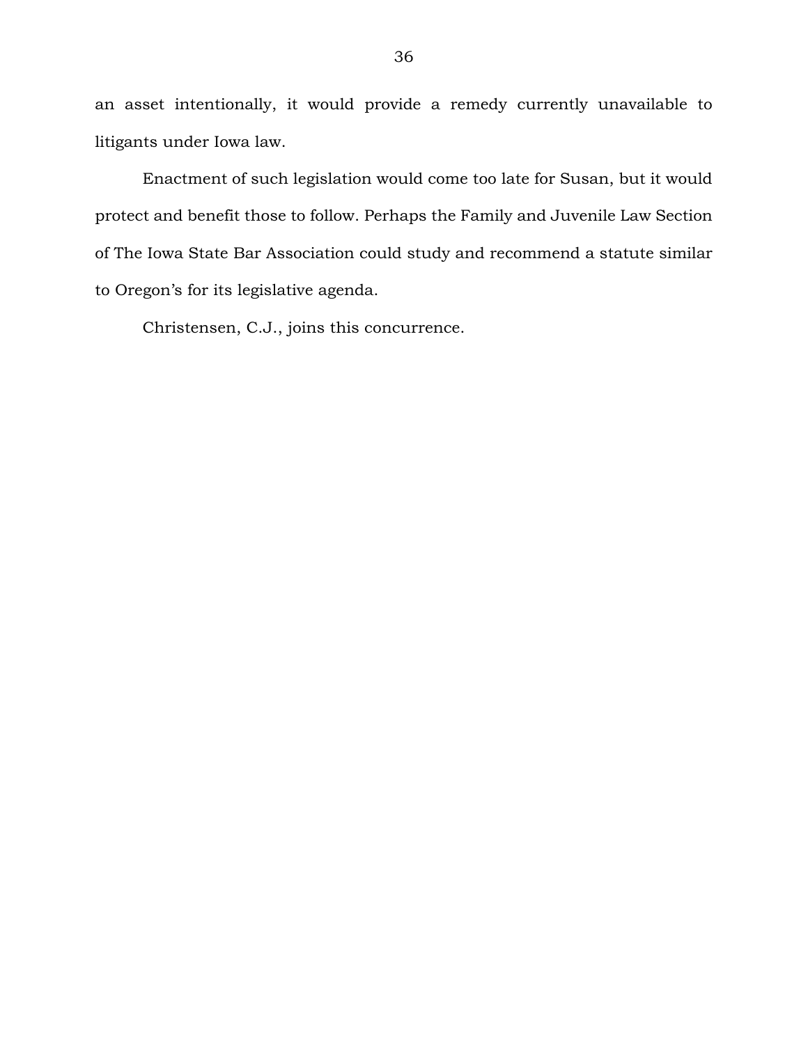an asset intentionally, it would provide a remedy currently unavailable to litigants under Iowa law.

Enactment of such legislation would come too late for Susan, but it would protect and benefit those to follow. Perhaps the Family and Juvenile Law Section of The Iowa State Bar Association could study and recommend a statute similar to Oregon's for its legislative agenda.

Christensen, C.J., joins this concurrence.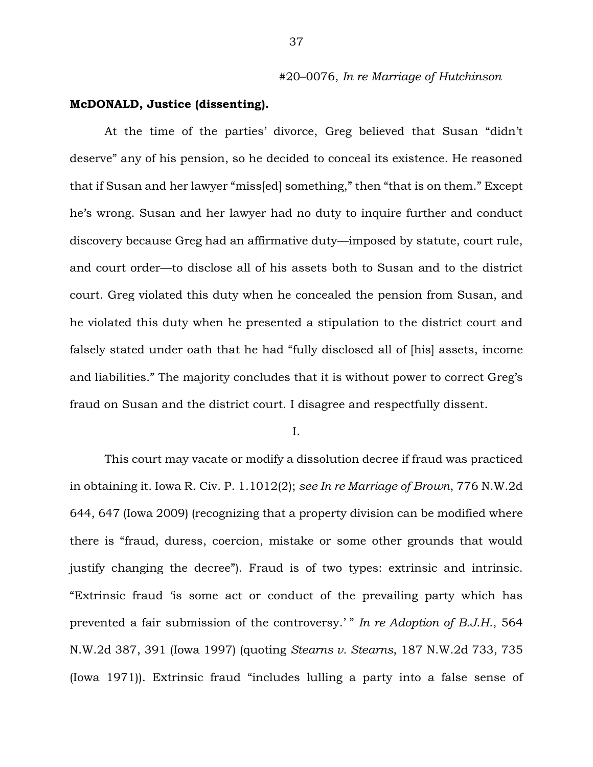#20–0076, *In re Marriage of Hutchinson*

**McDONALD, Justice (dissenting).**

At the time of the parties' divorce, Greg believed that Susan "didn't deserve" any of his pension, so he decided to conceal its existence. He reasoned that if Susan and her lawyer "miss[ed] something," then "that is on them." Except he's wrong. Susan and her lawyer had no duty to inquire further and conduct discovery because Greg had an affirmative duty—imposed by statute, court rule, and court order—to disclose all of his assets both to Susan and to the district court. Greg violated this duty when he concealed the pension from Susan, and he violated this duty when he presented a stipulation to the district court and falsely stated under oath that he had "fully disclosed all of [his] assets, income and liabilities." The majority concludes that it is without power to correct Greg's fraud on Susan and the district court. I disagree and respectfully dissent.

I.

This court may vacate or modify a dissolution decree if fraud was practiced in obtaining it. Iowa R. Civ. P. 1.1012(2); *see In re Marriage of Brown*, 776 N.W.2d 644, 647 (Iowa 2009) (recognizing that a property division can be modified where there is "fraud, duress, coercion, mistake or some other grounds that would justify changing the decree"). Fraud is of two types: extrinsic and intrinsic. "Extrinsic fraud 'is some act or conduct of the prevailing party which has prevented a fair submission of the controversy.' " *In re Adoption of B.J.H.*, 564 N.W.2d 387, 391 (Iowa 1997) (quoting *Stearns v. Stearns*, 187 N.W.2d 733, 735 (Iowa 1971)). Extrinsic fraud "includes lulling a party into a false sense of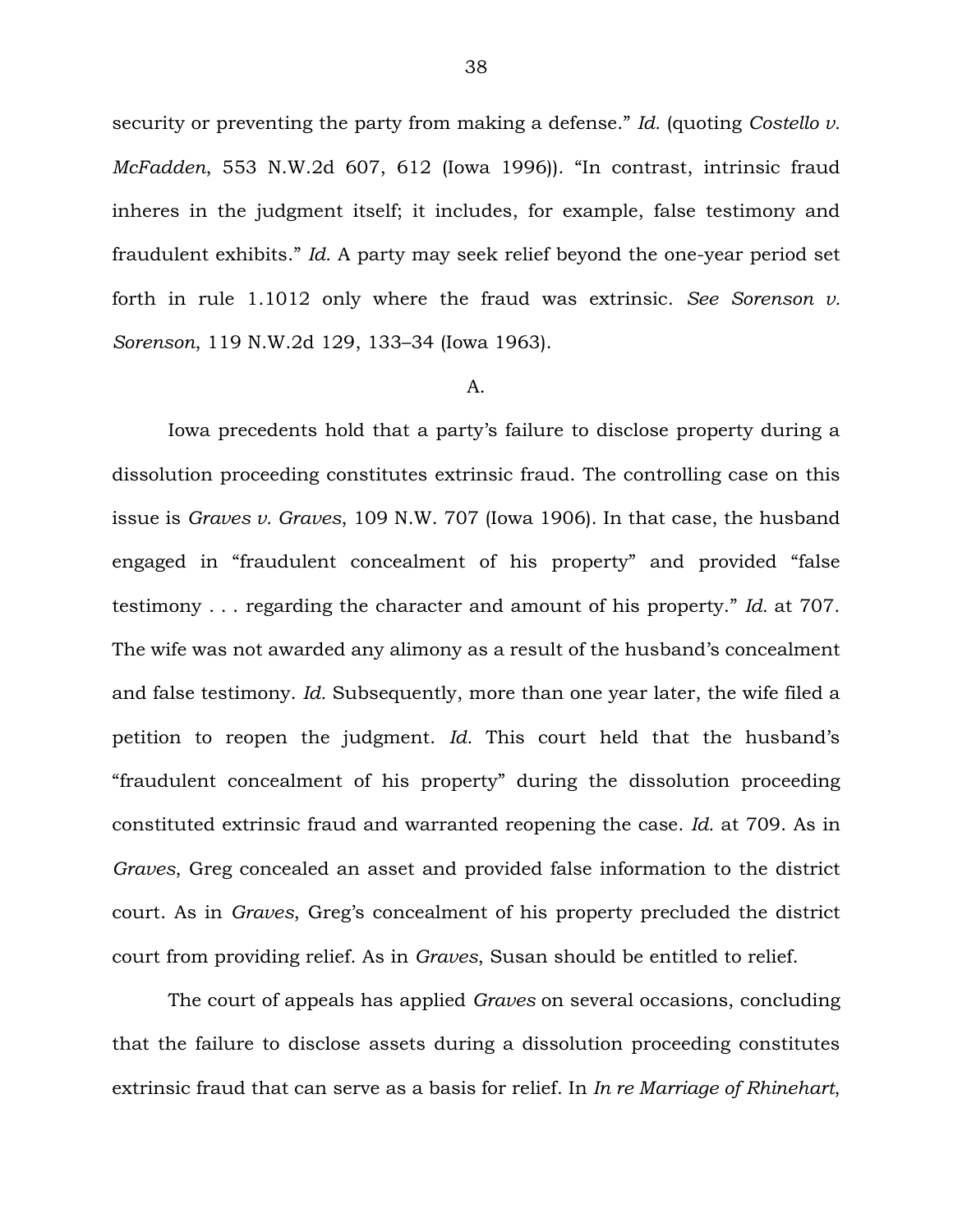security or preventing the party from making a defense." *Id.* (quoting *Costello v. McFadden*, 553 N.W.2d 607, 612 (Iowa 1996)). "In contrast, intrinsic fraud inheres in the judgment itself; it includes, for example, false testimony and fraudulent exhibits." *Id.* A party may seek relief beyond the one-year period set forth in rule 1.1012 only where the fraud was extrinsic. *See Sorenson v. Sorenson*, 119 N.W.2d 129, 133–34 (Iowa 1963).

A.

Iowa precedents hold that a party's failure to disclose property during a dissolution proceeding constitutes extrinsic fraud. The controlling case on this issue is *Graves v. Graves*, 109 N.W. 707 (Iowa 1906). In that case, the husband engaged in "fraudulent concealment of his property" and provided "false testimony . . . regarding the character and amount of his property." *Id.* at 707. The wife was not awarded any alimony as a result of the husband's concealment and false testimony. *Id.* Subsequently, more than one year later, the wife filed a petition to reopen the judgment. *Id.* This court held that the husband's "fraudulent concealment of his property" during the dissolution proceeding constituted extrinsic fraud and warranted reopening the case. *Id.* at 709. As in *Graves*, Greg concealed an asset and provided false information to the district court. As in *Graves*, Greg's concealment of his property precluded the district court from providing relief. As in *Graves*, Susan should be entitled to relief.

The court of appeals has applied *Graves* on several occasions, concluding that the failure to disclose assets during a dissolution proceeding constitutes extrinsic fraud that can serve as a basis for relief. In *In re Marriage of Rhinehart*,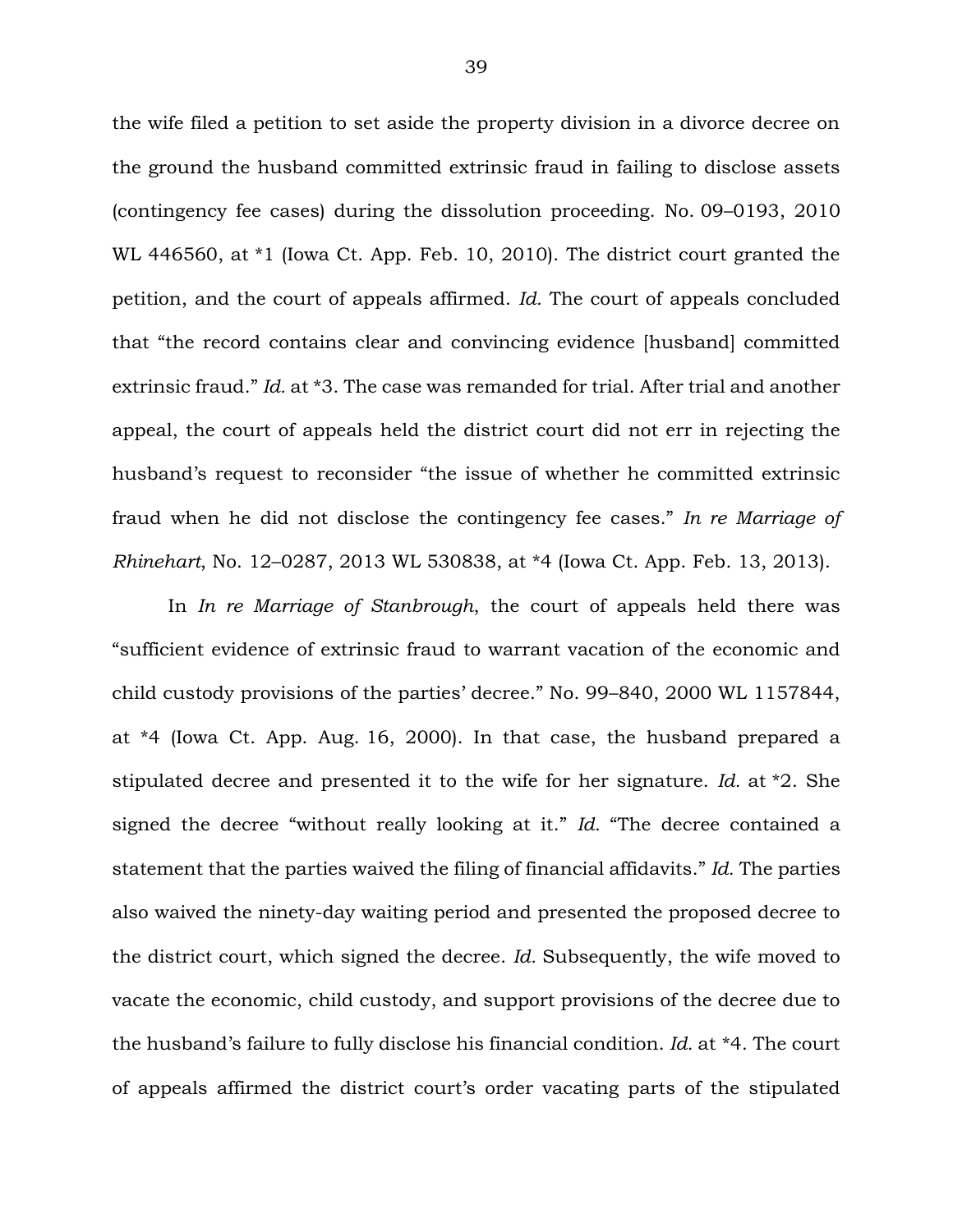the wife filed a petition to set aside the property division in a divorce decree on the ground the husband committed extrinsic fraud in failing to disclose assets (contingency fee cases) during the dissolution proceeding. No. 09–0193, 2010 WL 446560, at *1 (Iowa Ct. App. Feb. 10, 2010). The district court granted the petition, and the court of appeals affirmed. *Id.* The court of appeals concluded that "the record contains clear and convincing evidence [husband] committed extrinsic fraud." *Id.* at *3. The case was remanded for trial. After trial and another appeal, the court of appeals held the district court did not err in rejecting the husband's request to reconsider "the issue of whether he committed extrinsic fraud when he did not disclose the contingency fee cases." *In re Marriage of Rhinehart*, No. 12–0287, 2013 WL 530838, at *4 (Iowa Ct. App. Feb. 13, 2013).

In *In re Marriage of Stanbrough*, the court of appeals held there was "sufficient evidence of extrinsic fraud to warrant vacation of the economic and child custody provisions of the parties' decree." No. 99–840, 2000 WL 1157844, at *4 (Iowa Ct. App. Aug. 16, 2000). In that case, the husband prepared a stipulated decree and presented it to the wife for her signature. *Id.* at *2. She signed the decree "without really looking at it." *Id.* "The decree contained a statement that the parties waived the filing of financial affidavits." *Id.* The parties also waived the ninety-day waiting period and presented the proposed decree to the district court, which signed the decree. *Id.* Subsequently, the wife moved to vacate the economic, child custody, and support provisions of the decree due to the husband's failure to fully disclose his financial condition. *Id.* at *4. The court of appeals affirmed the district court's order vacating parts of the stipulated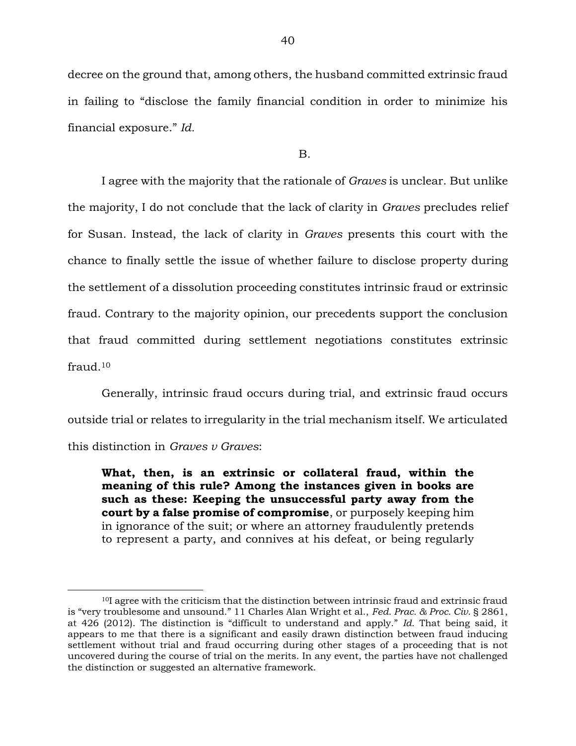decree on the ground that, among others, the husband committed extrinsic fraud in failing to "disclose the family financial condition in order to minimize his financial exposure." *Id.*

B.

I agree with the majority that the rationale of *Graves* is unclear. But unlike the majority, I do not conclude that the lack of clarity in *Graves* precludes relief for Susan. Instead, the lack of clarity in *Graves* presents this court with the chance to finally settle the issue of whether failure to disclose property during the settlement of a dissolution proceeding constitutes intrinsic fraud or extrinsic fraud. Contrary to the majority opinion, our precedents support the conclusion that fraud committed during settlement negotiations constitutes extrinsic fraud.[10]

Generally, intrinsic fraud occurs during trial, and extrinsic fraud occurs outside trial or relates to irregularity in the trial mechanism itself. We articulated this distinction in *Graves v Graves*:

> **What, then, is an extrinsic or collateral fraud, within the meaning of this rule? Among the instances given in books are such as these: Keeping the unsuccessful party away from the court by a false promise of compromise**, or purposely keeping him in ignorance of the suit; or where an attorney fraudulently pretends to represent a party, and connives at his defeat, or being regularly

---

[10] I agree with the criticism that the distinction between intrinsic fraud and extrinsic fraud is "very troublesome and unsound." 11 Charles Alan Wright et al., *Fed. Prac. & Proc. Civ.* § 2861, at 426 (2012). The distinction is "difficult to understand and apply." *Id.* That being said, it appears to me that there is a significant and easily drawn distinction between fraud inducing settlement without trial and fraud occurring during other stages of a proceeding that is not uncovered during the course of trial on the merits. In any event, the parties have not challenged the distinction or suggested an alternative framework.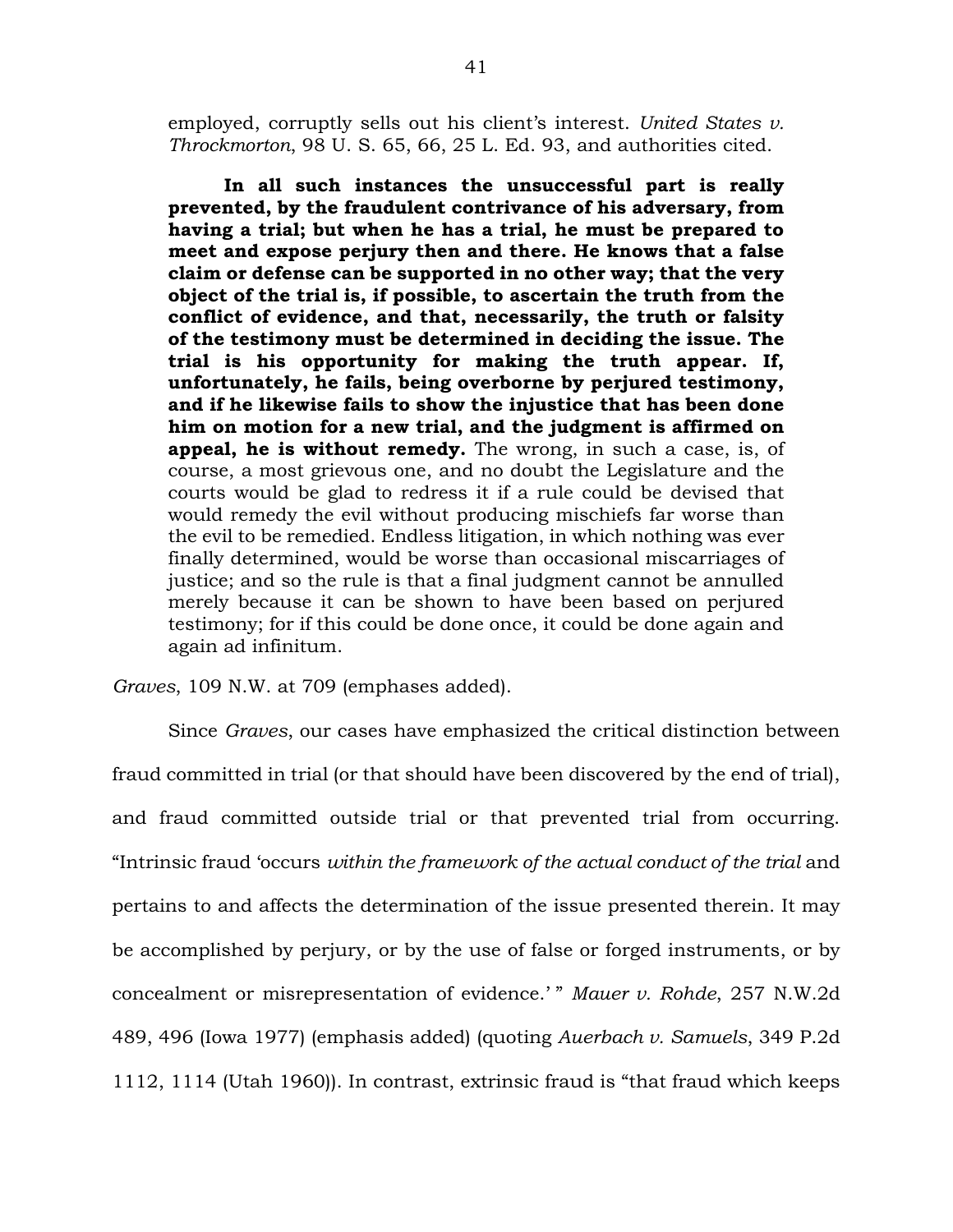employed, corruptly sells out his client's interest. *United States v. Throckmorton*, 98 U. S. 65, 66, 25 L. Ed. 93, and authorities cited.

> **In all such instances the unsuccessful part is really prevented, by the fraudulent contrivance of his adversary, from having a trial; but when he has a trial, he must be prepared to meet and expose perjury then and there. He knows that a false claim or defense can be supported in no other way; that the very object of the trial is, if possible, to ascertain the truth from the conflict of evidence, and that, necessarily, the truth or falsity of the testimony must be determined in deciding the issue. The trial is his opportunity for making the truth appear. If, unfortunately, he fails, being overborne by perjured testimony, and if he likewise fails to show the injustice that has been done him on motion for a new trial, and the judgment is affirmed on appeal, he is without remedy.** The wrong, in such a case, is, of course, a most grievous one, and no doubt the Legislature and the courts would be glad to redress it if a rule could be devised that would remedy the evil without producing mischiefs far worse than the evil to be remedied. Endless litigation, in which nothing was ever finally determined, would be worse than occasional miscarriages of justice; and so the rule is that a final judgment cannot be annulled merely because it can be shown to have been based on perjured testimony; for if this could be done once, it could be done again and again ad infinitum.

*Graves*, 109 N.W. at 709 (emphases added).

Since *Graves*, our cases have emphasized the critical distinction between fraud committed in trial (or that should have been discovered by the end of trial), and fraud committed outside trial or that prevented trial from occurring. "Intrinsic fraud 'occurs *within the framework of the actual conduct of the trial* and pertains to and affects the determination of the issue presented therein. It may be accomplished by perjury, or by the use of false or forged instruments, or by concealment or misrepresentation of evidence.' " *Mauer v. Rohde*, 257 N.W.2d 489, 496 (Iowa 1977) (emphasis added) (quoting *Auerbach v. Samuels*, 349 P.2d 1112, 1114 (Utah 1960)). In contrast, extrinsic fraud is "that fraud which keeps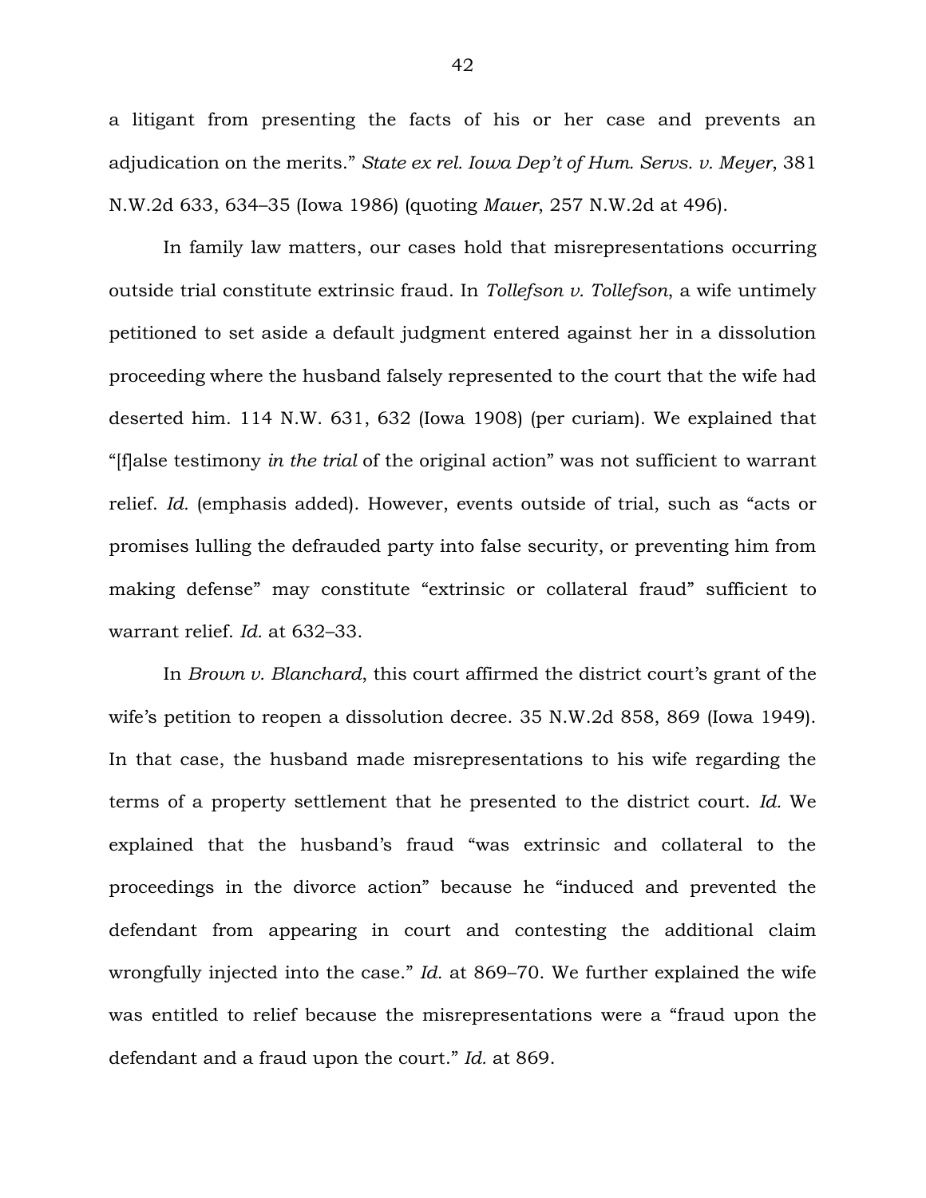a litigant from presenting the facts of his or her case and prevents an adjudication on the merits." *State ex rel. Iowa Dep't of Hum. Servs. v. Meyer*, 381 N.W.2d 633, 634–35 (Iowa 1986) (quoting *Mauer*, 257 N.W.2d at 496).

In family law matters, our cases hold that misrepresentations occurring outside trial constitute extrinsic fraud. In *Tollefson v. Tollefson*, a wife untimely petitioned to set aside a default judgment entered against her in a dissolution proceeding where the husband falsely represented to the court that the wife had deserted him. 114 N.W. 631, 632 (Iowa 1908) (per curiam). We explained that "[f]alse testimony *in the trial* of the original action" was not sufficient to warrant relief. *Id.* (emphasis added). However, events outside of trial, such as "acts or promises lulling the defrauded party into false security, or preventing him from making defense" may constitute "extrinsic or collateral fraud" sufficient to warrant relief. *Id.* at 632–33.

In *Brown v. Blanchard*, this court affirmed the district court's grant of the wife's petition to reopen a dissolution decree. 35 N.W.2d 858, 869 (Iowa 1949). In that case, the husband made misrepresentations to his wife regarding the terms of a property settlement that he presented to the district court. *Id.* We explained that the husband's fraud "was extrinsic and collateral to the proceedings in the divorce action" because he "induced and prevented the defendant from appearing in court and contesting the additional claim wrongfully injected into the case." *Id.* at 869–70. We further explained the wife was entitled to relief because the misrepresentations were a "fraud upon the defendant and a fraud upon the court." *Id.* at 869.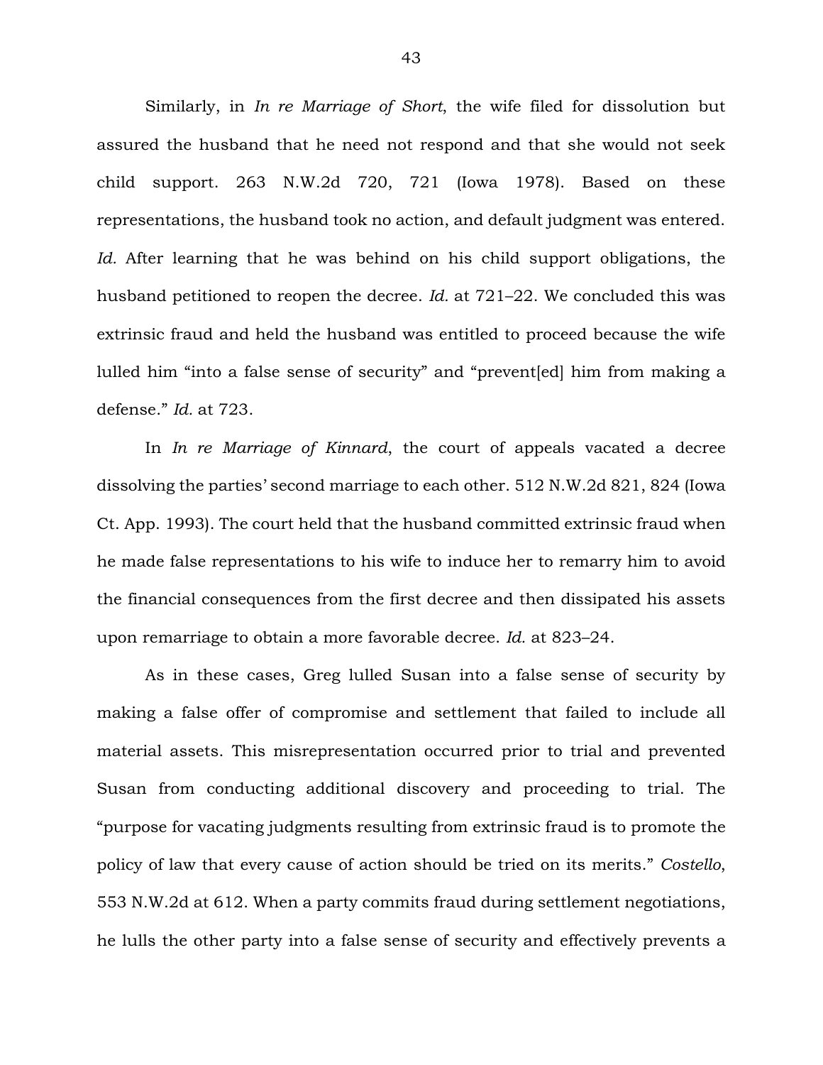Similarly, in *In re Marriage of Short*, the wife filed for dissolution but assured the husband that he need not respond and that she would not seek child support. 263 N.W.2d 720, 721 (Iowa 1978). Based on these representations, the husband took no action, and default judgment was entered. *Id.* After learning that he was behind on his child support obligations, the husband petitioned to reopen the decree. *Id.* at 721–22. We concluded this was extrinsic fraud and held the husband was entitled to proceed because the wife lulled him "into a false sense of security" and "prevent[ed] him from making a defense." *Id.* at 723.

In *In re Marriage of Kinnard*, the court of appeals vacated a decree dissolving the parties' second marriage to each other. 512 N.W.2d 821, 824 (Iowa Ct. App. 1993). The court held that the husband committed extrinsic fraud when he made false representations to his wife to induce her to remarry him to avoid the financial consequences from the first decree and then dissipated his assets upon remarriage to obtain a more favorable decree. *Id.* at 823–24.

As in these cases, Greg lulled Susan into a false sense of security by making a false offer of compromise and settlement that failed to include all material assets. This misrepresentation occurred prior to trial and prevented Susan from conducting additional discovery and proceeding to trial. The "purpose for vacating judgments resulting from extrinsic fraud is to promote the policy of law that every cause of action should be tried on its merits." *Costello*, 553 N.W.2d at 612. When a party commits fraud during settlement negotiations, he lulls the other party into a false sense of security and effectively prevents a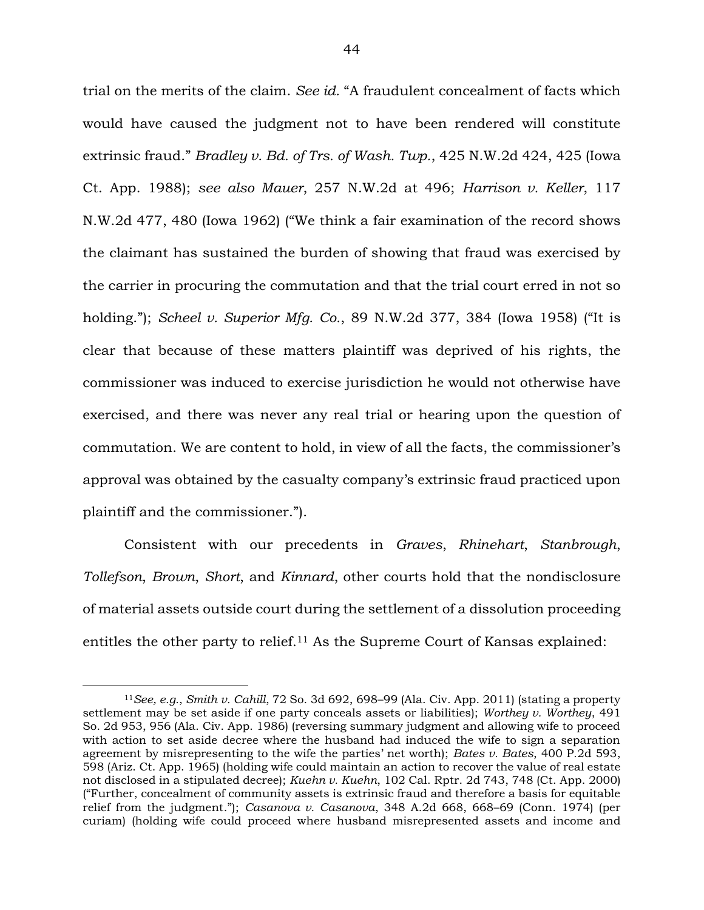trial on the merits of the claim. *See id.* "A fraudulent concealment of facts which would have caused the judgment not to have been rendered will constitute extrinsic fraud." *Bradley v. Bd. of Trs. of Wash. Twp.*, 425 N.W.2d 424, 425 (Iowa Ct. App. 1988); *see also Mauer*, 257 N.W.2d at 496; *Harrison v. Keller*, 117 N.W.2d 477, 480 (Iowa 1962) ("We think a fair examination of the record shows the claimant has sustained the burden of showing that fraud was exercised by the carrier in procuring the commutation and that the trial court erred in not so holding."); *Scheel v. Superior Mfg. Co.*, 89 N.W.2d 377, 384 (Iowa 1958) ("It is clear that because of these matters plaintiff was deprived of his rights, the commissioner was induced to exercise jurisdiction he would not otherwise have exercised, and there was never any real trial or hearing upon the question of commutation. We are content to hold, in view of all the facts, the commissioner's approval was obtained by the casualty company's extrinsic fraud practiced upon plaintiff and the commissioner.").

Consistent with our precedents in *Graves*, *Rhinehart*, *Stanbrough*, *Tollefson*, *Brown*, *Short*, and *Kinnard*, other courts hold that the nondisclosure of material assets outside court during the settlement of a dissolution proceeding entitles the other party to relief.[11] As the Supreme Court of Kansas explained:

[11]*See, e.g.*, *Smith v. Cahill*, 72 So. 3d 692, 698–99 (Ala. Civ. App. 2011) (stating a property settlement may be set aside if one party conceals assets or liabilities); *Worthey v. Worthey*, 491 So. 2d 953, 956 (Ala. Civ. App. 1986) (reversing summary judgment and allowing wife to proceed with action to set aside decree where the husband had induced the wife to sign a separation agreement by misrepresenting to the wife the parties' net worth); *Bates v. Bates*, 400 P.2d 593, 598 (Ariz. Ct. App. 1965) (holding wife could maintain an action to recover the value of real estate not disclosed in a stipulated decree); *Kuehn v. Kuehn*, 102 Cal. Rptr. 2d 743, 748 (Ct. App. 2000) ("Further, concealment of community assets is extrinsic fraud and therefore a basis for equitable relief from the judgment."); *Casanova v. Casanova*, 348 A.2d 668, 668–69 (Conn. 1974) (per curiam) (holding wife could proceed where husband misrepresented assets and income and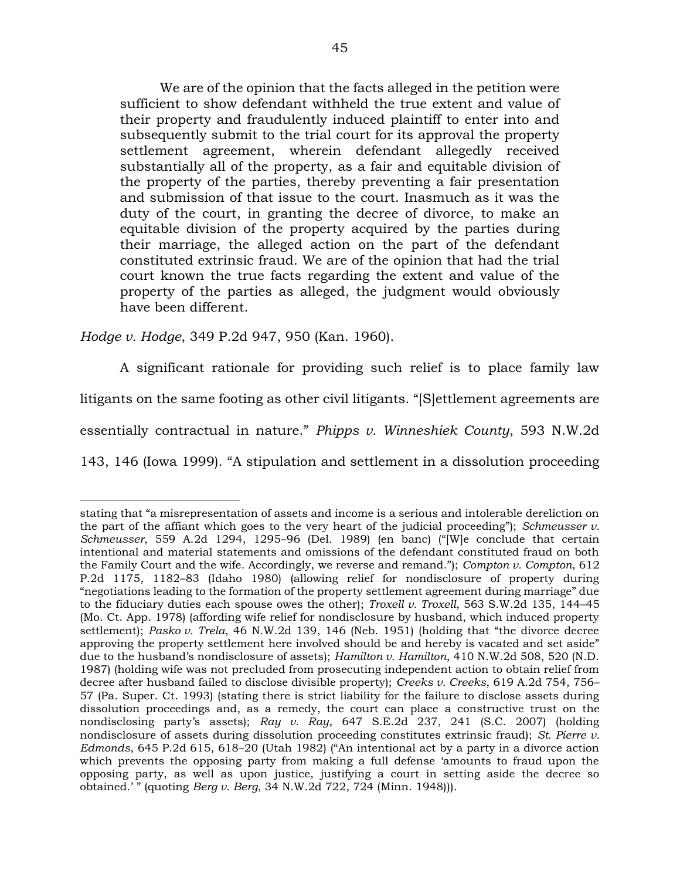> We are of the opinion that the facts alleged in the petition were sufficient to show defendant withheld the true extent and value of their property and fraudulently induced plaintiff to enter into and subsequently submit to the trial court for its approval the property settlement agreement, wherein defendant allegedly received substantially all of the property, as a fair and equitable division of the property of the parties, thereby preventing a fair presentation and submission of that issue to the court. Inasmuch as it was the duty of the court, in granting the decree of divorce, to make an equitable division of the property acquired by the parties during their marriage, the alleged action on the part of the defendant constituted extrinsic fraud. We are of the opinion that had the trial court known the true facts regarding the extent and value of the property of the parties as alleged, the judgment would obviously have been different.

*Hodge v. Hodge*, 349 P.2d 947, 950 (Kan. 1960).

A significant rationale for providing such relief is to place family law litigants on the same footing as other civil litigants. "[S]ettlement agreements are essentially contractual in nature." *Phipps v. Winneshiek County*, 593 N.W.2d 143, 146 (Iowa 1999). "A stipulation and settlement in a dissolution proceeding

---

stating that "a misrepresentation of assets and income is a serious and intolerable dereliction on the part of the affiant which goes to the very heart of the judicial proceeding"); *Schmeusser v. Schmeusser*, 559 A.2d 1294, 1295–96 (Del. 1989) (en banc) ("[W]e conclude that certain intentional and material statements and omissions of the defendant constituted fraud on both the Family Court and the wife. Accordingly, we reverse and remand."); *Compton v. Compton*, 612 P.2d 1175, 1182–83 (Idaho 1980) (allowing relief for nondisclosure of property during "negotiations leading to the formation of the property settlement agreement during marriage" due to the fiduciary duties each spouse owes the other); *Troxell v. Troxell*, 563 S.W.2d 135, 144–45 (Mo. Ct. App. 1978) (affording wife relief for nondisclosure by husband, which induced property settlement); *Pasko v. Trela*, 46 N.W.2d 139, 146 (Neb. 1951) (holding that "the divorce decree approving the property settlement here involved should be and hereby is vacated and set aside" due to the husband's nondisclosure of assets); *Hamilton v. Hamilton*, 410 N.W.2d 508, 520 (N.D. 1987) (holding wife was not precluded from prosecuting independent action to obtain relief from decree after husband failed to disclose divisible property); *Creeks v. Creeks*, 619 A.2d 754, 756–57 (Pa. Super. Ct. 1993) (stating there is strict liability for the failure to disclose assets during dissolution proceedings and, as a remedy, the court can place a constructive trust on the nondisclosing party's assets); *Ray v. Ray*, 647 S.E.2d 237, 241 (S.C. 2007) (holding nondisclosure of assets during dissolution proceeding constitutes extrinsic fraud); *St. Pierre v. Edmonds*, 645 P.2d 615, 618–20 (Utah 1982) ("An intentional act by a party in a divorce action which prevents the opposing party from making a full defense 'amounts to fraud upon the opposing party, as well as upon justice, justifying a court in setting aside the decree so obtained.' " (quoting *Berg v. Berg*, 34 N.W.2d 722, 724 (Minn. 1948))).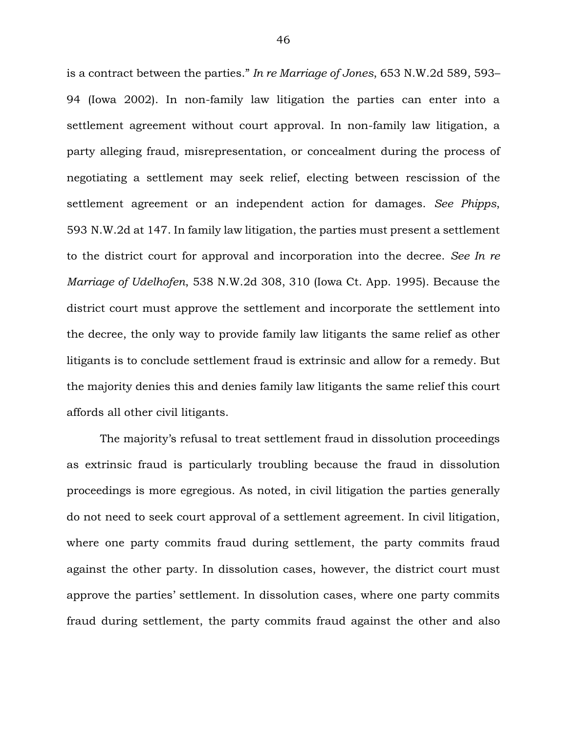is a contract between the parties." *In re Marriage of Jones*, 653 N.W.2d 589, 593–94 (Iowa 2002). In non-family law litigation the parties can enter into a settlement agreement without court approval. In non-family law litigation, a party alleging fraud, misrepresentation, or concealment during the process of negotiating a settlement may seek relief, electing between rescission of the settlement agreement or an independent action for damages. *See Phipps*, 593 N.W.2d at 147. In family law litigation, the parties must present a settlement to the district court for approval and incorporation into the decree. *See In re Marriage of Udelhofen*, 538 N.W.2d 308, 310 (Iowa Ct. App. 1995). Because the district court must approve the settlement and incorporate the settlement into the decree, the only way to provide family law litigants the same relief as other litigants is to conclude settlement fraud is extrinsic and allow for a remedy. But the majority denies this and denies family law litigants the same relief this court affords all other civil litigants.

The majority's refusal to treat settlement fraud in dissolution proceedings as extrinsic fraud is particularly troubling because the fraud in dissolution proceedings is more egregious. As noted, in civil litigation the parties generally do not need to seek court approval of a settlement agreement. In civil litigation, where one party commits fraud during settlement, the party commits fraud against the other party. In dissolution cases, however, the district court must approve the parties' settlement. In dissolution cases, where one party commits fraud during settlement, the party commits fraud against the other and also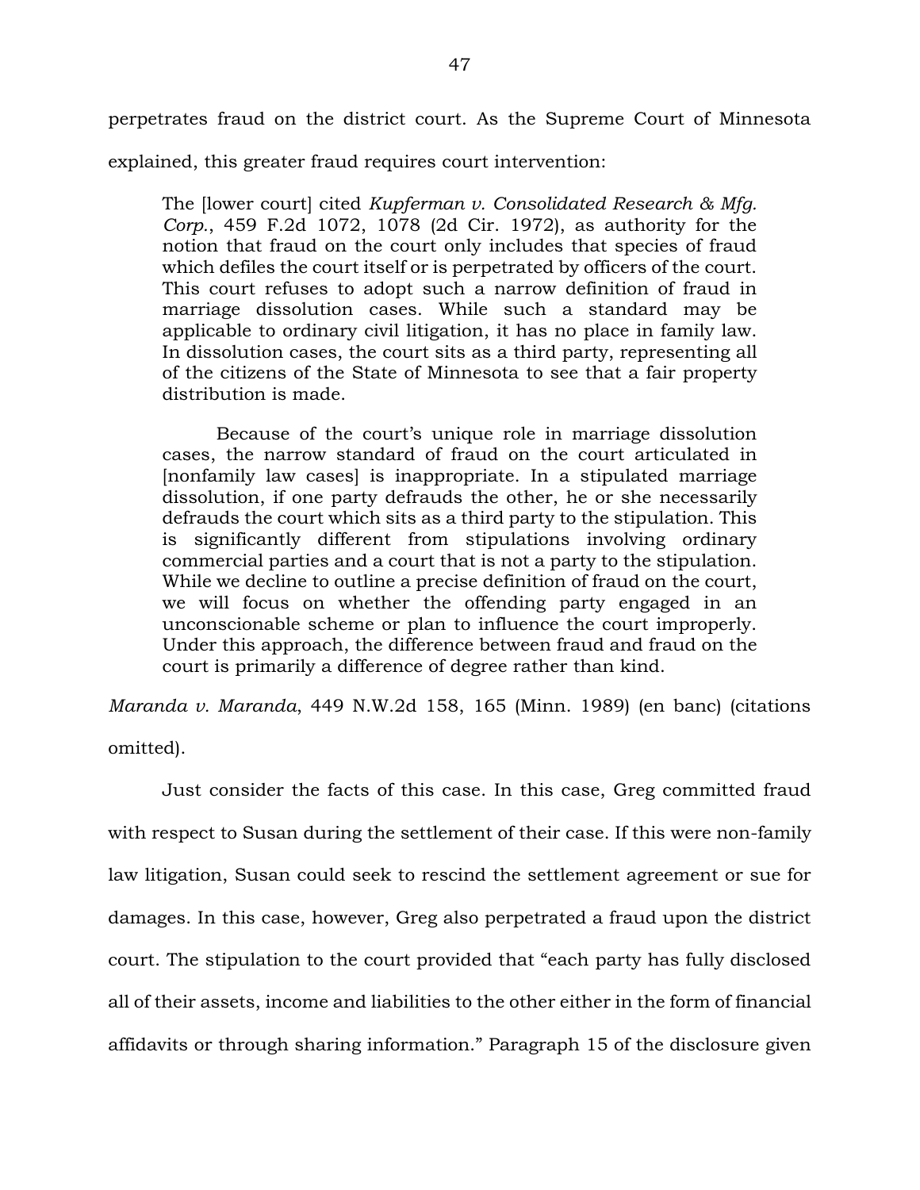perpetrates fraud on the district court. As the Supreme Court of Minnesota explained, this greater fraud requires court intervention:

> The [lower court] cited *Kupferman v. Consolidated Research & Mfg. Corp.*, 459 F.2d 1072, 1078 (2d Cir. 1972), as authority for the notion that fraud on the court only includes that species of fraud which defiles the court itself or is perpetrated by officers of the court. This court refuses to adopt such a narrow definition of fraud in marriage dissolution cases. While such a standard may be applicable to ordinary civil litigation, it has no place in family law. In dissolution cases, the court sits as a third party, representing all of the citizens of the State of Minnesota to see that a fair property distribution is made.
>
> Because of the court's unique role in marriage dissolution cases, the narrow standard of fraud on the court articulated in [nonfamily law cases] is inappropriate. In a stipulated marriage dissolution, if one party defrauds the other, he or she necessarily defrauds the court which sits as a third party to the stipulation. This is significantly different from stipulations involving ordinary commercial parties and a court that is not a party to the stipulation. While we decline to outline a precise definition of fraud on the court, we will focus on whether the offending party engaged in an unconscionable scheme or plan to influence the court improperly. Under this approach, the difference between fraud and fraud on the court is primarily a difference of degree rather than kind.

*Maranda v. Maranda*, 449 N.W.2d 158, 165 (Minn. 1989) (en banc) (citations omitted).

Just consider the facts of this case. In this case, Greg committed fraud with respect to Susan during the settlement of their case. If this were non-family law litigation, Susan could seek to rescind the settlement agreement or sue for damages. In this case, however, Greg also perpetrated a fraud upon the district court. The stipulation to the court provided that "each party has fully disclosed all of their assets, income and liabilities to the other either in the form of financial affidavits or through sharing information." Paragraph 15 of the disclosure given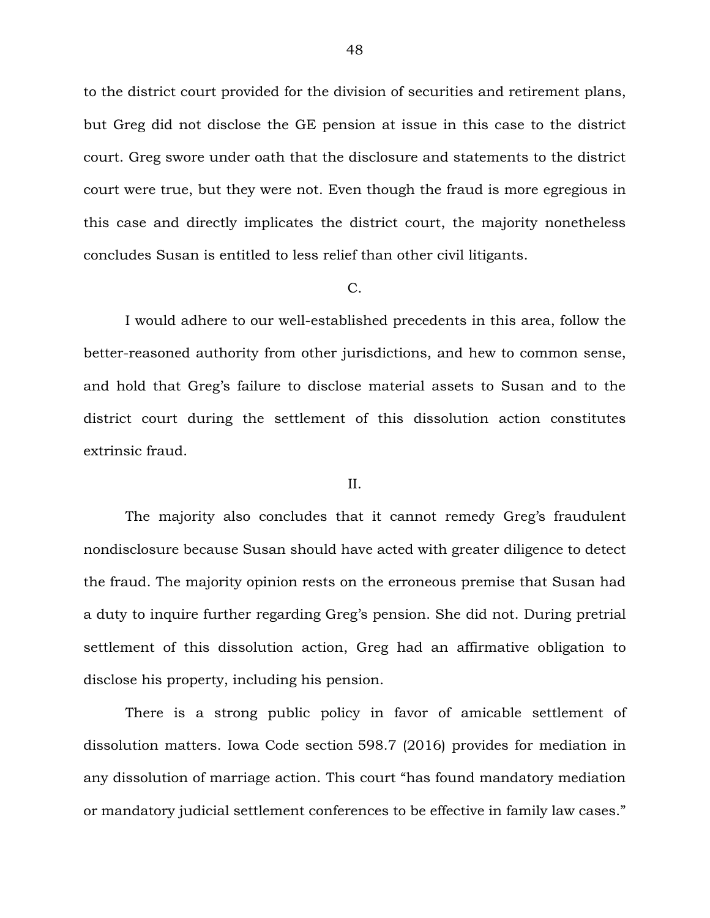to the district court provided for the division of securities and retirement plans, but Greg did not disclose the GE pension at issue in this case to the district court. Greg swore under oath that the disclosure and statements to the district court were true, but they were not. Even though the fraud is more egregious in this case and directly implicates the district court, the majority nonetheless concludes Susan is entitled to less relief than other civil litigants.

C.

I would adhere to our well-established precedents in this area, follow the better-reasoned authority from other jurisdictions, and hew to common sense, and hold that Greg's failure to disclose material assets to Susan and to the district court during the settlement of this dissolution action constitutes extrinsic fraud.

II.

The majority also concludes that it cannot remedy Greg's fraudulent nondisclosure because Susan should have acted with greater diligence to detect the fraud. The majority opinion rests on the erroneous premise that Susan had a duty to inquire further regarding Greg's pension. She did not. During pretrial settlement of this dissolution action, Greg had an affirmative obligation to disclose his property, including his pension.

There is a strong public policy in favor of amicable settlement of dissolution matters. Iowa Code section 598.7 (2016) provides for mediation in any dissolution of marriage action. This court "has found mandatory mediation or mandatory judicial settlement conferences to be effective in family law cases."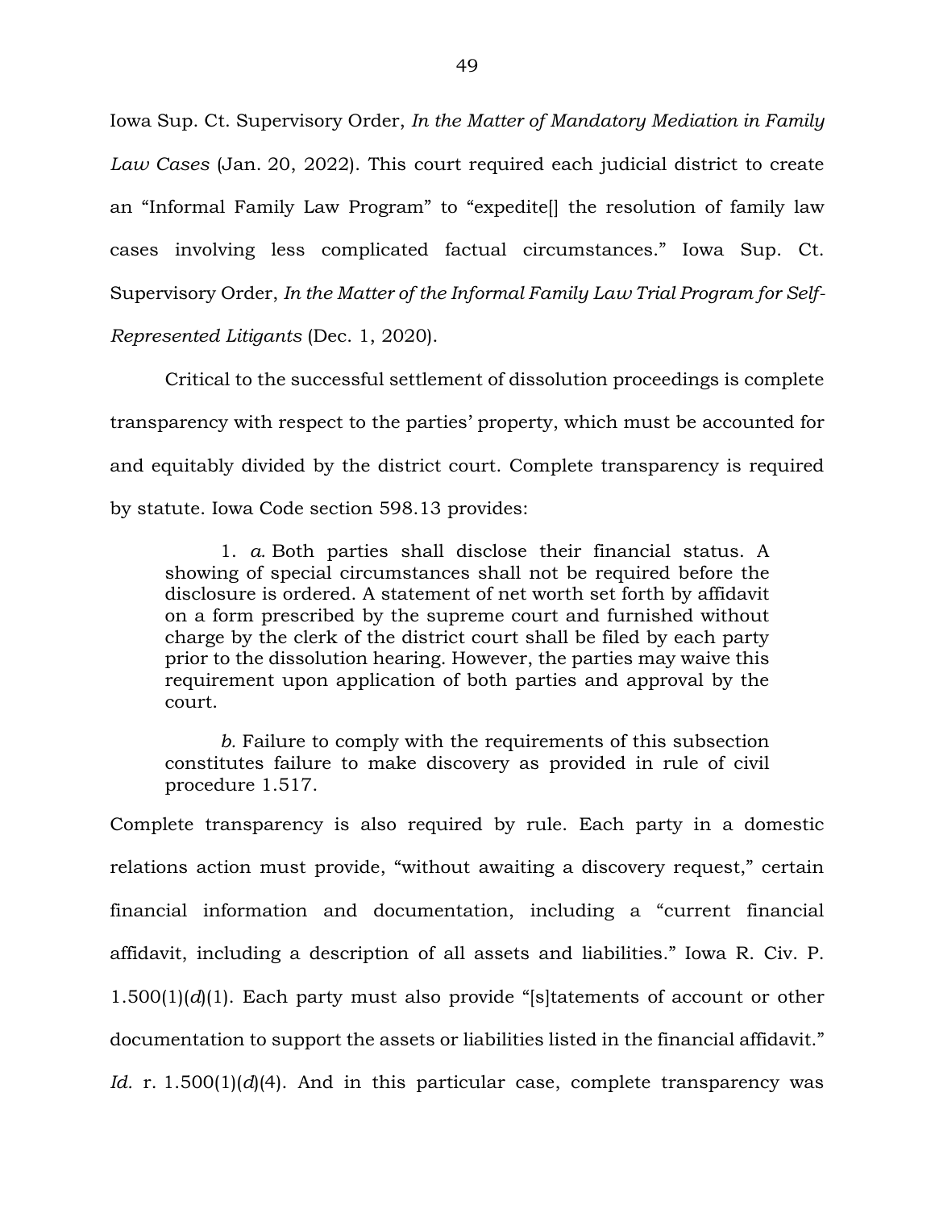Iowa Sup. Ct. Supervisory Order, *In the Matter of Mandatory Mediation in Family Law Cases* (Jan. 20, 2022). This court required each judicial district to create an "Informal Family Law Program" to "expedite[] the resolution of family law cases involving less complicated factual circumstances." Iowa Sup. Ct. Supervisory Order, *In the Matter of the Informal Family Law Trial Program for Self-Represented Litigants* (Dec. 1, 2020).

Critical to the successful settlement of dissolution proceedings is complete transparency with respect to the parties' property, which must be accounted for and equitably divided by the district court. Complete transparency is required by statute. Iowa Code section 598.13 provides:

> 1. *a.* Both parties shall disclose their financial status. A showing of special circumstances shall not be required before the disclosure is ordered. A statement of net worth set forth by affidavit on a form prescribed by the supreme court and furnished without charge by the clerk of the district court shall be filed by each party prior to the dissolution hearing. However, the parties may waive this requirement upon application of both parties and approval by the court.
>
> *b.* Failure to comply with the requirements of this subsection constitutes failure to make discovery as provided in rule of civil procedure 1.517.

Complete transparency is also required by rule. Each party in a domestic relations action must provide, "without awaiting a discovery request," certain financial information and documentation, including a "current financial affidavit, including a description of all assets and liabilities." Iowa R. Civ. P. 1.500(1)(*d*)(1). Each party must also provide "[s]tatements of account or other documentation to support the assets or liabilities listed in the financial affidavit." *Id.* r. 1.500(1)(*d*)(4). And in this particular case, complete transparency was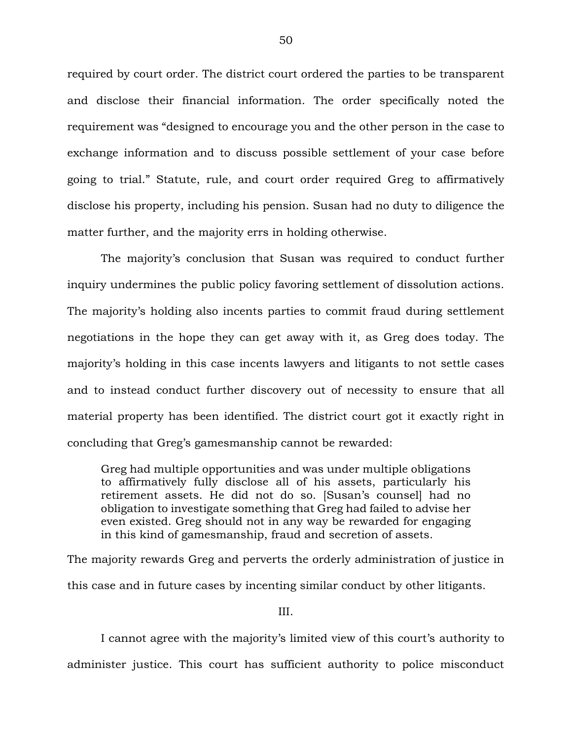required by court order. The district court ordered the parties to be transparent and disclose their financial information. The order specifically noted the requirement was "designed to encourage you and the other person in the case to exchange information and to discuss possible settlement of your case before going to trial." Statute, rule, and court order required Greg to affirmatively disclose his property, including his pension. Susan had no duty to diligence the matter further, and the majority errs in holding otherwise.

The majority's conclusion that Susan was required to conduct further inquiry undermines the public policy favoring settlement of dissolution actions. The majority's holding also incents parties to commit fraud during settlement negotiations in the hope they can get away with it, as Greg does today. The majority's holding in this case incents lawyers and litigants to not settle cases and to instead conduct further discovery out of necessity to ensure that all material property has been identified. The district court got it exactly right in concluding that Greg's gamesmanship cannot be rewarded:

> Greg had multiple opportunities and was under multiple obligations to affirmatively fully disclose all of his assets, particularly his retirement assets. He did not do so. [Susan's counsel] had no obligation to investigate something that Greg had failed to advise her even existed. Greg should not in any way be rewarded for engaging in this kind of gamesmanship, fraud and secretion of assets.

The majority rewards Greg and perverts the orderly administration of justice in this case and in future cases by incenting similar conduct by other litigants.

III.

I cannot agree with the majority's limited view of this court's authority to administer justice. This court has sufficient authority to police misconduct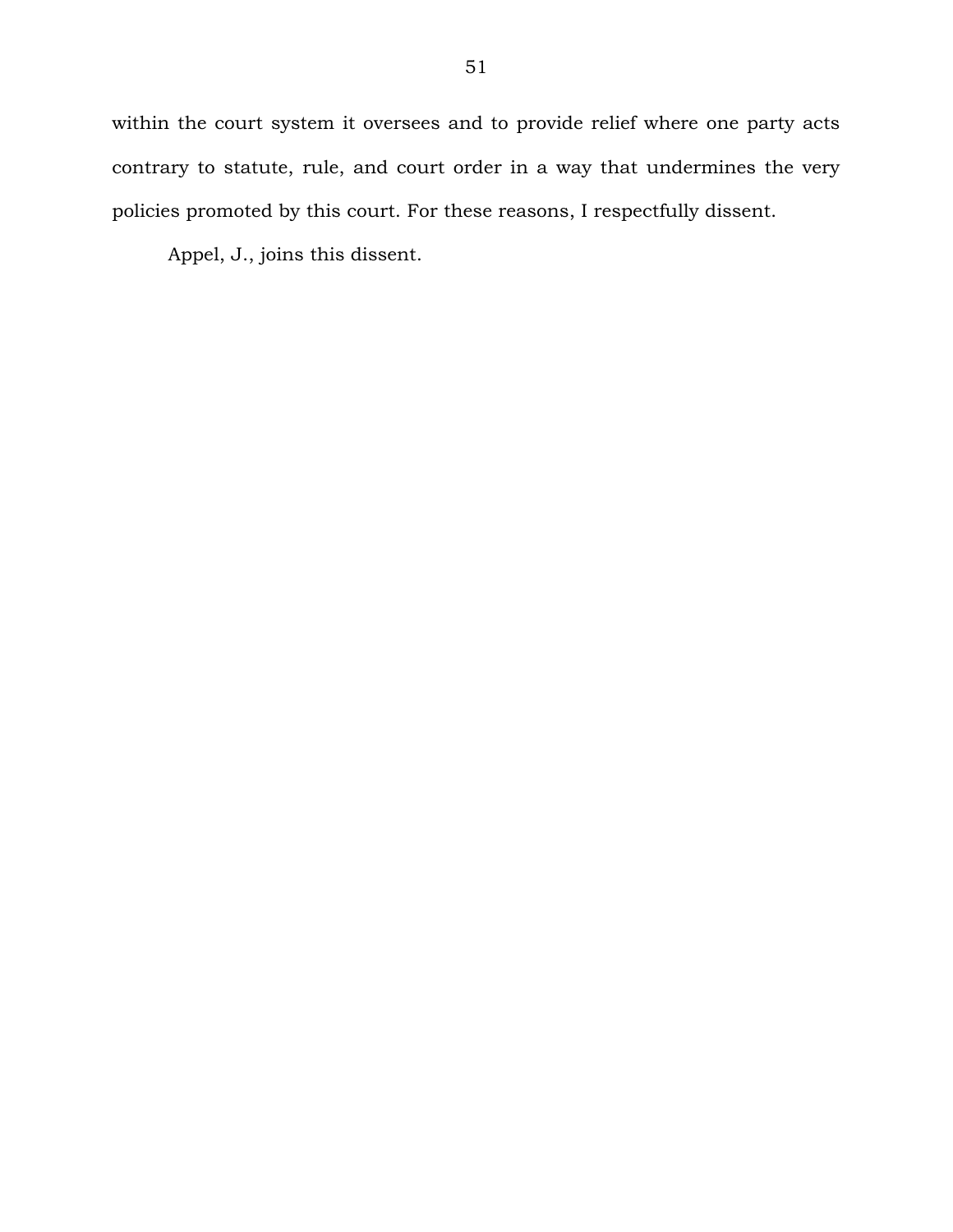within the court system it oversees and to provide relief where one party acts contrary to statute, rule, and court order in a way that undermines the very policies promoted by this court. For these reasons, I respectfully dissent.

Appel, J., joins this dissent.